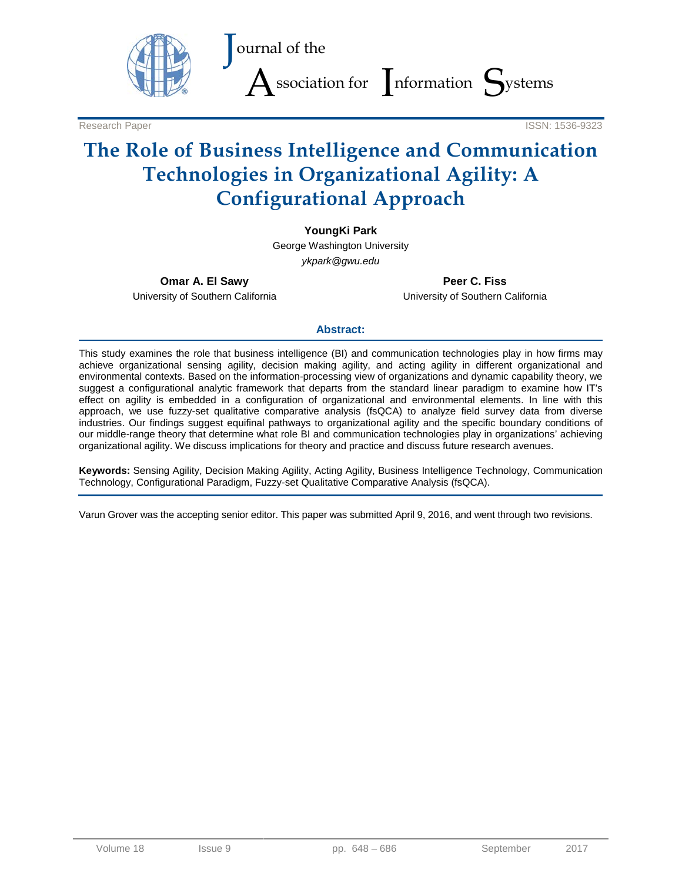Research Paper

ISSN: 1536-9323

# The Role of Business Intelligence and Communication Technologies in Organizational Agility: A Configurational Approach

**YoungKi Park**
George Washington University
*ykpark@gwu.edu*

**Omar A. El Sawy**
University of Southern California

**Peer C. Fiss**
University of Southern California

## Abstract:

This study examines the role that business intelligence (BI) and communication technologies play in how firms may achieve organizational sensing agility, decision making agility, and acting agility in different organizational and environmental contexts. Based on the information-processing view of organizations and dynamic capability theory, we suggest a configurational analytic framework that departs from the standard linear paradigm to examine how IT's effect on agility is embedded in a configuration of organizational and environmental elements. In line with this approach, we use fuzzy-set qualitative comparative analysis (fsQCA) to analyze field survey data from diverse industries. Our findings suggest equifinal pathways to organizational agility and the specific boundary conditions of our middle-range theory that determine what role BI and communication technologies play in organizations' achieving organizational agility. We discuss implications for theory and practice and discuss future research avenues.

**Keywords:** Sensing Agility, Decision Making Agility, Acting Agility, Business Intelligence Technology, Communication Technology, Configurational Paradigm, Fuzzy-set Qualitative Comparative Analysis (fsQCA).

Varun Grover was the accepting senior editor. This paper was submitted April 9, 2016, and went through two revisions.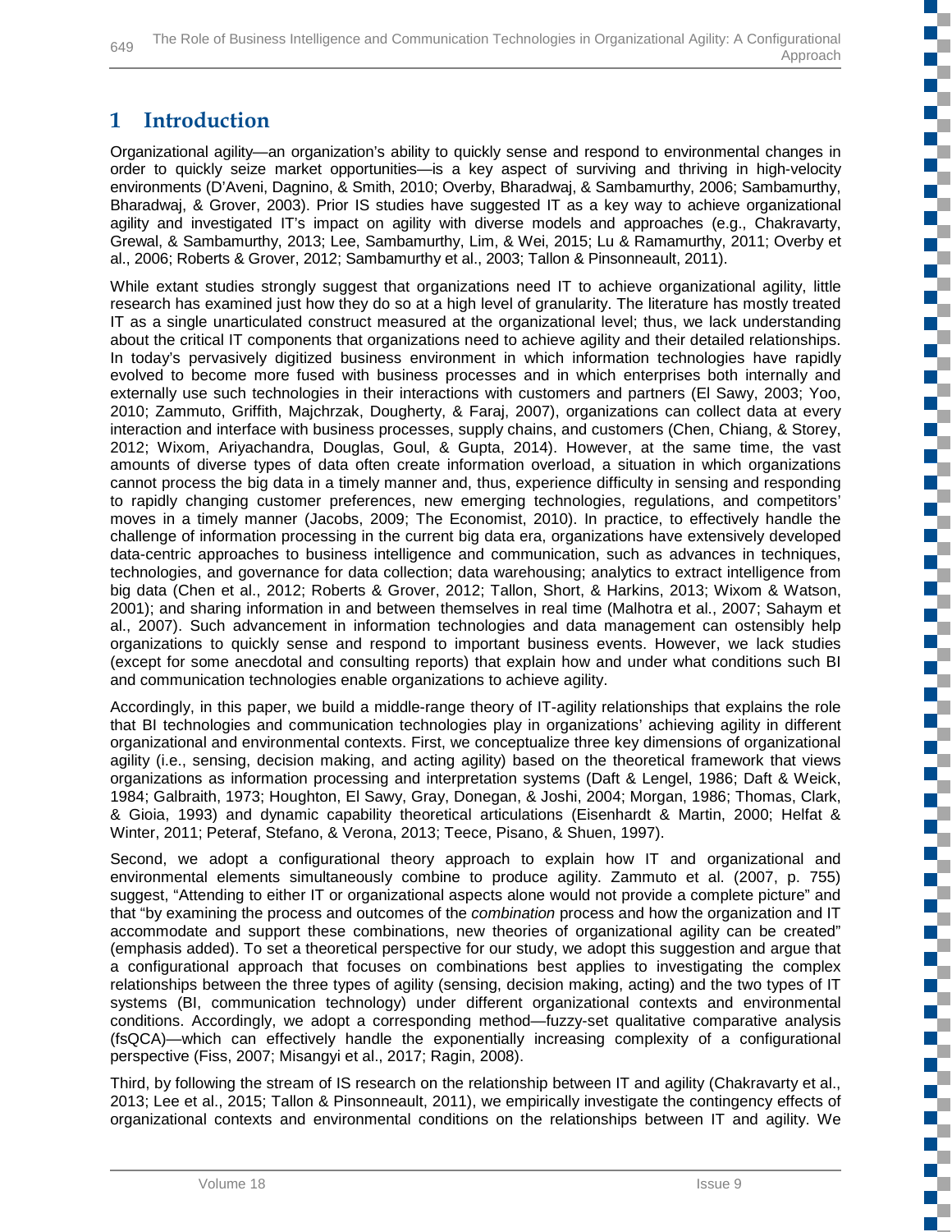## 1 Introduction

Organizational agility—an organization's ability to quickly sense and respond to environmental changes in order to quickly seize market opportunities—is a key aspect of surviving and thriving in high-velocity environments (D'Aveni, Dagnino, & Smith, 2010; Overby, Bharadwaj, & Sambamurthy, 2006; Sambamurthy, Bharadwaj, & Grover, 2003). Prior IS studies have suggested IT as a key way to achieve organizational agility and investigated IT's impact on agility with diverse models and approaches (e.g., Chakravarty, Grewal, & Sambamurthy, 2013; Lee, Sambamurthy, Lim, & Wei, 2015; Lu & Ramamurthy, 2011; Overby et al., 2006; Roberts & Grover, 2012; Sambamurthy et al., 2003; Tallon & Pinsonneault, 2011).

While extant studies strongly suggest that organizations need IT to achieve organizational agility, little research has examined just how they do so at a high level of granularity. The literature has mostly treated IT as a single unarticulated construct measured at the organizational level; thus, we lack understanding about the critical IT components that organizations need to achieve agility and their detailed relationships. In today's pervasively digitized business environment in which information technologies have rapidly evolved to become more fused with business processes and in which enterprises both internally and externally use such technologies in their interactions with customers and partners (El Sawy, 2003; Yoo, 2010; Zammuto, Griffith, Majchrzak, Dougherty, & Faraj, 2007), organizations can collect data at every interaction and interface with business processes, supply chains, and customers (Chen, Chiang, & Storey, 2012; Wixom, Ariyachandra, Douglas, Goul, & Gupta, 2014). However, at the same time, the vast amounts of diverse types of data often create information overload, a situation in which organizations cannot process the big data in a timely manner and, thus, experience difficulty in sensing and responding to rapidly changing customer preferences, new emerging technologies, regulations, and competitors' moves in a timely manner (Jacobs, 2009; The Economist, 2010). In practice, to effectively handle the challenge of information processing in the current big data era, organizations have extensively developed data-centric approaches to business intelligence and communication, such as advances in techniques, technologies, and governance for data collection; data warehousing; analytics to extract intelligence from big data (Chen et al., 2012; Roberts & Grover, 2012; Tallon, Short, & Harkins, 2013; Wixom & Watson, 2001); and sharing information in and between themselves in real time (Malhotra et al., 2007; Sahaym et al., 2007). Such advancement in information technologies and data management can ostensibly help organizations to quickly sense and respond to important business events. However, we lack studies (except for some anecdotal and consulting reports) that explain how and under what conditions such BI and communication technologies enable organizations to achieve agility.

Accordingly, in this paper, we build a middle-range theory of IT-agility relationships that explains the role that BI technologies and communication technologies play in organizations' achieving agility in different organizational and environmental contexts. First, we conceptualize three key dimensions of organizational agility (i.e., sensing, decision making, and acting agility) based on the theoretical framework that views organizations as information processing and interpretation systems (Daft & Lengel, 1986; Daft & Weick, 1984; Galbraith, 1973; Houghton, El Sawy, Gray, Donegan, & Joshi, 2004; Morgan, 1986; Thomas, Clark, & Gioia, 1993) and dynamic capability theoretical articulations (Eisenhardt & Martin, 2000; Helfat & Winter, 2011; Peteraf, Stefano, & Verona, 2013; Teece, Pisano, & Shuen, 1997).

Second, we adopt a configurational theory approach to explain how IT and organizational and environmental elements simultaneously combine to produce agility. Zammuto et al. (2007, p. 755) suggest, "Attending to either IT or organizational aspects alone would not provide a complete picture" and that "by examining the process and outcomes of the *combination* process and how the organization and IT accommodate and support these combinations, new theories of organizational agility can be created" (emphasis added). To set a theoretical perspective for our study, we adopt this suggestion and argue that a configurational approach that focuses on combinations best applies to investigating the complex relationships between the three types of agility (sensing, decision making, acting) and the two types of IT systems (BI, communication technology) under different organizational contexts and environmental conditions. Accordingly, we adopt a corresponding method—fuzzy-set qualitative comparative analysis (fsQCA)—which can effectively handle the exponentially increasing complexity of a configurational perspective (Fiss, 2007; Misangyi et al., 2017; Ragin, 2008).

Third, by following the stream of IS research on the relationship between IT and agility (Chakravarty et al., 2013; Lee et al., 2015; Tallon & Pinsonneault, 2011), we empirically investigate the contingency effects of organizational contexts and environmental conditions on the relationships between IT and agility. We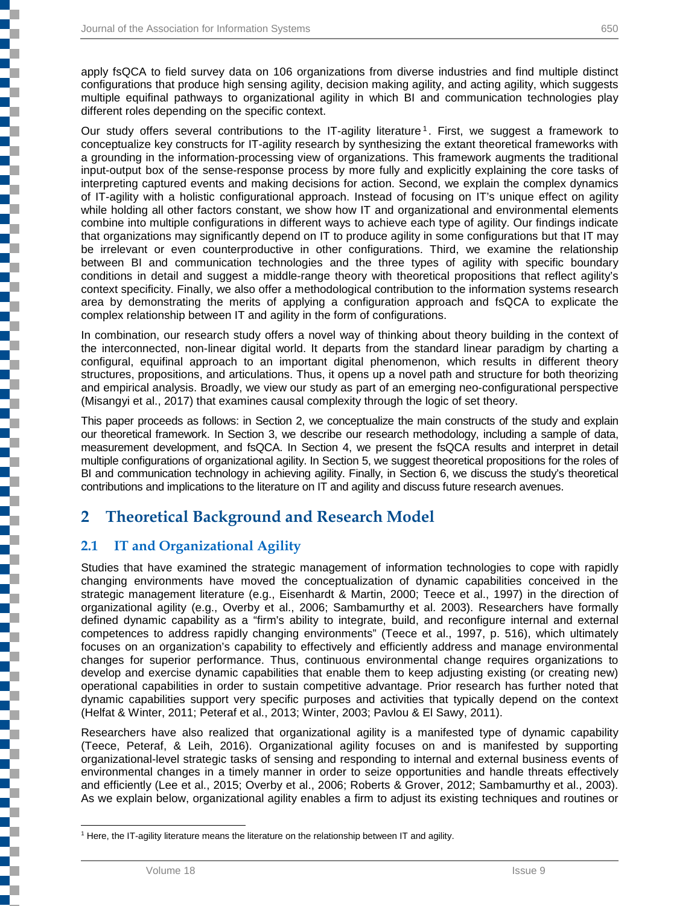apply fsQCA to field survey data on 106 organizations from diverse industries and find multiple distinct configurations that produce high sensing agility, decision making agility, and acting agility, which suggests multiple equifinal pathways to organizational agility in which BI and communication technologies play different roles depending on the specific context.

Our study offers several contributions to the IT-agility literature[1]. First, we suggest a framework to conceptualize key constructs for IT-agility research by synthesizing the extant theoretical frameworks with a grounding in the information-processing view of organizations. This framework augments the traditional input-output box of the sense-response process by more fully and explicitly explaining the core tasks of interpreting captured events and making decisions for action. Second, we explain the complex dynamics of IT-agility with a holistic configurational approach. Instead of focusing on IT's unique effect on agility while holding all other factors constant, we show how IT and organizational and environmental elements combine into multiple configurations in different ways to achieve each type of agility. Our findings indicate that organizations may significantly depend on IT to produce agility in some configurations but that IT may be irrelevant or even counterproductive in other configurations. Third, we examine the relationship between BI and communication technologies and the three types of agility with specific boundary conditions in detail and suggest a middle-range theory with theoretical propositions that reflect agility's context specificity. Finally, we also offer a methodological contribution to the information systems research area by demonstrating the merits of applying a configuration approach and fsQCA to explicate the complex relationship between IT and agility in the form of configurations.

In combination, our research study offers a novel way of thinking about theory building in the context of the interconnected, non-linear digital world. It departs from the standard linear paradigm by charting a configural, equifinal approach to an important digital phenomenon, which results in different theory structures, propositions, and articulations. Thus, it opens up a novel path and structure for both theorizing and empirical analysis. Broadly, we view our study as part of an emerging neo-configurational perspective (Misangyi et al., 2017) that examines causal complexity through the logic of set theory.

This paper proceeds as follows: in Section 2, we conceptualize the main constructs of the study and explain our theoretical framework. In Section 3, we describe our research methodology, including a sample of data, measurement development, and fsQCA. In Section 4, we present the fsQCA results and interpret in detail multiple configurations of organizational agility. In Section 5, we suggest theoretical propositions for the roles of BI and communication technology in achieving agility. Finally, in Section 6, we discuss the study's theoretical contributions and implications to the literature on IT and agility and discuss future research avenues.

## 2 Theoretical Background and Research Model

### 2.1 IT and Organizational Agility

Studies that have examined the strategic management of information technologies to cope with rapidly changing environments have moved the conceptualization of dynamic capabilities conceived in the strategic management literature (e.g., Eisenhardt & Martin, 2000; Teece et al., 1997) in the direction of organizational agility (e.g., Overby et al., 2006; Sambamurthy et al. 2003). Researchers have formally defined dynamic capability as a "firm's ability to integrate, build, and reconfigure internal and external competences to address rapidly changing environments" (Teece et al., 1997, p. 516), which ultimately focuses on an organization's capability to effectively and efficiently address and manage environmental changes for superior performance. Thus, continuous environmental change requires organizations to develop and exercise dynamic capabilities that enable them to keep adjusting existing (or creating new) operational capabilities in order to sustain competitive advantage. Prior research has further noted that dynamic capabilities support very specific purposes and activities that typically depend on the context (Helfat & Winter, 2011; Peteraf et al., 2013; Winter, 2003; Pavlou & El Sawy, 2011).

Researchers have also realized that organizational agility is a manifested type of dynamic capability (Teece, Peteraf, & Leih, 2016). Organizational agility focuses on and is manifested by supporting organizational-level strategic tasks of sensing and responding to internal and external business events of environmental changes in a timely manner in order to seize opportunities and handle threats effectively and efficiently (Lee et al., 2015; Overby et al., 2006; Roberts & Grover, 2012; Sambamurthy et al., 2003). As we explain below, organizational agility enables a firm to adjust its existing techniques and routines or

[1] Here, the IT-agility literature means the literature on the relationship between IT and agility.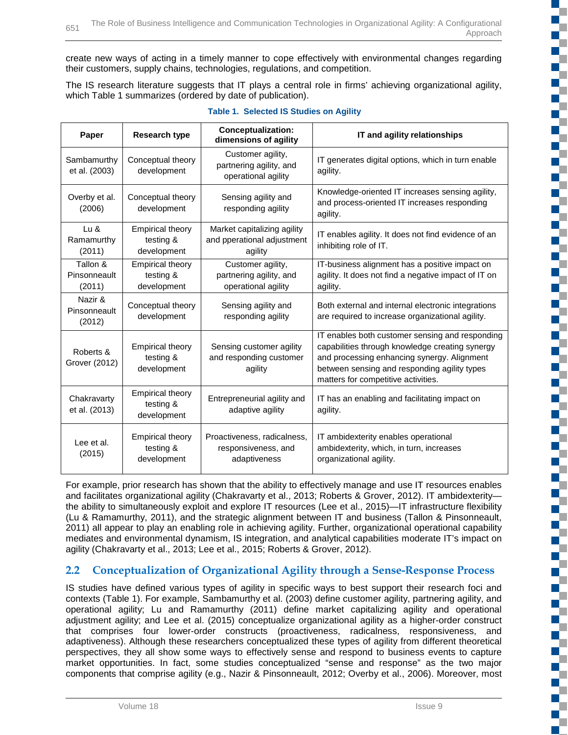create new ways of acting in a timely manner to cope effectively with environmental changes regarding their customers, supply chains, technologies, regulations, and competition.

The IS research literature suggests that IT plays a central role in firms' achieving organizational agility, which Table 1 summarizes (ordered by date of publication).

**Table 1. Selected IS Studies on Agility**

| Paper | Research type | Conceptualization: dimensions of agility | IT and agility relationships |
|---|---|---|---|
| Sambamurthy et al. (2003) | Conceptual theory development | Customer agility, partnering agility, and operational agility | IT generates digital options, which in turn enable agility. |
| Overby et al. (2006) | Conceptual theory development | Sensing agility and responding agility | Knowledge-oriented IT increases sensing agility, and process-oriented IT increases responding agility. |
| Lu & Ramamurthy (2011) | Empirical theory testing & development | Market capitalizing agility and pperational adjustment agility | IT enables agility. It does not find evidence of an inhibiting role of IT. |
| Tallon & Pinsonneault (2011) | Empirical theory testing & development | Customer agility, partnering agility, and operational agility | IT-business alignment has a positive impact on agility. It does not find a negative impact of IT on agility. |
| Nazir & Pinsonneault (2012) | Conceptual theory development | Sensing agility and responding agility | Both external and internal electronic integrations are required to increase organizational agility. |
| Roberts & Grover (2012) | Empirical theory testing & development | Sensing customer agility and responding customer agility | IT enables both customer sensing and responding capabilities through knowledge creating synergy and processing enhancing synergy. Alignment between sensing and responding agility types matters for competitive activities. |
| Chakravarty et al. (2013) | Empirical theory testing & development | Entrepreneurial agility and adaptive agility | IT has an enabling and facilitating impact on agility. |
| Lee et al. (2015) | Empirical theory testing & development | Proactiveness, radicalness, responsiveness, and adaptiveness | IT ambidexterity enables operational ambidexterity, which, in turn, increases organizational agility. |

For example, prior research has shown that the ability to effectively manage and use IT resources enables and facilitates organizational agility (Chakravarty et al., 2013; Roberts & Grover, 2012). IT ambidexterity—the ability to simultaneously exploit and explore IT resources (Lee et al., 2015)—IT infrastructure flexibility (Lu & Ramamurthy, 2011), and the strategic alignment between IT and business (Tallon & Pinsonneault, 2011) all appear to play an enabling role in achieving agility. Further, organizational operational capability mediates and environmental dynamism, IS integration, and analytical capabilities moderate IT's impact on agility (Chakravarty et al., 2013; Lee et al., 2015; Roberts & Grover, 2012).

## 2.2 Conceptualization of Organizational Agility through a Sense-Response Process

IS studies have defined various types of agility in specific ways to best support their research foci and contexts (Table 1). For example, Sambamurthy et al. (2003) define customer agility, partnering agility, and operational agility; Lu and Ramamurthy (2011) define market capitalizing agility and operational adjustment agility; and Lee et al. (2015) conceptualize organizational agility as a higher-order construct that comprises four lower-order constructs (proactiveness, radicalness, responsiveness, and adaptiveness). Although these researchers conceptualized these types of agility from different theoretical perspectives, they all show some ways to effectively sense and respond to business events to capture market opportunities. In fact, some studies conceptualized "sense and response" as the two major components that comprise agility (e.g., Nazir & Pinsonneault, 2012; Overby et al., 2006). Moreover, most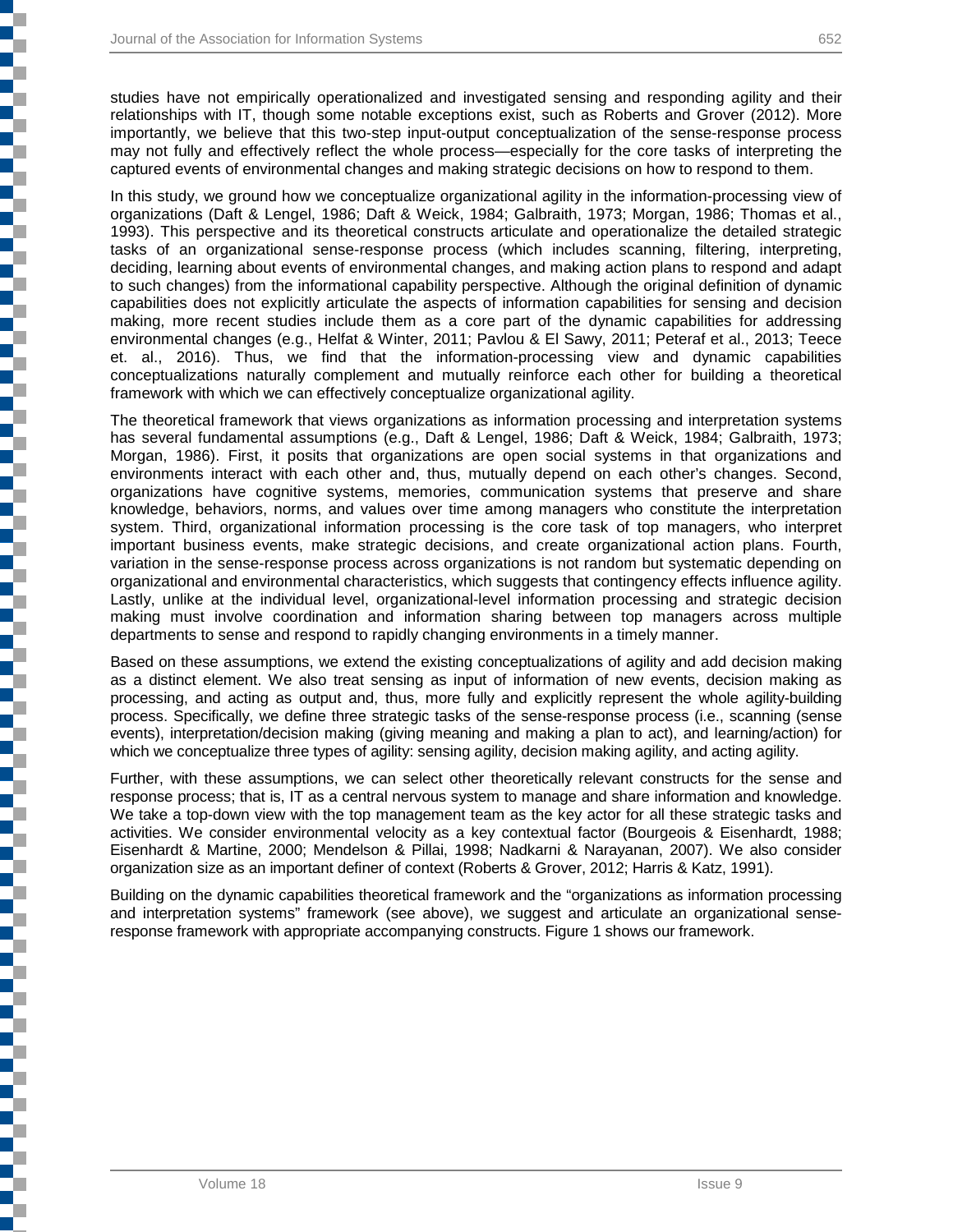studies have not empirically operationalized and investigated sensing and responding agility and their relationships with IT, though some notable exceptions exist, such as Roberts and Grover (2012). More importantly, we believe that this two-step input-output conceptualization of the sense-response process may not fully and effectively reflect the whole process—especially for the core tasks of interpreting the captured events of environmental changes and making strategic decisions on how to respond to them.

In this study, we ground how we conceptualize organizational agility in the information-processing view of organizations (Daft & Lengel, 1986; Daft & Weick, 1984; Galbraith, 1973; Morgan, 1986; Thomas et al., 1993). This perspective and its theoretical constructs articulate and operationalize the detailed strategic tasks of an organizational sense-response process (which includes scanning, filtering, interpreting, deciding, learning about events of environmental changes, and making action plans to respond and adapt to such changes) from the informational capability perspective. Although the original definition of dynamic capabilities does not explicitly articulate the aspects of information capabilities for sensing and decision making, more recent studies include them as a core part of the dynamic capabilities for addressing environmental changes (e.g., Helfat & Winter, 2011; Pavlou & El Sawy, 2011; Peteraf et al., 2013; Teece et. al., 2016). Thus, we find that the information-processing view and dynamic capabilities conceptualizations naturally complement and mutually reinforce each other for building a theoretical framework with which we can effectively conceptualize organizational agility.

The theoretical framework that views organizations as information processing and interpretation systems has several fundamental assumptions (e.g., Daft & Lengel, 1986; Daft & Weick, 1984; Galbraith, 1973; Morgan, 1986). First, it posits that organizations are open social systems in that organizations and environments interact with each other and, thus, mutually depend on each other's changes. Second, organizations have cognitive systems, memories, communication systems that preserve and share knowledge, behaviors, norms, and values over time among managers who constitute the interpretation system. Third, organizational information processing is the core task of top managers, who interpret important business events, make strategic decisions, and create organizational action plans. Fourth, variation in the sense-response process across organizations is not random but systematic depending on organizational and environmental characteristics, which suggests that contingency effects influence agility. Lastly, unlike at the individual level, organizational-level information processing and strategic decision making must involve coordination and information sharing between top managers across multiple departments to sense and respond to rapidly changing environments in a timely manner.

Based on these assumptions, we extend the existing conceptualizations of agility and add decision making as a distinct element. We also treat sensing as input of information of new events, decision making as processing, and acting as output and, thus, more fully and explicitly represent the whole agility-building process. Specifically, we define three strategic tasks of the sense-response process (i.e., scanning (sense events), interpretation/decision making (giving meaning and making a plan to act), and learning/action) for which we conceptualize three types of agility: sensing agility, decision making agility, and acting agility.

Further, with these assumptions, we can select other theoretically relevant constructs for the sense and response process; that is, IT as a central nervous system to manage and share information and knowledge. We take a top-down view with the top management team as the key actor for all these strategic tasks and activities. We consider environmental velocity as a key contextual factor (Bourgeois & Eisenhardt, 1988; Eisenhardt & Martine, 2000; Mendelson & Pillai, 1998; Nadkarni & Narayanan, 2007). We also consider organization size as an important definer of context (Roberts & Grover, 2012; Harris & Katz, 1991).

Building on the dynamic capabilities theoretical framework and the "organizations as information processing and interpretation systems" framework (see above), we suggest and articulate an organizational sense-response framework with appropriate accompanying constructs. Figure 1 shows our framework.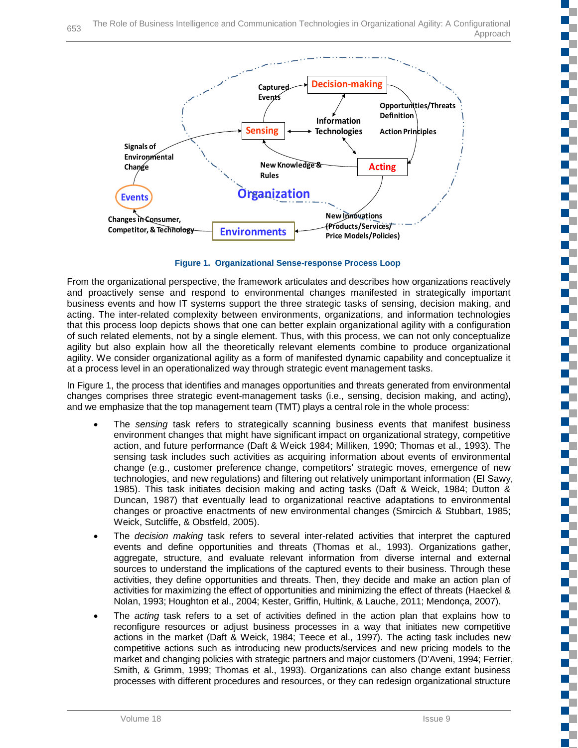**Figure 1. Organizational Sense-response Process Loop**

From the organizational perspective, the framework articulates and describes how organizations reactively and proactively sense and respond to environmental changes manifested in strategically important business events and how IT systems support the three strategic tasks of sensing, decision making, and acting. The inter-related complexity between environments, organizations, and information technologies that this process loop depicts shows that one can better explain organizational agility with a configuration of such related elements, not by a single element. Thus, with this process, we can not only conceptualize agility but also explain how all the theoretically relevant elements combine to produce organizational agility. We consider organizational agility as a form of manifested dynamic capability and conceptualize it at a process level in an operationalized way through strategic event management tasks.

In Figure 1, the process that identifies and manages opportunities and threats generated from environmental changes comprises three strategic event-management tasks (i.e., sensing, decision making, and acting), and we emphasize that the top management team (TMT) plays a central role in the whole process:

- The *sensing* task refers to strategically scanning business events that manifest business environment changes that might have significant impact on organizational strategy, competitive action, and future performance (Daft & Weick 1984; Milliken, 1990; Thomas et al., 1993). The sensing task includes such activities as acquiring information about events of environmental change (e.g., customer preference change, competitors' strategic moves, emergence of new technologies, and new regulations) and filtering out relatively unimportant information (El Sawy, 1985). This task initiates decision making and acting tasks (Daft & Weick, 1984; Dutton & Duncan, 1987) that eventually lead to organizational reactive adaptations to environmental changes or proactive enactments of new environmental changes (Smircich & Stubbart, 1985; Weick, Sutcliffe, & Obstfeld, 2005).
- The *decision making* task refers to several inter-related activities that interpret the captured events and define opportunities and threats (Thomas et al., 1993). Organizations gather, aggregate, structure, and evaluate relevant information from diverse internal and external sources to understand the implications of the captured events to their business. Through these activities, they define opportunities and threats. Then, they decide and make an action plan of activities for maximizing the effect of opportunities and minimizing the effect of threats (Haeckel & Nolan, 1993; Houghton et al., 2004; Kester, Griffin, Hultink, & Lauche, 2011; Mendonça, 2007).
- The *acting* task refers to a set of activities defined in the action plan that explains how to reconfigure resources or adjust business processes in a way that initiates new competitive actions in the market (Daft & Weick, 1984; Teece et al., 1997). The acting task includes new competitive actions such as introducing new products/services and new pricing models to the market and changing policies with strategic partners and major customers (D'Aveni, 1994; Ferrier, Smith, & Grimm, 1999; Thomas et al., 1993). Organizations can also change extant business processes with different procedures and resources, or they can redesign organizational structure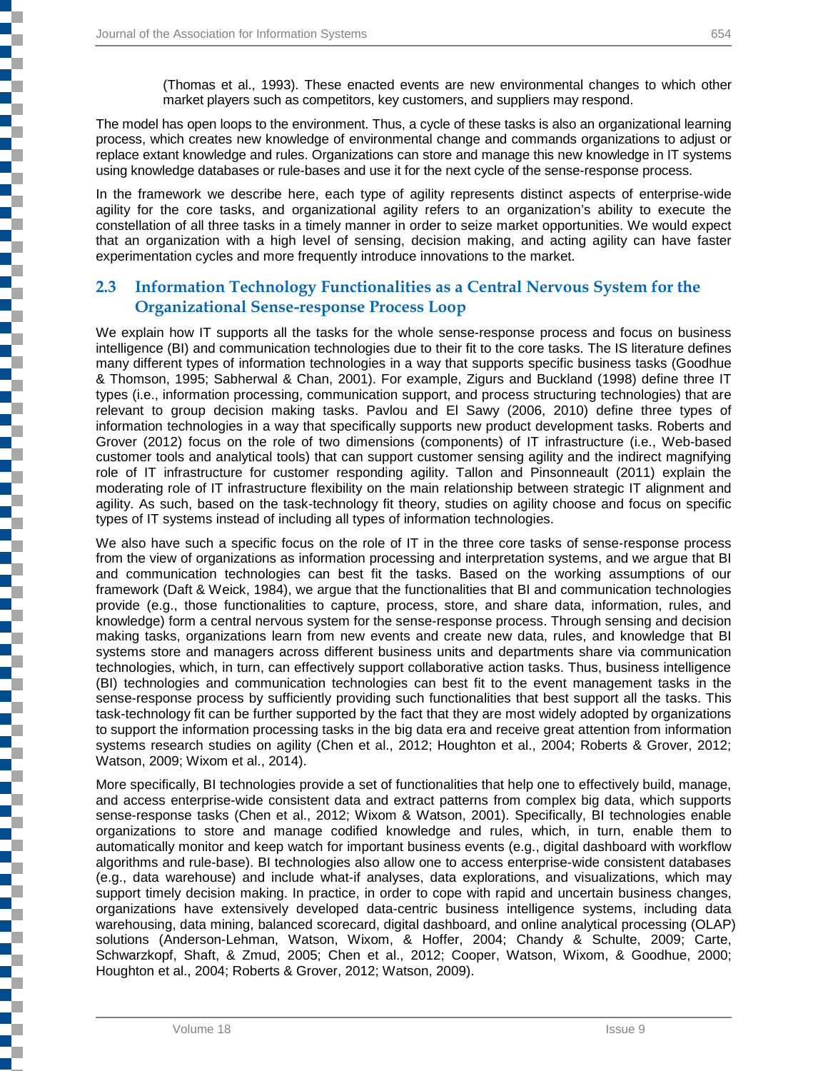(Thomas et al., 1993). These enacted events are new environmental changes to which other market players such as competitors, key customers, and suppliers may respond.

The model has open loops to the environment. Thus, a cycle of these tasks is also an organizational learning process, which creates new knowledge of environmental change and commands organizations to adjust or replace extant knowledge and rules. Organizations can store and manage this new knowledge in IT systems using knowledge databases or rule-bases and use it for the next cycle of the sense-response process.

In the framework we describe here, each type of agility represents distinct aspects of enterprise-wide agility for the core tasks, and organizational agility refers to an organization's ability to execute the constellation of all three tasks in a timely manner in order to seize market opportunities. We would expect that an organization with a high level of sensing, decision making, and acting agility can have faster experimentation cycles and more frequently introduce innovations to the market.

## 2.3 Information Technology Functionalities as a Central Nervous System for the Organizational Sense-response Process Loop

We explain how IT supports all the tasks for the whole sense-response process and focus on business intelligence (BI) and communication technologies due to their fit to the core tasks. The IS literature defines many different types of information technologies in a way that supports specific business tasks (Goodhue & Thomson, 1995; Sabherwal & Chan, 2001). For example, Zigurs and Buckland (1998) define three IT types (i.e., information processing, communication support, and process structuring technologies) that are relevant to group decision making tasks. Pavlou and El Sawy (2006, 2010) define three types of information technologies in a way that specifically supports new product development tasks. Roberts and Grover (2012) focus on the role of two dimensions (components) of IT infrastructure (i.e., Web-based customer tools and analytical tools) that can support customer sensing agility and the indirect magnifying role of IT infrastructure for customer responding agility. Tallon and Pinsonneault (2011) explain the moderating role of IT infrastructure flexibility on the main relationship between strategic IT alignment and agility. As such, based on the task-technology fit theory, studies on agility choose and focus on specific types of IT systems instead of including all types of information technologies.

We also have such a specific focus on the role of IT in the three core tasks of sense-response process from the view of organizations as information processing and interpretation systems, and we argue that BI and communication technologies can best fit the tasks. Based on the working assumptions of our framework (Daft & Weick, 1984), we argue that the functionalities that BI and communication technologies provide (e.g., those functionalities to capture, process, store, and share data, information, rules, and knowledge) form a central nervous system for the sense-response process. Through sensing and decision making tasks, organizations learn from new events and create new data, rules, and knowledge that BI systems store and managers across different business units and departments share via communication technologies, which, in turn, can effectively support collaborative action tasks. Thus, business intelligence (BI) technologies and communication technologies can best fit to the event management tasks in the sense-response process by sufficiently providing such functionalities that best support all the tasks. This task-technology fit can be further supported by the fact that they are most widely adopted by organizations to support the information processing tasks in the big data era and receive great attention from information systems research studies on agility (Chen et al., 2012; Houghton et al., 2004; Roberts & Grover, 2012; Watson, 2009; Wixom et al., 2014).

More specifically, BI technologies provide a set of functionalities that help one to effectively build, manage, and access enterprise-wide consistent data and extract patterns from complex big data, which supports sense-response tasks (Chen et al., 2012; Wixom & Watson, 2001). Specifically, BI technologies enable organizations to store and manage codified knowledge and rules, which, in turn, enable them to automatically monitor and keep watch for important business events (e.g., digital dashboard with workflow algorithms and rule-base). BI technologies also allow one to access enterprise-wide consistent databases (e.g., data warehouse) and include what-if analyses, data explorations, and visualizations, which may support timely decision making. In practice, in order to cope with rapid and uncertain business changes, organizations have extensively developed data-centric business intelligence systems, including data warehousing, data mining, balanced scorecard, digital dashboard, and online analytical processing (OLAP) solutions (Anderson-Lehman, Watson, Wixom, & Hoffer, 2004; Chandy & Schulte, 2009; Carte, Schwarzkopf, Shaft, & Zmud, 2005; Chen et al., 2012; Cooper, Watson, Wixom, & Goodhue, 2000; Houghton et al., 2004; Roberts & Grover, 2012; Watson, 2009).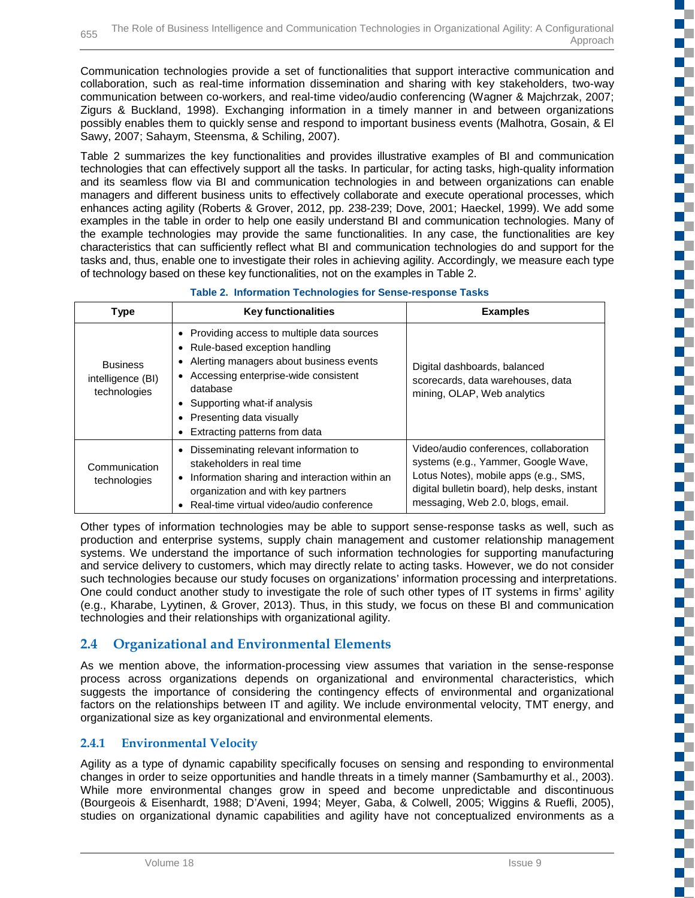Communication technologies provide a set of functionalities that support interactive communication and collaboration, such as real-time information dissemination and sharing with key stakeholders, two-way communication between co-workers, and real-time video/audio conferencing (Wagner & Majchrzak, 2007; Zigurs & Buckland, 1998). Exchanging information in a timely manner in and between organizations possibly enables them to quickly sense and respond to important business events (Malhotra, Gosain, & El Sawy, 2007; Sahaym, Steensma, & Schiling, 2007).

Table 2 summarizes the key functionalities and provides illustrative examples of BI and communication technologies that can effectively support all the tasks. In particular, for acting tasks, high-quality information and its seamless flow via BI and communication technologies in and between organizations can enable managers and different business units to effectively collaborate and execute operational processes, which enhances acting agility (Roberts & Grover, 2012, pp. 238-239; Dove, 2001; Haeckel, 1999). We add some examples in the table in order to help one easily understand BI and communication technologies. Many of the example technologies may provide the same functionalities. In any case, the functionalities are key characteristics that can sufficiently reflect what BI and communication technologies do and support for the tasks and, thus, enable one to investigate their roles in achieving agility. Accordingly, we measure each type of technology based on these key functionalities, not on the examples in Table 2.

**Table 2. Information Technologies for Sense-response Tasks**

| Type | Key functionalities | Examples |
|---|---|---|
| Business intelligence (BI) technologies | • Providing access to multiple data sources<br>• Rule-based exception handling<br>• Alerting managers about business events<br>• Accessing enterprise-wide consistent database<br>• Supporting what-if analysis<br>• Presenting data visually<br>• Extracting patterns from data | Digital dashboards, balanced scorecards, data warehouses, data mining, OLAP, Web analytics |
| Communication technologies | • Disseminating relevant information to stakeholders in real time<br>• Information sharing and interaction within an organization and with key partners<br>• Real-time virtual video/audio conference | Video/audio conferences, collaboration systems (e.g., Yammer, Google Wave, Lotus Notes), mobile apps (e.g., SMS, digital bulletin board), help desks, instant messaging, Web 2.0, blogs, email. |

Other types of information technologies may be able to support sense-response tasks as well, such as production and enterprise systems, supply chain management and customer relationship management systems. We understand the importance of such information technologies for supporting manufacturing and service delivery to customers, which may directly relate to acting tasks. However, we do not consider such technologies because our study focuses on organizations' information processing and interpretations. One could conduct another study to investigate the role of such other types of IT systems in firms' agility (e.g., Kharabe, Lyytinen, & Grover, 2013). Thus, in this study, we focus on these BI and communication technologies and their relationships with organizational agility.

## 2.4 Organizational and Environmental Elements

As we mention above, the information-processing view assumes that variation in the sense-response process across organizations depends on organizational and environmental characteristics, which suggests the importance of considering the contingency effects of environmental and organizational factors on the relationships between IT and agility. We include environmental velocity, TMT energy, and organizational size as key organizational and environmental elements.

### 2.4.1 Environmental Velocity

Agility as a type of dynamic capability specifically focuses on sensing and responding to environmental changes in order to seize opportunities and handle threats in a timely manner (Sambamurthy et al., 2003). While more environmental changes grow in speed and become unpredictable and discontinuous (Bourgeois & Eisenhardt, 1988; D'Aveni, 1994; Meyer, Gaba, & Colwell, 2005; Wiggins & Ruefli, 2005), studies on organizational dynamic capabilities and agility have not conceptualized environments as a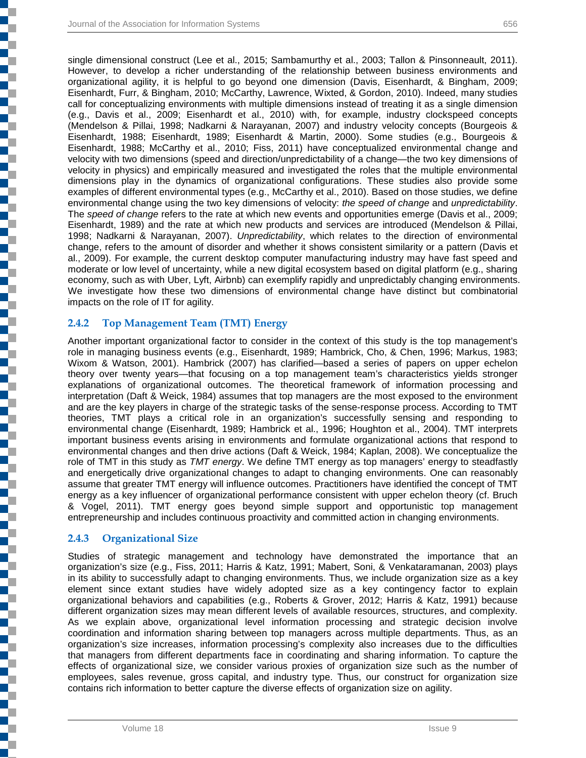single dimensional construct (Lee et al., 2015; Sambamurthy et al., 2003; Tallon & Pinsonneault, 2011). However, to develop a richer understanding of the relationship between business environments and organizational agility, it is helpful to go beyond one dimension (Davis, Eisenhardt, & Bingham, 2009; Eisenhardt, Furr, & Bingham, 2010; McCarthy, Lawrence, Wixted, & Gordon, 2010). Indeed, many studies call for conceptualizing environments with multiple dimensions instead of treating it as a single dimension (e.g., Davis et al., 2009; Eisenhardt et al., 2010) with, for example, industry clockspeed concepts (Mendelson & Pillai, 1998; Nadkarni & Narayanan, 2007) and industry velocity concepts (Bourgeois & Eisenhardt, 1988; Eisenhardt, 1989; Eisenhardt & Martin, 2000). Some studies (e.g., Bourgeois & Eisenhardt, 1988; McCarthy et al., 2010; Fiss, 2011) have conceptualized environmental change and velocity with two dimensions (speed and direction/unpredictability of a change—the two key dimensions of velocity in physics) and empirically measured and investigated the roles that the multiple environmental dimensions play in the dynamics of organizational configurations. These studies also provide some examples of different environmental types (e.g., McCarthy et al., 2010). Based on those studies, we define environmental change using the two key dimensions of velocity: *the speed of change* and *unpredictability*. The *speed of change* refers to the rate at which new events and opportunities emerge (Davis et al., 2009; Eisenhardt, 1989) and the rate at which new products and services are introduced (Mendelson & Pillai, 1998; Nadkarni & Narayanan, 2007). *Unpredictability*, which relates to the direction of environmental change, refers to the amount of disorder and whether it shows consistent similarity or a pattern (Davis et al., 2009). For example, the current desktop computer manufacturing industry may have fast speed and moderate or low level of uncertainty, while a new digital ecosystem based on digital platform (e.g., sharing economy, such as with Uber, Lyft, Airbnb) can exemplify rapidly and unpredictably changing environments. We investigate how these two dimensions of environmental change have distinct but combinatorial impacts on the role of IT for agility.

### 2.4.2 Top Management Team (TMT) Energy

Another important organizational factor to consider in the context of this study is the top management's role in managing business events (e.g., Eisenhardt, 1989; Hambrick, Cho, & Chen, 1996; Markus, 1983; Wixom & Watson, 2001). Hambrick (2007) has clarified—based a series of papers on upper echelon theory over twenty years—that focusing on a top management team's characteristics yields stronger explanations of organizational outcomes. The theoretical framework of information processing and interpretation (Daft & Weick, 1984) assumes that top managers are the most exposed to the environment and are the key players in charge of the strategic tasks of the sense-response process. According to TMT theories, TMT plays a critical role in an organization's successfully sensing and responding to environmental change (Eisenhardt, 1989; Hambrick et al., 1996; Houghton et al., 2004). TMT interprets important business events arising in environments and formulate organizational actions that respond to environmental changes and then drive actions (Daft & Weick, 1984; Kaplan, 2008). We conceptualize the role of TMT in this study as *TMT energy*. We define TMT energy as top managers' energy to steadfastly and energetically drive organizational changes to adapt to changing environments. One can reasonably assume that greater TMT energy will influence outcomes. Practitioners have identified the concept of TMT energy as a key influencer of organizational performance consistent with upper echelon theory (cf. Bruch & Vogel, 2011). TMT energy goes beyond simple support and opportunistic top management entrepreneurship and includes continuous proactivity and committed action in changing environments.

### 2.4.3 Organizational Size

Studies of strategic management and technology have demonstrated the importance that an organization's size (e.g., Fiss, 2011; Harris & Katz, 1991; Mabert, Soni, & Venkataramanan, 2003) plays in its ability to successfully adapt to changing environments. Thus, we include organization size as a key element since extant studies have widely adopted size as a key contingency factor to explain organizational behaviors and capabilities (e.g., Roberts & Grover, 2012; Harris & Katz, 1991) because different organization sizes may mean different levels of available resources, structures, and complexity. As we explain above, organizational level information processing and strategic decision involve coordination and information sharing between top managers across multiple departments. Thus, as an organization's size increases, information processing's complexity also increases due to the difficulties that managers from different departments face in coordinating and sharing information. To capture the effects of organizational size, we consider various proxies of organization size such as the number of employees, sales revenue, gross capital, and industry type. Thus, our construct for organization size contains rich information to better capture the diverse effects of organization size on agility.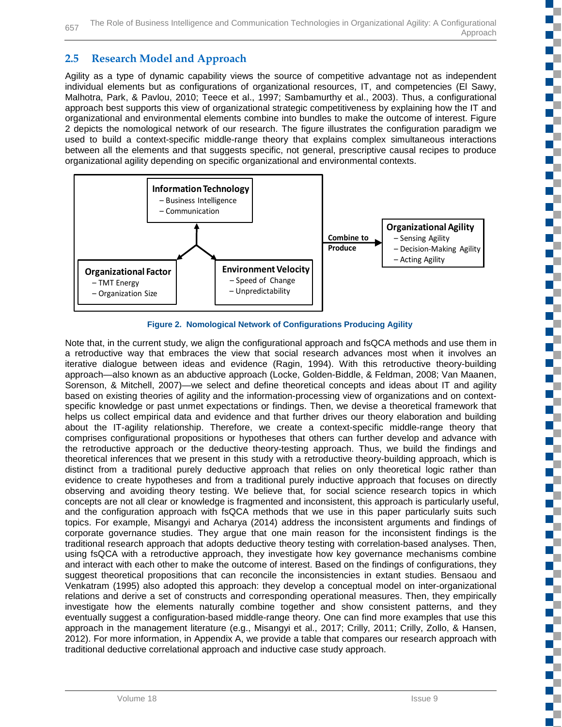## 2.5 Research Model and Approach

Agility as a type of dynamic capability views the source of competitive advantage not as independent individual elements but as configurations of organizational resources, IT, and competencies (El Sawy, Malhotra, Park, & Pavlou, 2010; Teece et al., 1997; Sambamurthy et al., 2003). Thus, a configurational approach best supports this view of organizational strategic competitiveness by explaining how the IT and organizational and environmental elements combine into bundles to make the outcome of interest. Figure 2 depicts the nomological network of our research. The figure illustrates the configuration paradigm we used to build a context-specific middle-range theory that explains complex simultaneous interactions between all the elements and that suggests specific, not general, prescriptive causal recipes to produce organizational agility depending on specific organizational and environmental contexts.

**Information Technology**
– Business Intelligence
– Communication

**Organizational Factor**
– TMT Energy
– Organization Size

**Environment Velocity**
– Speed of Change
– Unpredictability

**Combine to Produce**

**Organizational Agility**
– Sensing Agility
– Decision-Making Agility
– Acting Agility

**Figure 2. Nomological Network of Configurations Producing Agility**

Note that, in the current study, we align the configurational approach and fsQCA methods and use them in a retroductive way that embraces the view that social research advances most when it involves an iterative dialogue between ideas and evidence (Ragin, 1994). With this retroductive theory-building approach—also known as an abductive approach (Locke, Golden-Biddle, & Feldman, 2008; Van Maanen, Sorenson, & Mitchell, 2007)—we select and define theoretical concepts and ideas about IT and agility based on existing theories of agility and the information-processing view of organizations and on context-specific knowledge or past unmet expectations or findings. Then, we devise a theoretical framework that helps us collect empirical data and evidence and that further drives our theory elaboration and building about the IT-agility relationship. Therefore, we create a context-specific middle-range theory that comprises configurational propositions or hypotheses that others can further develop and advance with the retroductive approach or the deductive theory-testing approach. Thus, we build the findings and theoretical inferences that we present in this study with a retroductive theory-building approach, which is distinct from a traditional purely deductive approach that relies on only theoretical logic rather than evidence to create hypotheses and from a traditional purely inductive approach that focuses on directly observing and avoiding theory testing. We believe that, for social science research topics in which concepts are not all clear or knowledge is fragmented and inconsistent, this approach is particularly useful, and the configuration approach with fsQCA methods that we use in this paper particularly suits such topics. For example, Misangyi and Acharya (2014) address the inconsistent arguments and findings of corporate governance studies. They argue that one main reason for the inconsistent findings is the traditional research approach that adopts deductive theory testing with correlation-based analyses. Then, using fsQCA with a retroductive approach, they investigate how key governance mechanisms combine and interact with each other to make the outcome of interest. Based on the findings of configurations, they suggest theoretical propositions that can reconcile the inconsistencies in extant studies. Bensaou and Venkatram (1995) also adopted this approach: they develop a conceptual model on inter-organizational relations and derive a set of constructs and corresponding operational measures. Then, they empirically investigate how the elements naturally combine together and show consistent patterns, and they eventually suggest a configuration-based middle-range theory. One can find more examples that use this approach in the management literature (e.g., Misangyi et al., 2017; Crilly, 2011; Crilly, Zollo, & Hansen, 2012). For more information, in Appendix A, we provide a table that compares our research approach with traditional deductive correlational approach and inductive case study approach.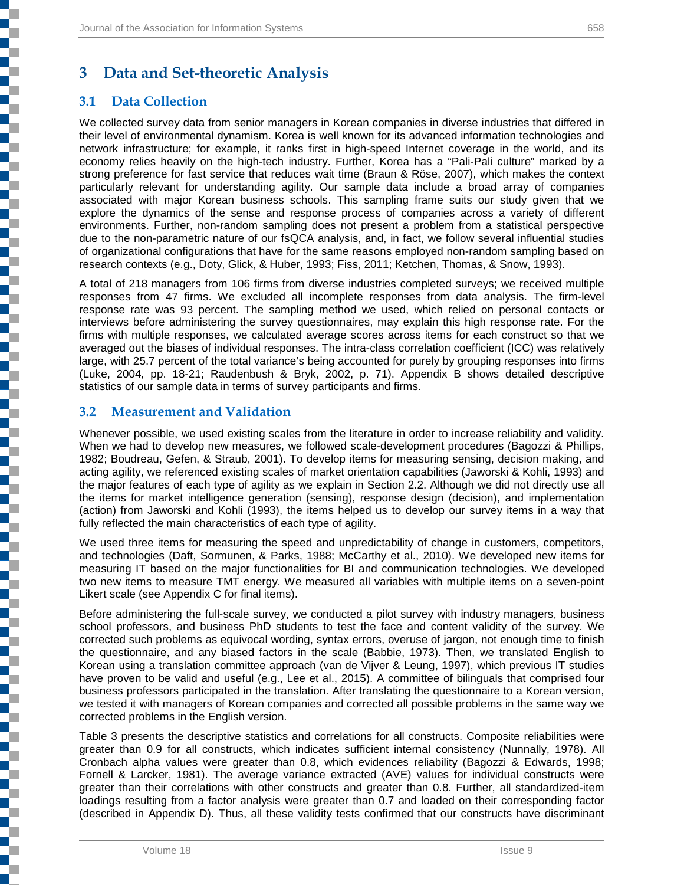# 3 Data and Set-theoretic Analysis

## 3.1 Data Collection

We collected survey data from senior managers in Korean companies in diverse industries that differed in their level of environmental dynamism. Korea is well known for its advanced information technologies and network infrastructure; for example, it ranks first in high-speed Internet coverage in the world, and its economy relies heavily on the high-tech industry. Further, Korea has a "Pali-Pali culture" marked by a strong preference for fast service that reduces wait time (Braun & Röse, 2007), which makes the context particularly relevant for understanding agility. Our sample data include a broad array of companies associated with major Korean business schools. This sampling frame suits our study given that we explore the dynamics of the sense and response process of companies across a variety of different environments. Further, non-random sampling does not present a problem from a statistical perspective due to the non-parametric nature of our fsQCA analysis, and, in fact, we follow several influential studies of organizational configurations that have for the same reasons employed non-random sampling based on research contexts (e.g., Doty, Glick, & Huber, 1993; Fiss, 2011; Ketchen, Thomas, & Snow, 1993).

A total of 218 managers from 106 firms from diverse industries completed surveys; we received multiple responses from 47 firms. We excluded all incomplete responses from data analysis. The firm-level response rate was 93 percent. The sampling method we used, which relied on personal contacts or interviews before administering the survey questionnaires, may explain this high response rate. For the firms with multiple responses, we calculated average scores across items for each construct so that we averaged out the biases of individual responses. The intra-class correlation coefficient (ICC) was relatively large, with 25.7 percent of the total variance's being accounted for purely by grouping responses into firms (Luke, 2004, pp. 18-21; Raudenbush & Bryk, 2002, p. 71). Appendix B shows detailed descriptive statistics of our sample data in terms of survey participants and firms.

## 3.2 Measurement and Validation

Whenever possible, we used existing scales from the literature in order to increase reliability and validity. When we had to develop new measures, we followed scale-development procedures (Bagozzi & Phillips, 1982; Boudreau, Gefen, & Straub, 2001). To develop items for measuring sensing, decision making, and acting agility, we referenced existing scales of market orientation capabilities (Jaworski & Kohli, 1993) and the major features of each type of agility as we explain in Section 2.2. Although we did not directly use all the items for market intelligence generation (sensing), response design (decision), and implementation (action) from Jaworski and Kohli (1993), the items helped us to develop our survey items in a way that fully reflected the main characteristics of each type of agility.

We used three items for measuring the speed and unpredictability of change in customers, competitors, and technologies (Daft, Sormunen, & Parks, 1988; McCarthy et al., 2010). We developed new items for measuring IT based on the major functionalities for BI and communication technologies. We developed two new items to measure TMT energy. We measured all variables with multiple items on a seven-point Likert scale (see Appendix C for final items).

Before administering the full-scale survey, we conducted a pilot survey with industry managers, business school professors, and business PhD students to test the face and content validity of the survey. We corrected such problems as equivocal wording, syntax errors, overuse of jargon, not enough time to finish the questionnaire, and any biased factors in the scale (Babbie, 1973). Then, we translated English to Korean using a translation committee approach (van de Vijver & Leung, 1997), which previous IT studies have proven to be valid and useful (e.g., Lee et al., 2015). A committee of bilinguals that comprised four business professors participated in the translation. After translating the questionnaire to a Korean version, we tested it with managers of Korean companies and corrected all possible problems in the same way we corrected problems in the English version.

Table 3 presents the descriptive statistics and correlations for all constructs. Composite reliabilities were greater than 0.9 for all constructs, which indicates sufficient internal consistency (Nunnally, 1978). All Cronbach alpha values were greater than 0.8, which evidences reliability (Bagozzi & Edwards, 1998; Fornell & Larcker, 1981). The average variance extracted (AVE) values for individual constructs were greater than their correlations with other constructs and greater than 0.8. Further, all standardized-item loadings resulting from a factor analysis were greater than 0.7 and loaded on their corresponding factor (described in Appendix D). Thus, all these validity tests confirmed that our constructs have discriminant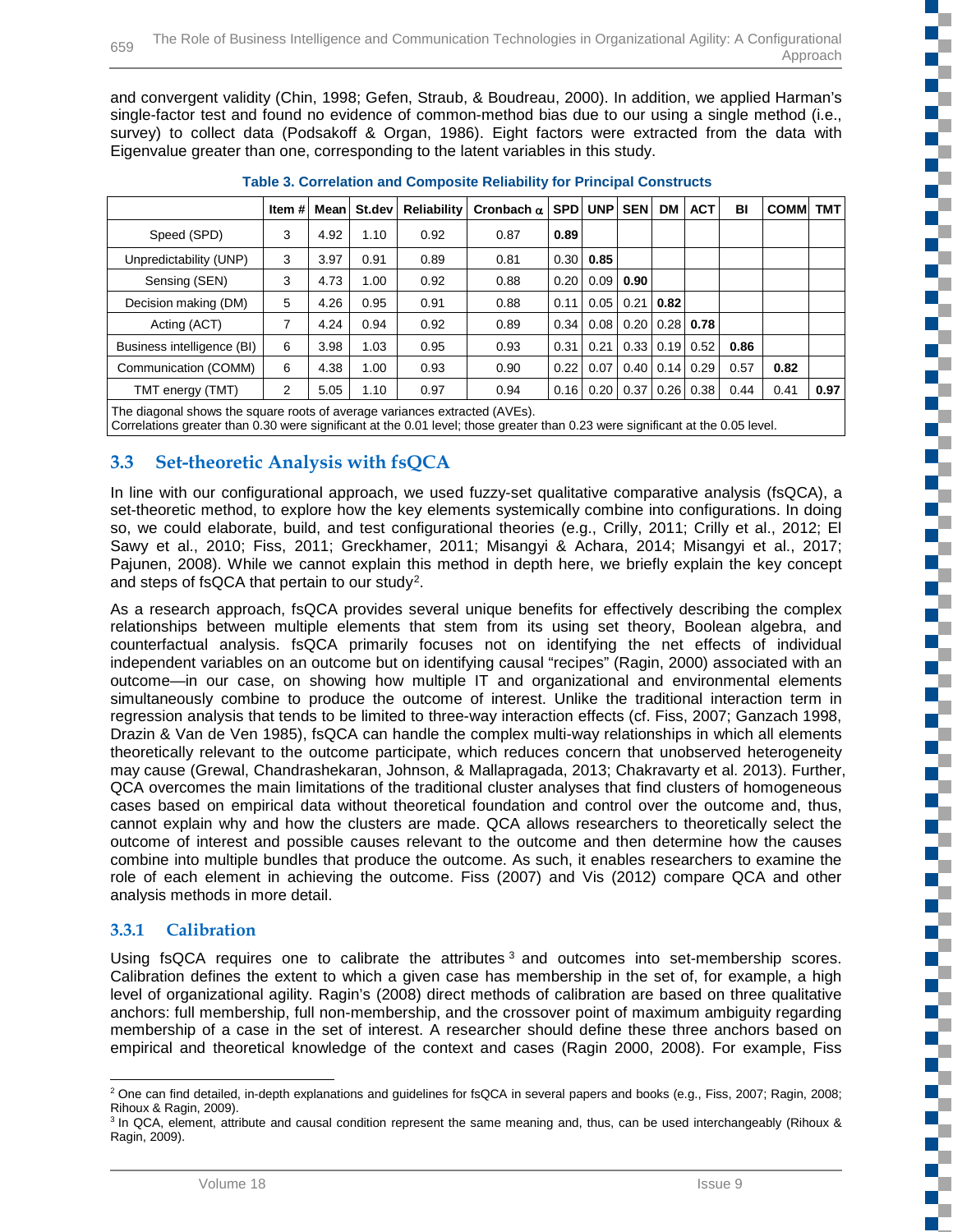and convergent validity (Chin, 1998; Gefen, Straub, & Boudreau, 2000). In addition, we applied Harman's single-factor test and found no evidence of common-method bias due to our using a single method (i.e., survey) to collect data (Podsakoff & Organ, 1986). Eight factors were extracted from the data with Eigenvalue greater than one, corresponding to the latent variables in this study.

**Table 3. Correlation and Composite Reliability for Principal Constructs**

| | Item # | Mean | St.dev | Reliability | Cronbach α | SPD | UNP | SEN | DM | ACT | BI | COMM | TMT |
|---|---|---|---|---|---|---|---|---|---|---|---|---|---|
| Speed (SPD) | 3 | 4.92 | 1.10 | 0.92 | 0.87 | **0.89** | | | | | | | |
| Unpredictability (UNP) | 3 | 3.97 | 0.91 | 0.89 | 0.81 | 0.30 | **0.85** | | | | | | |
| Sensing (SEN) | 3 | 4.73 | 1.00 | 0.92 | 0.88 | 0.20 | 0.09 | **0.90** | | | | | |
| Decision making (DM) | 5 | 4.26 | 0.95 | 0.91 | 0.88 | 0.11 | 0.05 | 0.21 | **0.82** | | | | |
| Acting (ACT) | 7 | 4.24 | 0.94 | 0.92 | 0.89 | 0.34 | 0.08 | 0.20 | 0.28 | **0.78** | | | |
| Business intelligence (BI) | 6 | 3.98 | 1.03 | 0.95 | 0.93 | 0.31 | 0.21 | 0.33 | 0.19 | 0.52 | **0.86** | | |
| Communication (COMM) | 6 | 4.38 | 1.00 | 0.93 | 0.90 | 0.22 | 0.07 | 0.40 | 0.14 | 0.29 | 0.57 | **0.82** | |
| TMT energy (TMT) | 2 | 5.05 | 1.10 | 0.97 | 0.94 | 0.16 | 0.20 | 0.37 | 0.26 | 0.38 | 0.44 | 0.41 | **0.97** |

The diagonal shows the square roots of average variances extracted (AVEs).
Correlations greater than 0.30 were significant at the 0.01 level; those greater than 0.23 were significant at the 0.05 level.

### 3.3 Set-theoretic Analysis with fsQCA

In line with our configurational approach, we used fuzzy-set qualitative comparative analysis (fsQCA), a set-theoretic method, to explore how the key elements systemically combine into configurations. In doing so, we could elaborate, build, and test configurational theories (e.g., Crilly, 2011; Crilly et al., 2012; El Sawy et al., 2010; Fiss, 2011; Greckhamer, 2011; Misangyi & Achara, 2014; Misangyi et al., 2017; Pajunen, 2008). While we cannot explain this method in depth here, we briefly explain the key concept and steps of fsQCA that pertain to our study[2].

As a research approach, fsQCA provides several unique benefits for effectively describing the complex relationships between multiple elements that stem from its using set theory, Boolean algebra, and counterfactual analysis. fsQCA primarily focuses not on identifying the net effects of individual independent variables on an outcome but on identifying causal "recipes" (Ragin, 2000) associated with an outcome—in our case, on showing how multiple IT and organizational and environmental elements simultaneously combine to produce the outcome of interest. Unlike the traditional interaction term in regression analysis that tends to be limited to three-way interaction effects (cf. Fiss, 2007; Ganzach 1998, Drazin & Van de Ven 1985), fsQCA can handle the complex multi-way relationships in which all elements theoretically relevant to the outcome participate, which reduces concern that unobserved heterogeneity may cause (Grewal, Chandrashekaran, Johnson, & Mallapragada, 2013; Chakravarty et al. 2013). Further, QCA overcomes the main limitations of the traditional cluster analyses that find clusters of homogeneous cases based on empirical data without theoretical foundation and control over the outcome and, thus, cannot explain why and how the clusters are made. QCA allows researchers to theoretically select the outcome of interest and possible causes relevant to the outcome and then determine how the causes combine into multiple bundles that produce the outcome. As such, it enables researchers to examine the role of each element in achieving the outcome. Fiss (2007) and Vis (2012) compare QCA and other analysis methods in more detail.

#### 3.3.1 Calibration

Using fsQCA requires one to calibrate the attributes[3] and outcomes into set-membership scores. Calibration defines the extent to which a given case has membership in the set of, for example, a high level of organizational agility. Ragin's (2008) direct methods of calibration are based on three qualitative anchors: full membership, full non-membership, and the crossover point of maximum ambiguity regarding membership of a case in the set of interest. A researcher should define these three anchors based on empirical and theoretical knowledge of the context and cases (Ragin 2000, 2008). For example, Fiss

---

[2] One can find detailed, in-depth explanations and guidelines for fsQCA in several papers and books (e.g., Fiss, 2007; Ragin, 2008; Rihoux & Ragin, 2009).

[3] In QCA, element, attribute and causal condition represent the same meaning and, thus, can be used interchangeably (Rihoux & Ragin, 2009).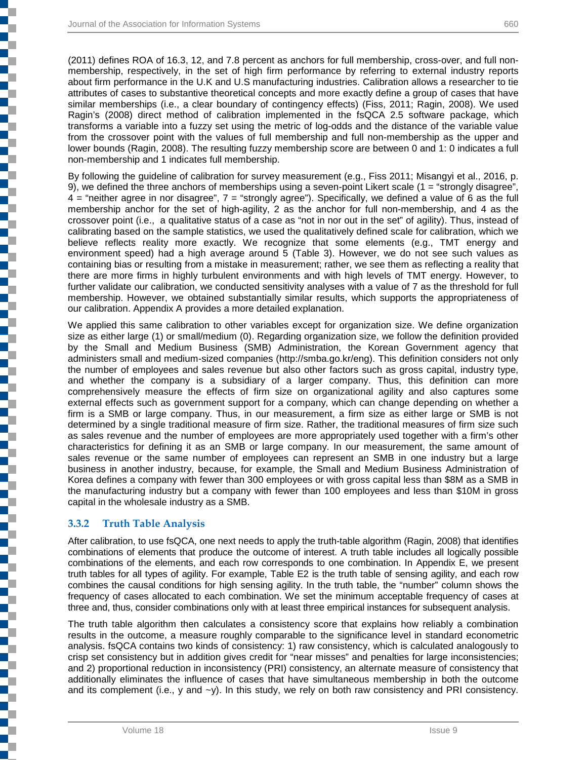(2011) defines ROA of 16.3, 12, and 7.8 percent as anchors for full membership, cross-over, and full non-membership, respectively, in the set of high firm performance by referring to external industry reports about firm performance in the U.K and U.S manufacturing industries. Calibration allows a researcher to tie attributes of cases to substantive theoretical concepts and more exactly define a group of cases that have similar memberships (i.e., a clear boundary of contingency effects) (Fiss, 2011; Ragin, 2008). We used Ragin's (2008) direct method of calibration implemented in the fsQCA 2.5 software package, which transforms a variable into a fuzzy set using the metric of log-odds and the distance of the variable value from the crossover point with the values of full membership and full non-membership as the upper and lower bounds (Ragin, 2008). The resulting fuzzy membership score are between 0 and 1: 0 indicates a full non-membership and 1 indicates full membership.

By following the guideline of calibration for survey measurement (e.g., Fiss 2011; Misangyi et al., 2016, p. 9), we defined the three anchors of memberships using a seven-point Likert scale (1 = "strongly disagree", 4 = "neither agree in nor disagree", 7 = "strongly agree"). Specifically, we defined a value of 6 as the full membership anchor for the set of high-agility, 2 as the anchor for full non-membership, and 4 as the crossover point (i.e., a qualitative status of a case as "not in nor out in the set" of agility). Thus, instead of calibrating based on the sample statistics, we used the qualitatively defined scale for calibration, which we believe reflects reality more exactly. We recognize that some elements (e.g., TMT energy and environment speed) had a high average around 5 (Table 3). However, we do not see such values as containing bias or resulting from a mistake in measurement; rather, we see them as reflecting a reality that there are more firms in highly turbulent environments and with high levels of TMT energy. However, to further validate our calibration, we conducted sensitivity analyses with a value of 7 as the threshold for full membership. However, we obtained substantially similar results, which supports the appropriateness of our calibration. Appendix A provides a more detailed explanation.

We applied this same calibration to other variables except for organization size. We define organization size as either large (1) or small/medium (0). Regarding organization size, we follow the definition provided by the Small and Medium Business (SMB) Administration, the Korean Government agency that administers small and medium-sized companies (http://smba.go.kr/eng). This definition considers not only the number of employees and sales revenue but also other factors such as gross capital, industry type, and whether the company is a subsidiary of a larger company. Thus, this definition can more comprehensively measure the effects of firm size on organizational agility and also captures some external effects such as government support for a company, which can change depending on whether a firm is a SMB or large company. Thus, in our measurement, a firm size as either large or SMB is not determined by a single traditional measure of firm size. Rather, the traditional measures of firm size such as sales revenue and the number of employees are more appropriately used together with a firm's other characteristics for defining it as an SMB or large company. In our measurement, the same amount of sales revenue or the same number of employees can represent an SMB in one industry but a large business in another industry, because, for example, the Small and Medium Business Administration of Korea defines a company with fewer than 300 employees or with gross capital less than $8M as a SMB in the manufacturing industry but a company with fewer than 100 employees and less than $10M in gross capital in the wholesale industry as a SMB.

### 3.3.2 Truth Table Analysis

After calibration, to use fsQCA, one next needs to apply the truth-table algorithm (Ragin, 2008) that identifies combinations of elements that produce the outcome of interest. A truth table includes all logically possible combinations of the elements, and each row corresponds to one combination. In Appendix E, we present truth tables for all types of agility. For example, Table E2 is the truth table of sensing agility, and each row combines the causal conditions for high sensing agility. In the truth table, the "number" column shows the frequency of cases allocated to each combination. We set the minimum acceptable frequency of cases at three and, thus, consider combinations only with at least three empirical instances for subsequent analysis.

The truth table algorithm then calculates a consistency score that explains how reliably a combination results in the outcome, a measure roughly comparable to the significance level in standard econometric analysis. fsQCA contains two kinds of consistency: 1) raw consistency, which is calculated analogously to crisp set consistency but in addition gives credit for "near misses" and penalties for large inconsistencies; and 2) proportional reduction in inconsistency (PRI) consistency, an alternate measure of consistency that additionally eliminates the influence of cases that have simultaneous membership in both the outcome and its complement (i.e., y and ~y). In this study, we rely on both raw consistency and PRI consistency.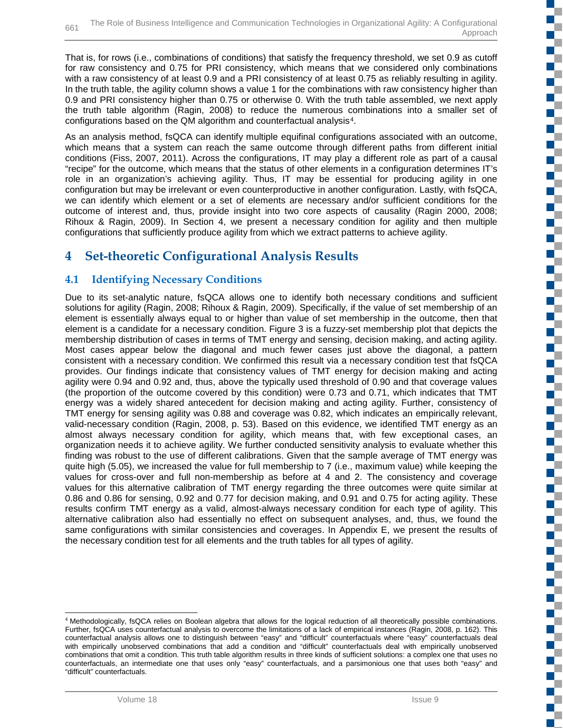That is, for rows (i.e., combinations of conditions) that satisfy the frequency threshold, we set 0.9 as cutoff for raw consistency and 0.75 for PRI consistency, which means that we considered only combinations with a raw consistency of at least 0.9 and a PRI consistency of at least 0.75 as reliably resulting in agility. In the truth table, the agility column shows a value 1 for the combinations with raw consistency higher than 0.9 and PRI consistency higher than 0.75 or otherwise 0. With the truth table assembled, we next apply the truth table algorithm (Ragin, 2008) to reduce the numerous combinations into a smaller set of configurations based on the QM algorithm and counterfactual analysis[4].

As an analysis method, fsQCA can identify multiple equifinal configurations associated with an outcome, which means that a system can reach the same outcome through different paths from different initial conditions (Fiss, 2007, 2011). Across the configurations, IT may play a different role as part of a causal "recipe" for the outcome, which means that the status of other elements in a configuration determines IT's role in an organization's achieving agility. Thus, IT may be essential for producing agility in one configuration but may be irrelevant or even counterproductive in another configuration. Lastly, with fsQCA, we can identify which element or a set of elements are necessary and/or sufficient conditions for the outcome of interest and, thus, provide insight into two core aspects of causality (Ragin 2000, 2008; Rihoux & Ragin, 2009). In Section 4, we present a necessary condition for agility and then multiple configurations that sufficiently produce agility from which we extract patterns to achieve agility.

# 4 Set-theoretic Configurational Analysis Results

## 4.1 Identifying Necessary Conditions

Due to its set-analytic nature, fsQCA allows one to identify both necessary conditions and sufficient solutions for agility (Ragin, 2008; Rihoux & Ragin, 2009). Specifically, if the value of set membership of an element is essentially always equal to or higher than value of set membership in the outcome, then that element is a candidate for a necessary condition. Figure 3 is a fuzzy-set membership plot that depicts the membership distribution of cases in terms of TMT energy and sensing, decision making, and acting agility. Most cases appear below the diagonal and much fewer cases just above the diagonal, a pattern consistent with a necessary condition. We confirmed this result via a necessary condition test that fsQCA provides. Our findings indicate that consistency values of TMT energy for decision making and acting agility were 0.94 and 0.92 and, thus, above the typically used threshold of 0.90 and that coverage values (the proportion of the outcome covered by this condition) were 0.73 and 0.71, which indicates that TMT energy was a widely shared antecedent for decision making and acting agility. Further, consistency of TMT energy for sensing agility was 0.88 and coverage was 0.82, which indicates an empirically relevant, valid-necessary condition (Ragin, 2008, p. 53). Based on this evidence, we identified TMT energy as an almost always necessary condition for agility, which means that, with few exceptional cases, an organization needs it to achieve agility. We further conducted sensitivity analysis to evaluate whether this finding was robust to the use of different calibrations. Given that the sample average of TMT energy was quite high (5.05), we increased the value for full membership to 7 (i.e., maximum value) while keeping the values for cross-over and full non-membership as before at 4 and 2. The consistency and coverage values for this alternative calibration of TMT energy regarding the three outcomes were quite similar at 0.86 and 0.86 for sensing, 0.92 and 0.77 for decision making, and 0.91 and 0.75 for acting agility. These results confirm TMT energy as a valid, almost-always necessary condition for each type of agility. This alternative calibration also had essentially no effect on subsequent analyses, and, thus, we found the same configurations with similar consistencies and coverages. In Appendix E, we present the results of the necessary condition test for all elements and the truth tables for all types of agility.

---

[4] Methodologically, fsQCA relies on Boolean algebra that allows for the logical reduction of all theoretically possible combinations. Further, fsQCA uses counterfactual analysis to overcome the limitations of a lack of empirical instances (Ragin, 2008, p. 162). This counterfactual analysis allows one to distinguish between "easy" and "difficult" counterfactuals where "easy" counterfactuals deal with empirically unobserved combinations that add a condition and "difficult" counterfactuals deal with empirically unobserved combinations that omit a condition. This truth table algorithm results in three kinds of sufficient solutions: a complex one that uses no counterfactuals, an intermediate one that uses only "easy" counterfactuals, and a parsimonious one that uses both "easy" and "difficult" counterfactuals.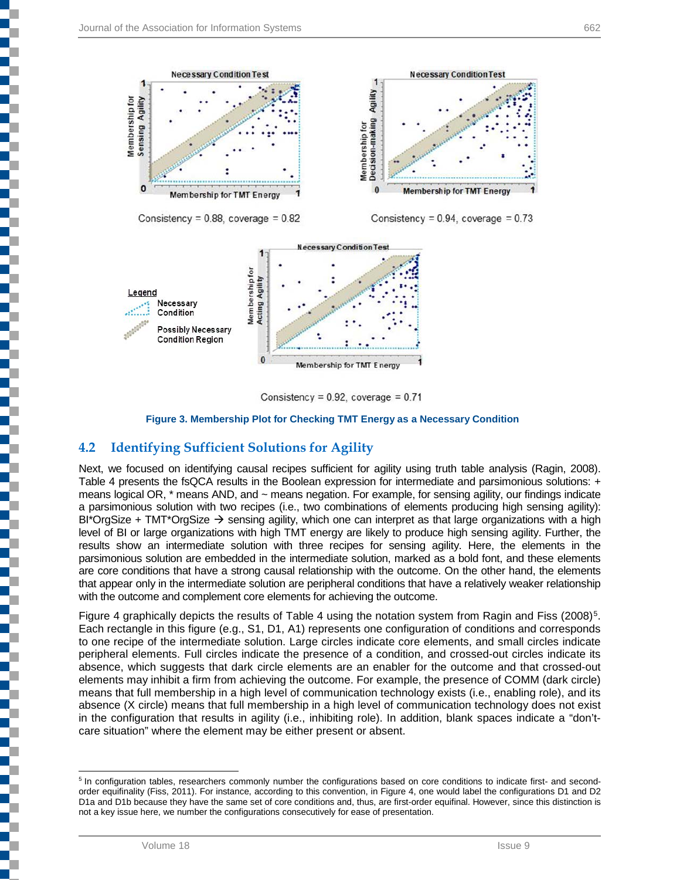Consistency = 0.88, coverage = 0.82

Consistency = 0.94, coverage = 0.73

Consistency = 0.92, coverage = 0.71

**Figure 3. Membership Plot for Checking TMT Energy as a Necessary Condition**

## 4.2 Identifying Sufficient Solutions for Agility

Next, we focused on identifying causal recipes sufficient for agility using truth table analysis (Ragin, 2008). Table 4 presents the fsQCA results in the Boolean expression for intermediate and parsimonious solutions: + means logical OR, * means AND, and ~ means negation. For example, for sensing agility, our findings indicate a parsimonious solution with two recipes (i.e., two combinations of elements producing high sensing agility): BI*OrgSize + TMT*OrgSize → sensing agility, which one can interpret as that large organizations with a high level of BI or large organizations with high TMT energy are likely to produce high sensing agility. Further, the results show an intermediate solution with three recipes for sensing agility. Here, the elements in the parsimonious solution are embedded in the intermediate solution, marked as a bold font, and these elements are core conditions that have a strong causal relationship with the outcome. On the other hand, the elements that appear only in the intermediate solution are peripheral conditions that have a relatively weaker relationship with the outcome and complement core elements for achieving the outcome.

Figure 4 graphically depicts the results of Table 4 using the notation system from Ragin and Fiss (2008)[5]. Each rectangle in this figure (e.g., S1, D1, A1) represents one configuration of conditions and corresponds to one recipe of the intermediate solution. Large circles indicate core elements, and small circles indicate peripheral elements. Full circles indicate the presence of a condition, and crossed-out circles indicate its absence, which suggests that dark circle elements are an enabler for the outcome and that crossed-out elements may inhibit a firm from achieving the outcome. For example, the presence of COMM (dark circle) means that full membership in a high level of communication technology exists (i.e., enabling role), and its absence (X circle) means that full membership in a high level of communication technology does not exist in the configuration that results in agility (i.e., inhibiting role). In addition, blank spaces indicate a "don't-care situation" where the element may be either present or absent.

---

[5] In configuration tables, researchers commonly number the configurations based on core conditions to indicate first- and second-order equifinality (Fiss, 2011). For instance, according to this convention, in Figure 4, one would label the configurations D1 and D2 D1a and D1b because they have the same set of core conditions and, thus, are first-order equifinal. However, since this distinction is not a key issue here, we number the configurations consecutively for ease of presentation.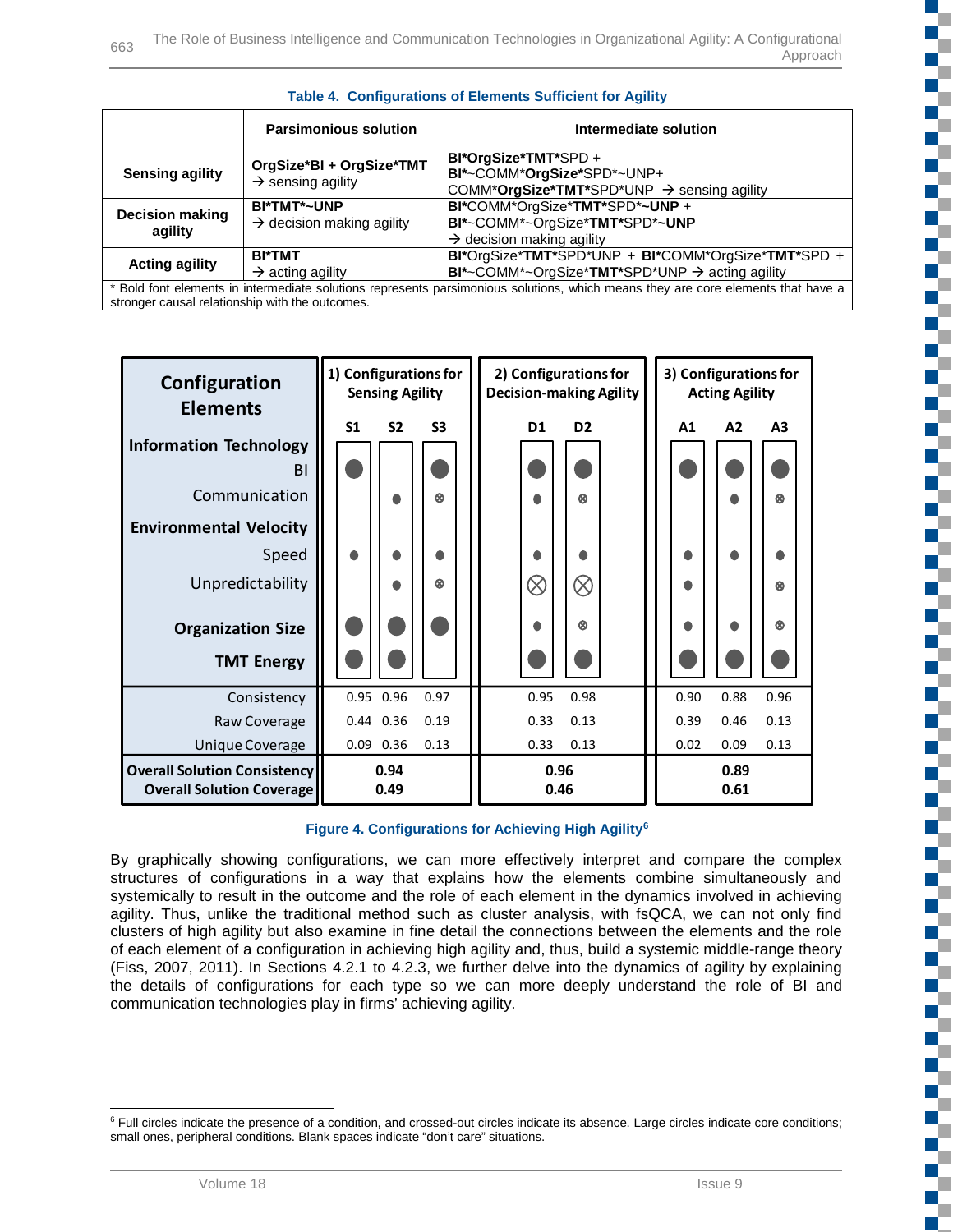**Table 4. Configurations of Elements Sufficient for Agility**

| | Parsimonious solution | Intermediate solution |
|---|---|---|
| Sensing agility | **OrgSize*BI + OrgSize*TMT** → sensing agility | **BI*OrgSize*TMT***SPD + **BI***~COMM***OrgSize***SPD*~UNP+ COMM***OrgSize*TMT***SPD*UNP → sensing agility |
| Decision making agility | **BI*TMT*~UNP** → decision making agility | **BI***COMM*OrgSize***TMT***SPD***~UNP** + **BI***~COMM*~OrgSize***TMT***SPD***~UNP** → decision making agility |
| Acting agility | **BI*TMT** → acting agility | **BI***OrgSize***TMT***SPD*UNP + **BI***COMM*OrgSize***TMT***SPD + **BI***~COMM*~OrgSize***TMT***SPD*UNP → acting agility |

* Bold font elements in intermediate solutions represents parsimonious solutions, which means they are core elements that have a stronger causal relationship with the outcomes.

| Configuration Elements | 1) Configurations for Sensing Agility | | | 2) Configurations for Decision-making Agility | | 3) Configurations for Acting Agility | | |
|---|---|---|---|---|---|---|---|---|
| | S1 | S2 | S3 | D1 | D2 | A1 | A2 | A3 |
| **Information Technology** | | | | | | | | |
| BI | ⬤ | | ⬤ | ⬤ | ⬤ | ⬤ | ⬤ | ⬤ |
| Communication | | • | ⊗ | • | ⊗ | | • | ⊗ |
| **Environmental Velocity** | | | | | | | | |
| Speed | • | • | • | • | • | • | • | • |
| Unpredictability | | • | ⊗ | ⨂ | ⨂ | • | | ⊗ |
| **Organization Size** | ⬤ | ⬤ | ⬤ | • | ⊗ | • | • | ⊗ |
| **TMT Energy** | ⬤ | ⬤ | | ⬤ | ⬤ | ⬤ | ⬤ | ⬤ |
| Consistency | 0.95 | 0.96 | 0.97 | 0.95 | 0.98 | 0.90 | 0.88 | 0.96 |
| Raw Coverage | 0.44 | 0.36 | 0.19 | 0.33 | 0.13 | 0.39 | 0.46 | 0.13 |
| Unique Coverage | 0.09 | 0.36 | 0.13 | 0.33 | 0.13 | 0.02 | 0.09 | 0.13 |
| **Overall Solution Consistency** | **0.94** | | | **0.96** | | **0.89** | | |
| **Overall Solution Coverage** | **0.49** | | | **0.46** | | **0.61** | | |

**Figure 4. Configurations for Achieving High Agility**[6]

By graphically showing configurations, we can more effectively interpret and compare the complex structures of configurations in a way that explains how the elements combine simultaneously and systemically to result in the outcome and the role of each element in the dynamics involved in achieving agility. Thus, unlike the traditional method such as cluster analysis, with fsQCA, we can not only find clusters of high agility but also examine in fine detail the connections between the elements and the role of each element of a configuration in achieving high agility and, thus, build a systemic middle-range theory (Fiss, 2007, 2011). In Sections 4.2.1 to 4.2.3, we further delve into the dynamics of agility by explaining the details of configurations for each type so we can more deeply understand the role of BI and communication technologies play in firms' achieving agility.

[6] Full circles indicate the presence of a condition, and crossed-out circles indicate its absence. Large circles indicate core conditions; small ones, peripheral conditions. Blank spaces indicate "don't care" situations.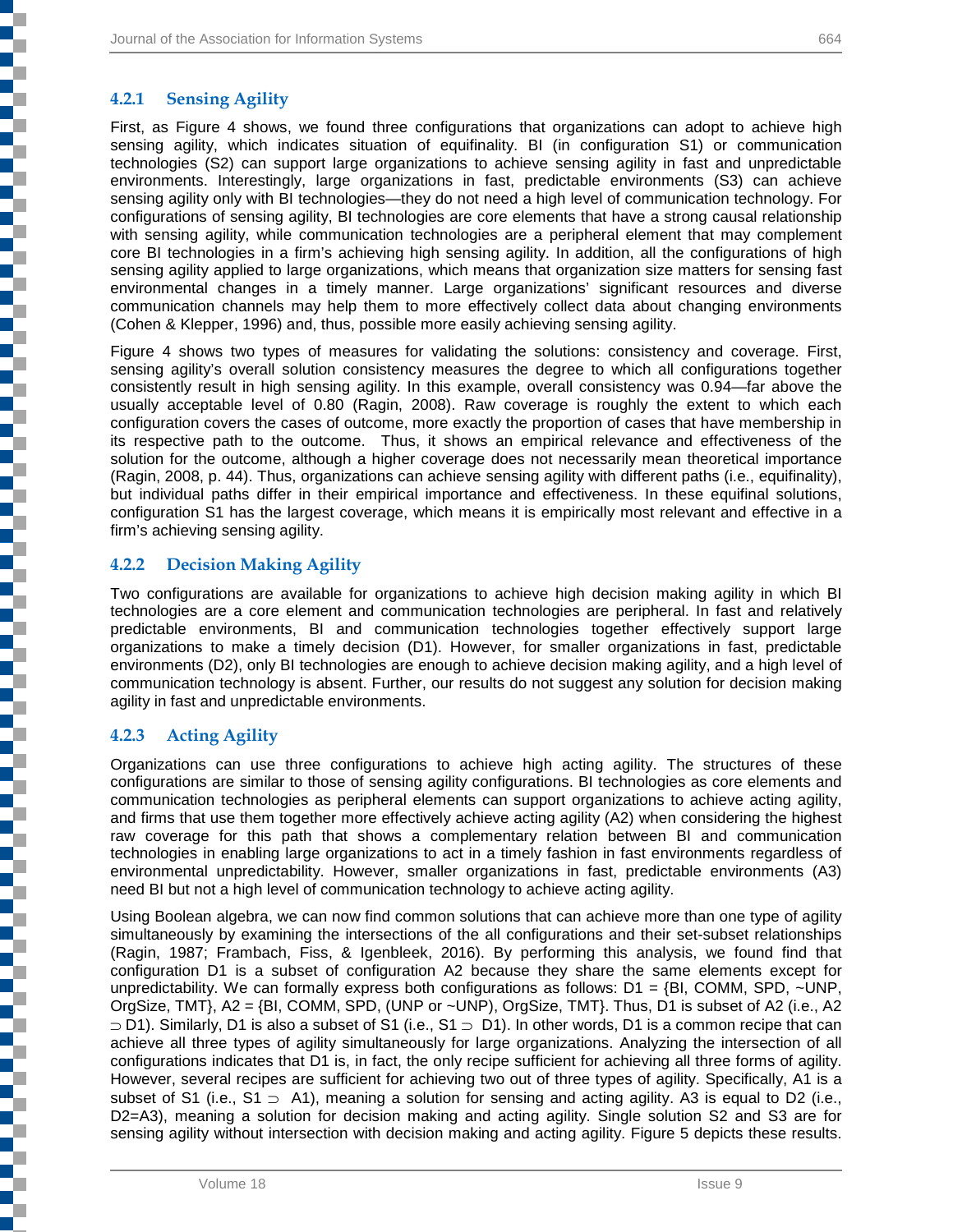### 4.2.1 Sensing Agility

First, as Figure 4 shows, we found three configurations that organizations can adopt to achieve high sensing agility, which indicates situation of equifinality. BI (in configuration S1) or communication technologies (S2) can support large organizations to achieve sensing agility in fast and unpredictable environments. Interestingly, large organizations in fast, predictable environments (S3) can achieve sensing agility only with BI technologies—they do not need a high level of communication technology. For configurations of sensing agility, BI technologies are core elements that have a strong causal relationship with sensing agility, while communication technologies are a peripheral element that may complement core BI technologies in a firm's achieving high sensing agility. In addition, all the configurations of high sensing agility applied to large organizations, which means that organization size matters for sensing fast environmental changes in a timely manner. Large organizations' significant resources and diverse communication channels may help them to more effectively collect data about changing environments (Cohen & Klepper, 1996) and, thus, possible more easily achieving sensing agility.

Figure 4 shows two types of measures for validating the solutions: consistency and coverage. First, sensing agility's overall solution consistency measures the degree to which all configurations together consistently result in high sensing agility. In this example, overall consistency was 0.94—far above the usually acceptable level of 0.80 (Ragin, 2008). Raw coverage is roughly the extent to which each configuration covers the cases of outcome, more exactly the proportion of cases that have membership in its respective path to the outcome. Thus, it shows an empirical relevance and effectiveness of the solution for the outcome, although a higher coverage does not necessarily mean theoretical importance (Ragin, 2008, p. 44). Thus, organizations can achieve sensing agility with different paths (i.e., equifinality), but individual paths differ in their empirical importance and effectiveness. In these equifinal solutions, configuration S1 has the largest coverage, which means it is empirically most relevant and effective in a firm's achieving sensing agility.

### 4.2.2 Decision Making Agility

Two configurations are available for organizations to achieve high decision making agility in which BI technologies are a core element and communication technologies are peripheral. In fast and relatively predictable environments, BI and communication technologies together effectively support large organizations to make a timely decision (D1). However, for smaller organizations in fast, predictable environments (D2), only BI technologies are enough to achieve decision making agility, and a high level of communication technology is absent. Further, our results do not suggest any solution for decision making agility in fast and unpredictable environments.

### 4.2.3 Acting Agility

Organizations can use three configurations to achieve high acting agility. The structures of these configurations are similar to those of sensing agility configurations. BI technologies as core elements and communication technologies as peripheral elements can support organizations to achieve acting agility, and firms that use them together more effectively achieve acting agility (A2) when considering the highest raw coverage for this path that shows a complementary relation between BI and communication technologies in enabling large organizations to act in a timely fashion in fast environments regardless of environmental unpredictability. However, smaller organizations in fast, predictable environments (A3) need BI but not a high level of communication technology to achieve acting agility.

Using Boolean algebra, we can now find common solutions that can achieve more than one type of agility simultaneously by examining the intersections of the all configurations and their set-subset relationships (Ragin, 1987; Frambach, Fiss, & Igenbleek, 2016). By performing this analysis, we found find that configuration D1 is a subset of configuration A2 because they share the same elements except for unpredictability. We can formally express both configurations as follows: D1 = {BI, COMM, SPD, ~UNP, OrgSize, TMT}, A2 = {BI, COMM, SPD, (UNP or ~UNP), OrgSize, TMT}. Thus, D1 is subset of A2 (i.e., A2 $\supset$ D1). Similarly, D1 is also a subset of S1 (i.e., S1 $\supset$ D1). In other words, D1 is a common recipe that can achieve all three types of agility simultaneously for large organizations. Analyzing the intersection of all configurations indicates that D1 is, in fact, the only recipe sufficient for achieving all three forms of agility. However, several recipes are sufficient for achieving two out of three types of agility. Specifically, A1 is a subset of S1 (i.e., S1 $\supset$ A1), meaning a solution for sensing and acting agility. A3 is equal to D2 (i.e., D2=A3), meaning a solution for decision making and acting agility. Single solution S2 and S3 are for sensing agility without intersection with decision making and acting agility. Figure 5 depicts these results.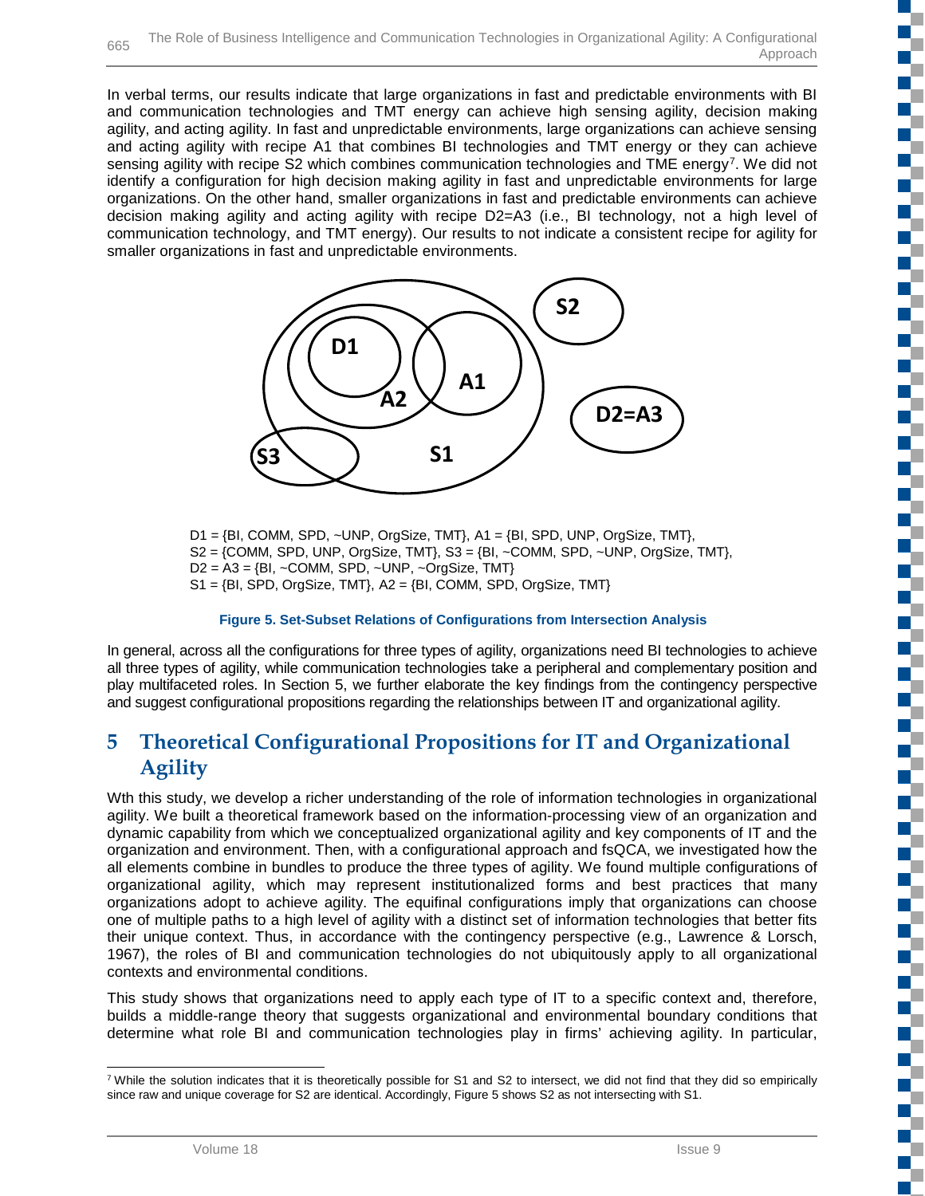In verbal terms, our results indicate that large organizations in fast and predictable environments with BI and communication technologies and TMT energy can achieve high sensing agility, decision making agility, and acting agility. In fast and unpredictable environments, large organizations can achieve sensing and acting agility with recipe A1 that combines BI technologies and TMT energy or they can achieve sensing agility with recipe S2 which combines communication technologies and TME energy[7]. We did not identify a configuration for high decision making agility in fast and unpredictable environments for large organizations. On the other hand, smaller organizations in fast and predictable environments can achieve decision making agility and acting agility with recipe D2=A3 (i.e., BI technology, not a high level of communication technology, and TMT energy). Our results to not indicate a consistent recipe for agility for smaller organizations in fast and unpredictable environments.

D1 = {BI, COMM, SPD, ~UNP, OrgSize, TMT}, A1 = {BI, SPD, UNP, OrgSize, TMT},
S2 = {COMM, SPD, UNP, OrgSize, TMT}, S3 = {BI, ~COMM, SPD, ~UNP, OrgSize, TMT},
D2 = A3 = {BI, ~COMM, SPD, ~UNP, ~OrgSize, TMT}
S1 = {BI, SPD, OrgSize, TMT}, A2 = {BI, COMM, SPD, OrgSize, TMT}

**Figure 5. Set-Subset Relations of Configurations from Intersection Analysis**

In general, across all the configurations for three types of agility, organizations need BI technologies to achieve all three types of agility, while communication technologies take a peripheral and complementary position and play multifaceted roles. In Section 5, we further elaborate the key findings from the contingency perspective and suggest configurational propositions regarding the relationships between IT and organizational agility.

# 5 Theoretical Configurational Propositions for IT and Organizational Agility

Wth this study, we develop a richer understanding of the role of information technologies in organizational agility. We built a theoretical framework based on the information-processing view of an organization and dynamic capability from which we conceptualized organizational agility and key components of IT and the organization and environment. Then, with a configurational approach and fsQCA, we investigated how the all elements combine in bundles to produce the three types of agility. We found multiple configurations of organizational agility, which may represent institutionalized forms and best practices that many organizations adopt to achieve agility. The equifinal configurations imply that organizations can choose one of multiple paths to a high level of agility with a distinct set of information technologies that better fits their unique context. Thus, in accordance with the contingency perspective (e.g., Lawrence & Lorsch, 1967), the roles of BI and communication technologies do not ubiquitously apply to all organizational contexts and environmental conditions.

This study shows that organizations need to apply each type of IT to a specific context and, therefore, builds a middle-range theory that suggests organizational and environmental boundary conditions that determine what role BI and communication technologies play in firms' achieving agility. In particular,

[7] While the solution indicates that it is theoretically possible for S1 and S2 to intersect, we did not find that they did so empirically since raw and unique coverage for S2 are identical. Accordingly, Figure 5 shows S2 as not intersecting with S1.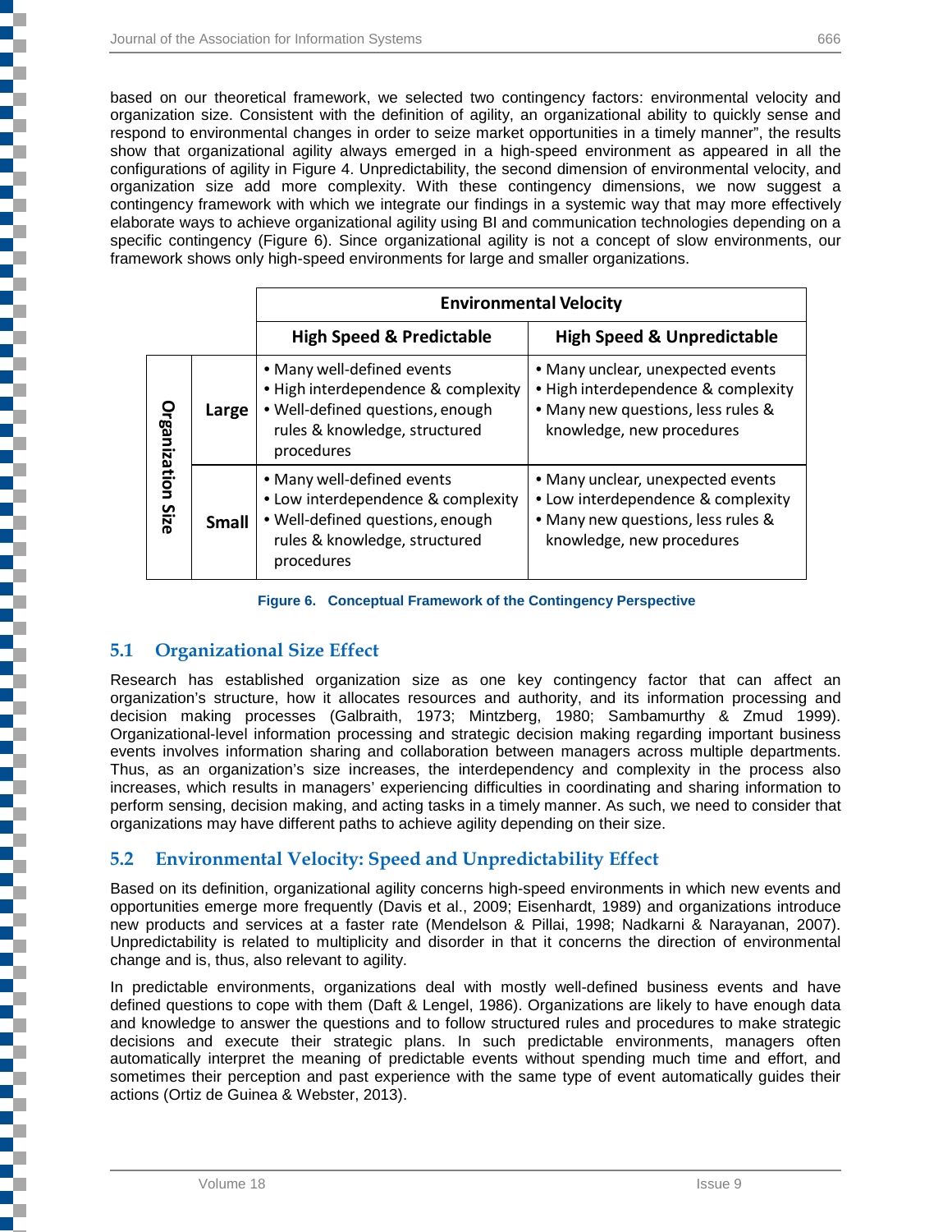based on our theoretical framework, we selected two contingency factors: environmental velocity and organization size. Consistent with the definition of agility, an organizational ability to quickly sense and respond to environmental changes in order to seize market opportunities in a timely manner", the results show that organizational agility always emerged in a high-speed environment as appeared in all the configurations of agility in Figure 4. Unpredictability, the second dimension of environmental velocity, and organization size add more complexity. With these contingency dimensions, we now suggest a contingency framework with which we integrate our findings in a systemic way that may more effectively elaborate ways to achieve organizational agility using BI and communication technologies depending on a specific contingency (Figure 6). Since organizational agility is not a concept of slow environments, our framework shows only high-speed environments for large and smaller organizations.

| | | Environmental Velocity | |
|---|---|---|---|
| | | **High Speed & Predictable** | **High Speed & Unpredictable** |
| **Organization Size** | **Large** | • Many well-defined events<br>• High interdependence & complexity<br>• Well-defined questions, enough rules & knowledge, structured procedures | • Many unclear, unexpected events<br>• High interdependence & complexity<br>• Many new questions, less rules & knowledge, new procedures |
| | **Small** | • Many well-defined events<br>• Low interdependence & complexity<br>• Well-defined questions, enough rules & knowledge, structured procedures | • Many unclear, unexpected events<br>• Low interdependence & complexity<br>• Many new questions, less rules & knowledge, new procedures |

**Figure 6. Conceptual Framework of the Contingency Perspective**

## 5.1 Organizational Size Effect

Research has established organization size as one key contingency factor that can affect an organization's structure, how it allocates resources and authority, and its information processing and decision making processes (Galbraith, 1973; Mintzberg, 1980; Sambamurthy & Zmud 1999). Organizational-level information processing and strategic decision making regarding important business events involves information sharing and collaboration between managers across multiple departments. Thus, as an organization's size increases, the interdependency and complexity in the process also increases, which results in managers' experiencing difficulties in coordinating and sharing information to perform sensing, decision making, and acting tasks in a timely manner. As such, we need to consider that organizations may have different paths to achieve agility depending on their size.

## 5.2 Environmental Velocity: Speed and Unpredictability Effect

Based on its definition, organizational agility concerns high-speed environments in which new events and opportunities emerge more frequently (Davis et al., 2009; Eisenhardt, 1989) and organizations introduce new products and services at a faster rate (Mendelson & Pillai, 1998; Nadkarni & Narayanan, 2007). Unpredictability is related to multiplicity and disorder in that it concerns the direction of environmental change and is, thus, also relevant to agility.

In predictable environments, organizations deal with mostly well-defined business events and have defined questions to cope with them (Daft & Lengel, 1986). Organizations are likely to have enough data and knowledge to answer the questions and to follow structured rules and procedures to make strategic decisions and execute their strategic plans. In such predictable environments, managers often automatically interpret the meaning of predictable events without spending much time and effort, and sometimes their perception and past experience with the same type of event automatically guides their actions (Ortiz de Guinea & Webster, 2013).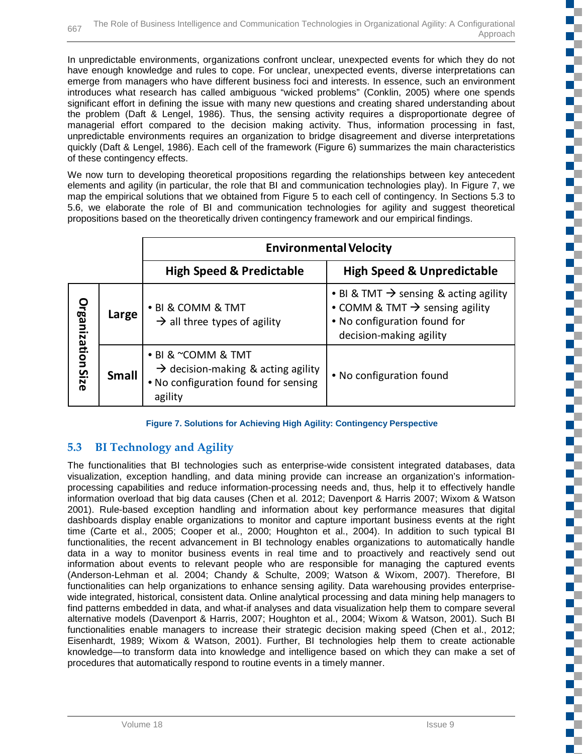In unpredictable environments, organizations confront unclear, unexpected events for which they do not have enough knowledge and rules to cope. For unclear, unexpected events, diverse interpretations can emerge from managers who have different business foci and interests. In essence, such an environment introduces what research has called ambiguous "wicked problems" (Conklin, 2005) where one spends significant effort in defining the issue with many new questions and creating shared understanding about the problem (Daft & Lengel, 1986). Thus, the sensing activity requires a disproportionate degree of managerial effort compared to the decision making activity. Thus, information processing in fast, unpredictable environments requires an organization to bridge disagreement and diverse interpretations quickly (Daft & Lengel, 1986). Each cell of the framework (Figure 6) summarizes the main characteristics of these contingency effects.

We now turn to developing theoretical propositions regarding the relationships between key antecedent elements and agility (in particular, the role that BI and communication technologies play). In Figure 7, we map the empirical solutions that we obtained from Figure 5 to each cell of contingency. In Sections 5.3 to 5.6, we elaborate the role of BI and communication technologies for agility and suggest theoretical propositions based on the theoretically driven contingency framework and our empirical findings.

| | | Environmental Velocity | |
|---|---|---|---|
| | | **High Speed & Predictable** | **High Speed & Unpredictable** |
| **Organization Size** | **Large** | • BI & COMM & TMT → all three types of agility | • BI & TMT → sensing & acting agility<br>• COMM & TMT → sensing agility<br>• No configuration found for decision-making agility |
| | **Small** | • BI & ~COMM & TMT → decision-making & acting agility<br>• No configuration found for sensing agility | • No configuration found |

**Figure 7. Solutions for Achieving High Agility: Contingency Perspective**

## 5.3 BI Technology and Agility

The functionalities that BI technologies such as enterprise-wide consistent integrated databases, data visualization, exception handling, and data mining provide can increase an organization's information-processing capabilities and reduce information-processing needs and, thus, help it to effectively handle information overload that big data causes (Chen et al. 2012; Davenport & Harris 2007; Wixom & Watson 2001). Rule-based exception handling and information about key performance measures that digital dashboards display enable organizations to monitor and capture important business events at the right time (Carte et al., 2005; Cooper et al., 2000; Houghton et al., 2004). In addition to such typical BI functionalities, the recent advancement in BI technology enables organizations to automatically handle data in a way to monitor business events in real time and to proactively and reactively send out information about events to relevant people who are responsible for managing the captured events (Anderson-Lehman et al. 2004; Chandy & Schulte, 2009; Watson & Wixom, 2007). Therefore, BI functionalities can help organizations to enhance sensing agility. Data warehousing provides enterprise-wide integrated, historical, consistent data. Online analytical processing and data mining help managers to find patterns embedded in data, and what-if analyses and data visualization help them to compare several alternative models (Davenport & Harris, 2007; Houghton et al., 2004; Wixom & Watson, 2001). Such BI functionalities enable managers to increase their strategic decision making speed (Chen et al., 2012; Eisenhardt, 1989; Wixom & Watson, 2001). Further, BI technologies help them to create actionable knowledge—to transform data into knowledge and intelligence based on which they can make a set of procedures that automatically respond to routine events in a timely manner.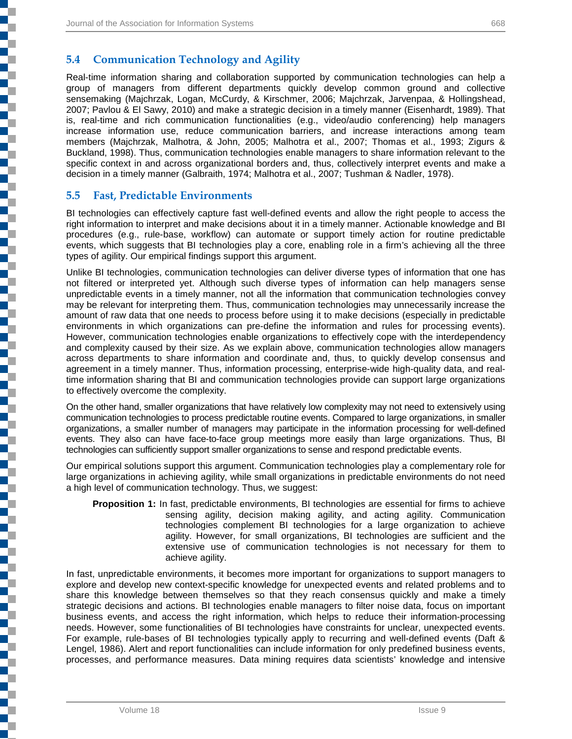## 5.4 Communication Technology and Agility

Real-time information sharing and collaboration supported by communication technologies can help a group of managers from different departments quickly develop common ground and collective sensemaking (Majchrzak, Logan, McCurdy, & Kirschmer, 2006; Majchrzak, Jarvenpaa, & Hollingshead, 2007; Pavlou & El Sawy, 2010) and make a strategic decision in a timely manner (Eisenhardt, 1989). That is, real-time and rich communication functionalities (e.g., video/audio conferencing) help managers increase information use, reduce communication barriers, and increase interactions among team members (Majchrzak, Malhotra, & John, 2005; Malhotra et al., 2007; Thomas et al., 1993; Zigurs & Buckland, 1998). Thus, communication technologies enable managers to share information relevant to the specific context in and across organizational borders and, thus, collectively interpret events and make a decision in a timely manner (Galbraith, 1974; Malhotra et al., 2007; Tushman & Nadler, 1978).

## 5.5 Fast, Predictable Environments

BI technologies can effectively capture fast well-defined events and allow the right people to access the right information to interpret and make decisions about it in a timely manner. Actionable knowledge and BI procedures (e.g., rule-base, workflow) can automate or support timely action for routine predictable events, which suggests that BI technologies play a core, enabling role in a firm's achieving all the three types of agility. Our empirical findings support this argument.

Unlike BI technologies, communication technologies can deliver diverse types of information that one has not filtered or interpreted yet. Although such diverse types of information can help managers sense unpredictable events in a timely manner, not all the information that communication technologies convey may be relevant for interpreting them. Thus, communication technologies may unnecessarily increase the amount of raw data that one needs to process before using it to make decisions (especially in predictable environments in which organizations can pre-define the information and rules for processing events). However, communication technologies enable organizations to effectively cope with the interdependency and complexity caused by their size. As we explain above, communication technologies allow managers across departments to share information and coordinate and, thus, to quickly develop consensus and agreement in a timely manner. Thus, information processing, enterprise-wide high-quality data, and real-time information sharing that BI and communication technologies provide can support large organizations to effectively overcome the complexity.

On the other hand, smaller organizations that have relatively low complexity may not need to extensively using communication technologies to process predictable routine events. Compared to large organizations, in smaller organizations, a smaller number of managers may participate in the information processing for well-defined events. They also can have face-to-face group meetings more easily than large organizations. Thus, BI technologies can sufficiently support smaller organizations to sense and respond predictable events.

Our empirical solutions support this argument. Communication technologies play a complementary role for large organizations in achieving agility, while small organizations in predictable environments do not need a high level of communication technology. Thus, we suggest:

> **Proposition 1:** In fast, predictable environments, BI technologies are essential for firms to achieve sensing agility, decision making agility, and acting agility. Communication technologies complement BI technologies for a large organization to achieve agility. However, for small organizations, BI technologies are sufficient and the extensive use of communication technologies is not necessary for them to achieve agility.

In fast, unpredictable environments, it becomes more important for organizations to support managers to explore and develop new context-specific knowledge for unexpected events and related problems and to share this knowledge between themselves so that they reach consensus quickly and make a timely strategic decisions and actions. BI technologies enable managers to filter noise data, focus on important business events, and access the right information, which helps to reduce their information-processing needs. However, some functionalities of BI technologies have constraints for unclear, unexpected events. For example, rule-bases of BI technologies typically apply to recurring and well-defined events (Daft & Lengel, 1986). Alert and report functionalities can include information for only predefined business events, processes, and performance measures. Data mining requires data scientists' knowledge and intensive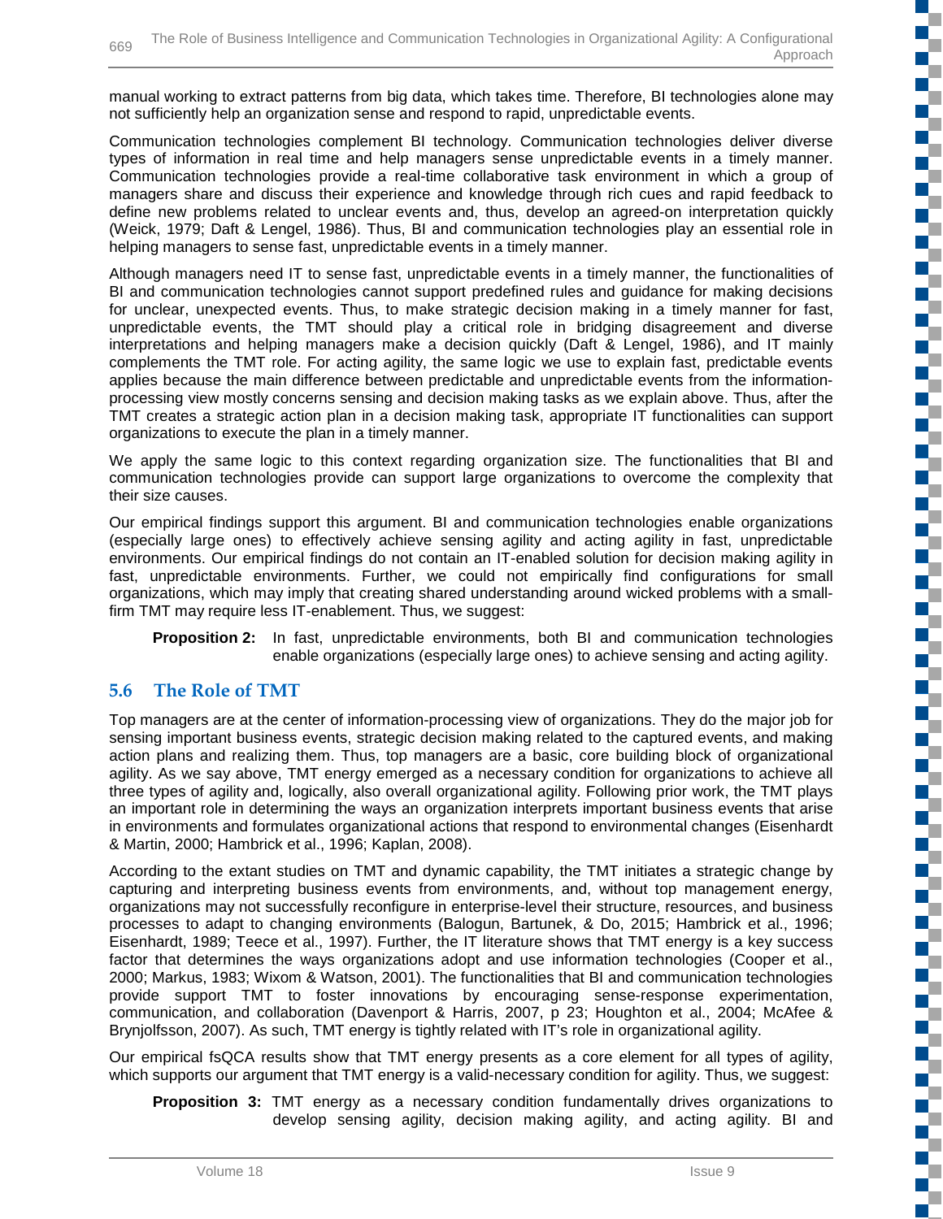manual working to extract patterns from big data, which takes time. Therefore, BI technologies alone may not sufficiently help an organization sense and respond to rapid, unpredictable events.

Communication technologies complement BI technology. Communication technologies deliver diverse types of information in real time and help managers sense unpredictable events in a timely manner. Communication technologies provide a real-time collaborative task environment in which a group of managers share and discuss their experience and knowledge through rich cues and rapid feedback to define new problems related to unclear events and, thus, develop an agreed-on interpretation quickly (Weick, 1979; Daft & Lengel, 1986). Thus, BI and communication technologies play an essential role in helping managers to sense fast, unpredictable events in a timely manner.

Although managers need IT to sense fast, unpredictable events in a timely manner, the functionalities of BI and communication technologies cannot support predefined rules and guidance for making decisions for unclear, unexpected events. Thus, to make strategic decision making in a timely manner for fast, unpredictable events, the TMT should play a critical role in bridging disagreement and diverse interpretations and helping managers make a decision quickly (Daft & Lengel, 1986), and IT mainly complements the TMT role. For acting agility, the same logic we use to explain fast, predictable events applies because the main difference between predictable and unpredictable events from the information-processing view mostly concerns sensing and decision making tasks as we explain above. Thus, after the TMT creates a strategic action plan in a decision making task, appropriate IT functionalities can support organizations to execute the plan in a timely manner.

We apply the same logic to this context regarding organization size. The functionalities that BI and communication technologies provide can support large organizations to overcome the complexity that their size causes.

Our empirical findings support this argument. BI and communication technologies enable organizations (especially large ones) to effectively achieve sensing agility and acting agility in fast, unpredictable environments. Our empirical findings do not contain an IT-enabled solution for decision making agility in fast, unpredictable environments. Further, we could not empirically find configurations for small organizations, which may imply that creating shared understanding around wicked problems with a small-firm TMT may require less IT-enablement. Thus, we suggest:

> **Proposition 2:** In fast, unpredictable environments, both BI and communication technologies enable organizations (especially large ones) to achieve sensing and acting agility.

## 5.6 The Role of TMT

Top managers are at the center of information-processing view of organizations. They do the major job for sensing important business events, strategic decision making related to the captured events, and making action plans and realizing them. Thus, top managers are a basic, core building block of organizational agility. As we say above, TMT energy emerged as a necessary condition for organizations to achieve all three types of agility and, logically, also overall organizational agility. Following prior work, the TMT plays an important role in determining the ways an organization interprets important business events that arise in environments and formulates organizational actions that respond to environmental changes (Eisenhardt & Martin, 2000; Hambrick et al., 1996; Kaplan, 2008).

According to the extant studies on TMT and dynamic capability, the TMT initiates a strategic change by capturing and interpreting business events from environments, and, without top management energy, organizations may not successfully reconfigure in enterprise-level their structure, resources, and business processes to adapt to changing environments (Balogun, Bartunek, & Do, 2015; Hambrick et al., 1996; Eisenhardt, 1989; Teece et al., 1997). Further, the IT literature shows that TMT energy is a key success factor that determines the ways organizations adopt and use information technologies (Cooper et al., 2000; Markus, 1983; Wixom & Watson, 2001). The functionalities that BI and communication technologies provide support TMT to foster innovations by encouraging sense-response experimentation, communication, and collaboration (Davenport & Harris, 2007, p 23; Houghton et al., 2004; McAfee & Brynjolfsson, 2007). As such, TMT energy is tightly related with IT's role in organizational agility.

Our empirical fsQCA results show that TMT energy presents as a core element for all types of agility, which supports our argument that TMT energy is a valid-necessary condition for agility. Thus, we suggest:

> **Proposition 3:** TMT energy as a necessary condition fundamentally drives organizations to develop sensing agility, decision making agility, and acting agility. BI and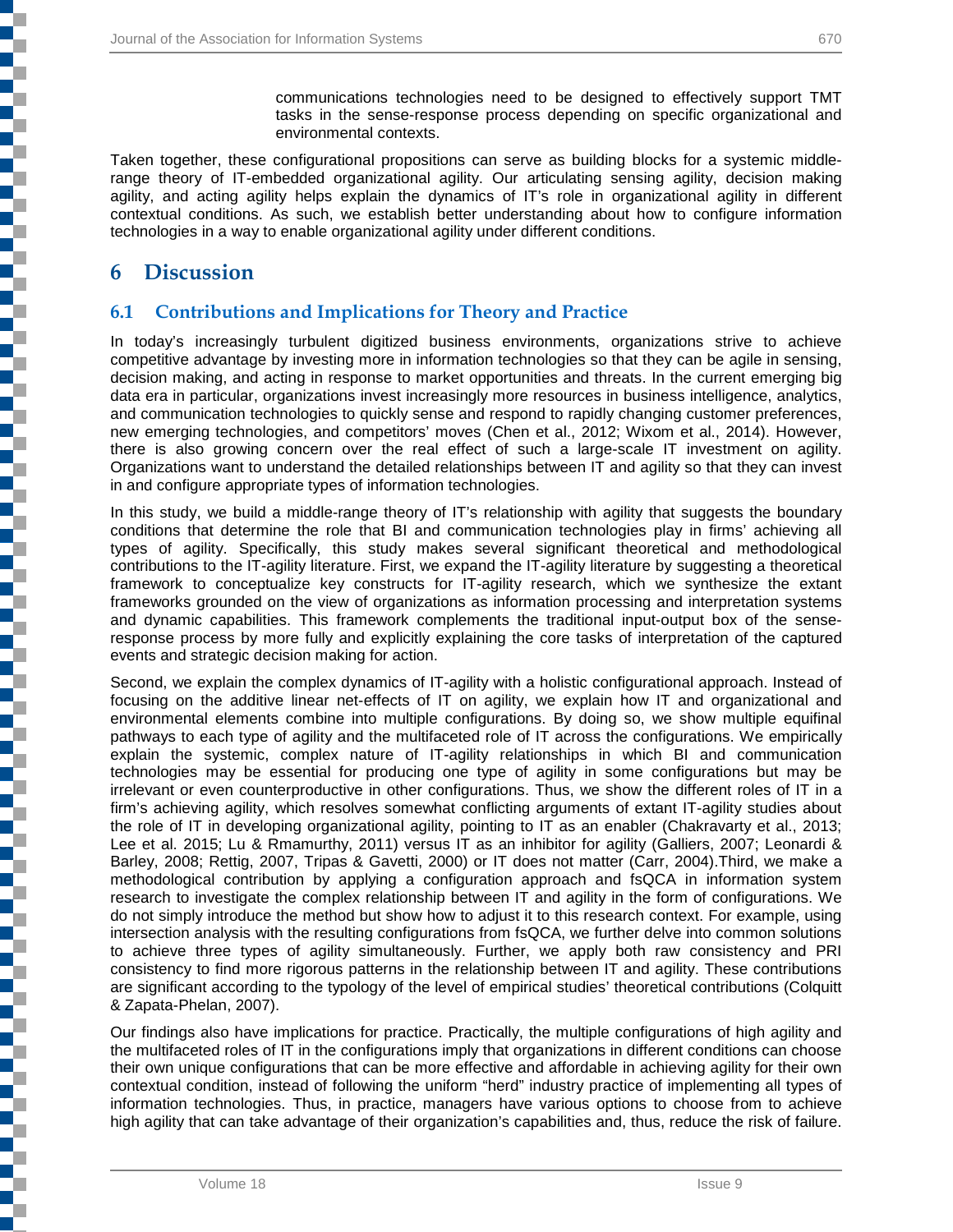communications technologies need to be designed to effectively support TMT tasks in the sense-response process depending on specific organizational and environmental contexts.

Taken together, these configurational propositions can serve as building blocks for a systemic middle-range theory of IT-embedded organizational agility. Our articulating sensing agility, decision making agility, and acting agility helps explain the dynamics of IT's role in organizational agility in different contextual conditions. As such, we establish better understanding about how to configure information technologies in a way to enable organizational agility under different conditions.

# 6 Discussion

## 6.1 Contributions and Implications for Theory and Practice

In today's increasingly turbulent digitized business environments, organizations strive to achieve competitive advantage by investing more in information technologies so that they can be agile in sensing, decision making, and acting in response to market opportunities and threats. In the current emerging big data era in particular, organizations invest increasingly more resources in business intelligence, analytics, and communication technologies to quickly sense and respond to rapidly changing customer preferences, new emerging technologies, and competitors' moves (Chen et al., 2012; Wixom et al., 2014). However, there is also growing concern over the real effect of such a large-scale IT investment on agility. Organizations want to understand the detailed relationships between IT and agility so that they can invest in and configure appropriate types of information technologies.

In this study, we build a middle-range theory of IT's relationship with agility that suggests the boundary conditions that determine the role that BI and communication technologies play in firms' achieving all types of agility. Specifically, this study makes several significant theoretical and methodological contributions to the IT-agility literature. First, we expand the IT-agility literature by suggesting a theoretical framework to conceptualize key constructs for IT-agility research, which we synthesize the extant frameworks grounded on the view of organizations as information processing and interpretation systems and dynamic capabilities. This framework complements the traditional input-output box of the sense-response process by more fully and explicitly explaining the core tasks of interpretation of the captured events and strategic decision making for action.

Second, we explain the complex dynamics of IT-agility with a holistic configurational approach. Instead of focusing on the additive linear net-effects of IT on agility, we explain how IT and organizational and environmental elements combine into multiple configurations. By doing so, we show multiple equifinal pathways to each type of agility and the multifaceted role of IT across the configurations. We empirically explain the systemic, complex nature of IT-agility relationships in which BI and communication technologies may be essential for producing one type of agility in some configurations but may be irrelevant or even counterproductive in other configurations. Thus, we show the different roles of IT in a firm's achieving agility, which resolves somewhat conflicting arguments of extant IT-agility studies about the role of IT in developing organizational agility, pointing to IT as an enabler (Chakravarty et al., 2013; Lee et al. 2015; Lu & Rmamurthy, 2011) versus IT as an inhibitor for agility (Galliers, 2007; Leonardi & Barley, 2008; Rettig, 2007, Tripas & Gavetti, 2000) or IT does not matter (Carr, 2004).Third, we make a methodological contribution by applying a configuration approach and fsQCA in information system research to investigate the complex relationship between IT and agility in the form of configurations. We do not simply introduce the method but show how to adjust it to this research context. For example, using intersection analysis with the resulting configurations from fsQCA, we further delve into common solutions to achieve three types of agility simultaneously. Further, we apply both raw consistency and PRI consistency to find more rigorous patterns in the relationship between IT and agility. These contributions are significant according to the typology of the level of empirical studies' theoretical contributions (Colquitt & Zapata-Phelan, 2007).

Our findings also have implications for practice. Practically, the multiple configurations of high agility and the multifaceted roles of IT in the configurations imply that organizations in different conditions can choose their own unique configurations that can be more effective and affordable in achieving agility for their own contextual condition, instead of following the uniform "herd" industry practice of implementing all types of information technologies. Thus, in practice, managers have various options to choose from to achieve high agility that can take advantage of their organization's capabilities and, thus, reduce the risk of failure.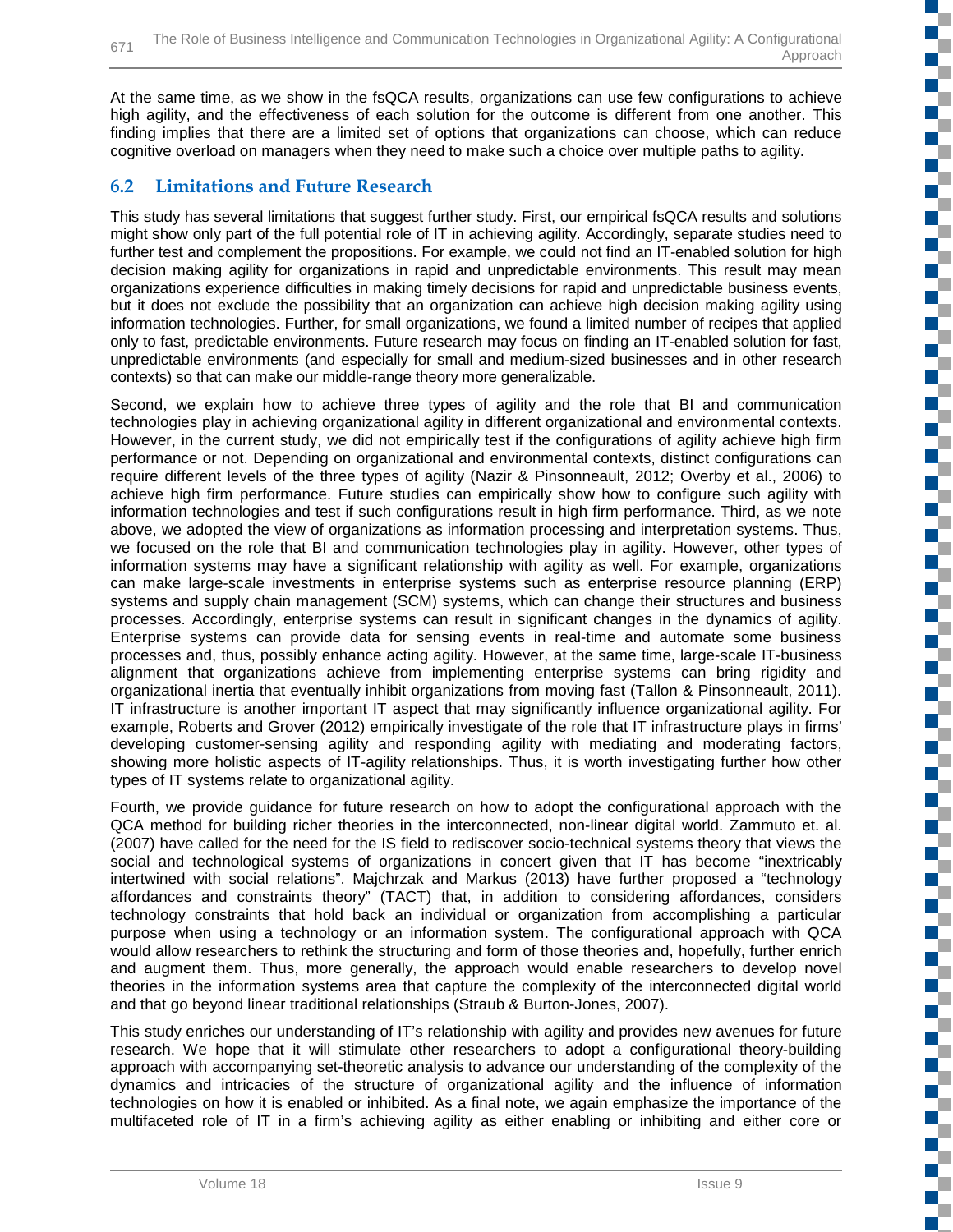At the same time, as we show in the fsQCA results, organizations can use few configurations to achieve high agility, and the effectiveness of each solution for the outcome is different from one another. This finding implies that there are a limited set of options that organizations can choose, which can reduce cognitive overload on managers when they need to make such a choice over multiple paths to agility.

## 6.2 Limitations and Future Research

This study has several limitations that suggest further study. First, our empirical fsQCA results and solutions might show only part of the full potential role of IT in achieving agility. Accordingly, separate studies need to further test and complement the propositions. For example, we could not find an IT-enabled solution for high decision making agility for organizations in rapid and unpredictable environments. This result may mean organizations experience difficulties in making timely decisions for rapid and unpredictable business events, but it does not exclude the possibility that an organization can achieve high decision making agility using information technologies. Further, for small organizations, we found a limited number of recipes that applied only to fast, predictable environments. Future research may focus on finding an IT-enabled solution for fast, unpredictable environments (and especially for small and medium-sized businesses and in other research contexts) so that can make our middle-range theory more generalizable.

Second, we explain how to achieve three types of agility and the role that BI and communication technologies play in achieving organizational agility in different organizational and environmental contexts. However, in the current study, we did not empirically test if the configurations of agility achieve high firm performance or not. Depending on organizational and environmental contexts, distinct configurations can require different levels of the three types of agility (Nazir & Pinsonneault, 2012; Overby et al., 2006) to achieve high firm performance. Future studies can empirically show how to configure such agility with information technologies and test if such configurations result in high firm performance. Third, as we note above, we adopted the view of organizations as information processing and interpretation systems. Thus, we focused on the role that BI and communication technologies play in agility. However, other types of information systems may have a significant relationship with agility as well. For example, organizations can make large-scale investments in enterprise systems such as enterprise resource planning (ERP) systems and supply chain management (SCM) systems, which can change their structures and business processes. Accordingly, enterprise systems can result in significant changes in the dynamics of agility. Enterprise systems can provide data for sensing events in real-time and automate some business processes and, thus, possibly enhance acting agility. However, at the same time, large-scale IT-business alignment that organizations achieve from implementing enterprise systems can bring rigidity and organizational inertia that eventually inhibit organizations from moving fast (Tallon & Pinsonneault, 2011). IT infrastructure is another important IT aspect that may significantly influence organizational agility. For example, Roberts and Grover (2012) empirically investigate of the role that IT infrastructure plays in firms' developing customer-sensing agility and responding agility with mediating and moderating factors, showing more holistic aspects of IT-agility relationships. Thus, it is worth investigating further how other types of IT systems relate to organizational agility.

Fourth, we provide guidance for future research on how to adopt the configurational approach with the QCA method for building richer theories in the interconnected, non-linear digital world. Zammuto et. al. (2007) have called for the need for the IS field to rediscover socio-technical systems theory that views the social and technological systems of organizations in concert given that IT has become "inextricably intertwined with social relations". Majchrzak and Markus (2013) have further proposed a "technology affordances and constraints theory" (TACT) that, in addition to considering affordances, considers technology constraints that hold back an individual or organization from accomplishing a particular purpose when using a technology or an information system. The configurational approach with QCA would allow researchers to rethink the structuring and form of those theories and, hopefully, further enrich and augment them. Thus, more generally, the approach would enable researchers to develop novel theories in the information systems area that capture the complexity of the interconnected digital world and that go beyond linear traditional relationships (Straub & Burton-Jones, 2007).

This study enriches our understanding of IT's relationship with agility and provides new avenues for future research. We hope that it will stimulate other researchers to adopt a configurational theory-building approach with accompanying set-theoretic analysis to advance our understanding of the complexity of the dynamics and intricacies of the structure of organizational agility and the influence of information technologies on how it is enabled or inhibited. As a final note, we again emphasize the importance of the multifaceted role of IT in a firm's achieving agility as either enabling or inhibiting and either core or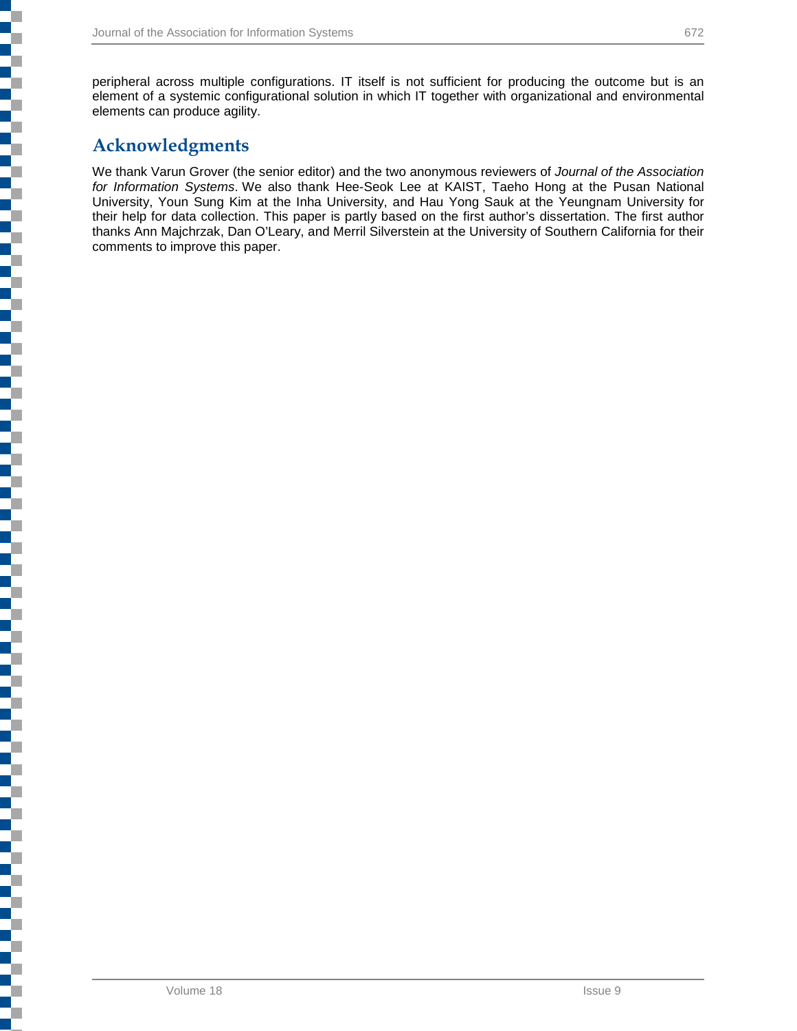peripheral across multiple configurations. IT itself is not sufficient for producing the outcome but is an element of a systemic configurational solution in which IT together with organizational and environmental elements can produce agility.

## Acknowledgments

We thank Varun Grover (the senior editor) and the two anonymous reviewers of *Journal of the Association for Information Systems*. We also thank Hee-Seok Lee at KAIST, Taeho Hong at the Pusan National University, Youn Sung Kim at the Inha University, and Hau Yong Sauk at the Yeungnam University for their help for data collection. This paper is partly based on the first author's dissertation. The first author thanks Ann Majchrzak, Dan O'Leary, and Merril Silverstein at the University of Southern California for their comments to improve this paper.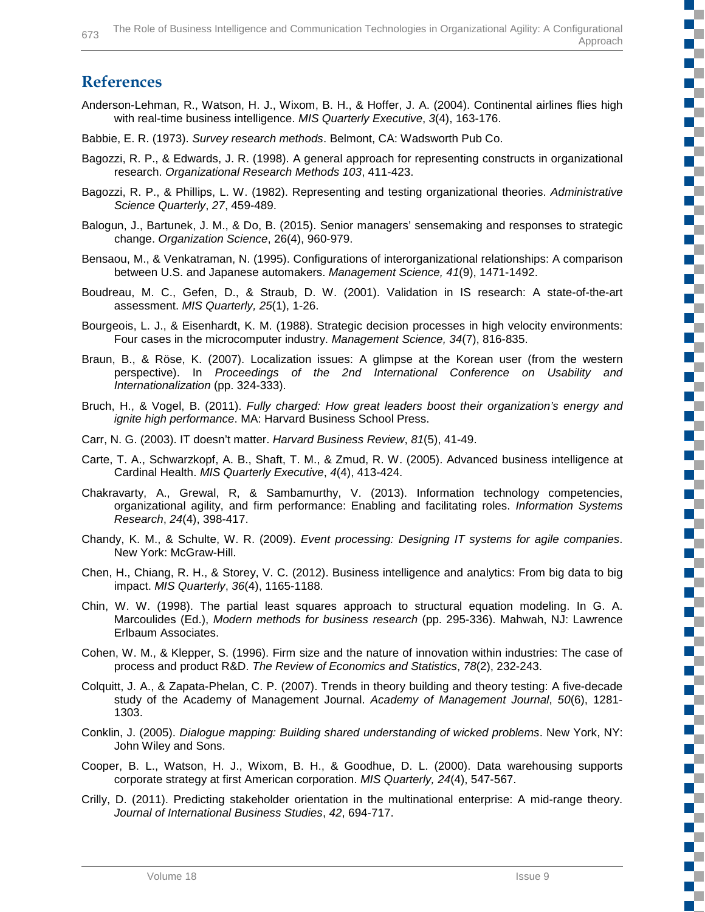## References

Anderson-Lehman, R., Watson, H. J., Wixom, B. H., & Hoffer, J. A. (2004). Continental airlines flies high with real-time business intelligence. *MIS Quarterly Executive*, *3*(4), 163-176.

Babbie, E. R. (1973). *Survey research methods*. Belmont, CA: Wadsworth Pub Co.

Bagozzi, R. P., & Edwards, J. R. (1998). A general approach for representing constructs in organizational research. *Organizational Research Methods 103*, 411-423.

Bagozzi, R. P., & Phillips, L. W. (1982). Representing and testing organizational theories. *Administrative Science Quarterly*, *27*, 459-489.

Balogun, J., Bartunek, J. M., & Do, B. (2015). Senior managers' sensemaking and responses to strategic change. *Organization Science*, 26(4), 960-979.

Bensaou, M., & Venkatraman, N. (1995). Configurations of interorganizational relationships: A comparison between U.S. and Japanese automakers. *Management Science, 41*(9), 1471-1492.

Boudreau, M. C., Gefen, D., & Straub, D. W. (2001). Validation in IS research: A state-of-the-art assessment. *MIS Quarterly, 25*(1), 1-26.

Bourgeois, L. J., & Eisenhardt, K. M. (1988). Strategic decision processes in high velocity environments: Four cases in the microcomputer industry. *Management Science, 34*(7), 816-835.

Braun, B., & Röse, K. (2007). Localization issues: A glimpse at the Korean user (from the western perspective). In *Proceedings of the 2nd International Conference on Usability and Internationalization* (pp. 324-333).

Bruch, H., & Vogel, B. (2011). *Fully charged: How great leaders boost their organization's energy and ignite high performance*. MA: Harvard Business School Press.

Carr, N. G. (2003). IT doesn't matter. *Harvard Business Review*, *81*(5), 41-49.

Carte, T. A., Schwarzkopf, A. B., Shaft, T. M., & Zmud, R. W. (2005). Advanced business intelligence at Cardinal Health. *MIS Quarterly Executive*, *4*(4), 413-424.

Chakravarty, A., Grewal, R, & Sambamurthy, V. (2013). Information technology competencies, organizational agility, and firm performance: Enabling and facilitating roles. *Information Systems Research*, *24*(4), 398-417.

Chandy, K. M., & Schulte, W. R. (2009). *Event processing: Designing IT systems for agile companies*. New York: McGraw-Hill.

Chen, H., Chiang, R. H., & Storey, V. C. (2012). Business intelligence and analytics: From big data to big impact. *MIS Quarterly*, *36*(4), 1165-1188.

Chin, W. W. (1998). The partial least squares approach to structural equation modeling. In G. A. Marcoulides (Ed.), *Modern methods for business research* (pp. 295-336). Mahwah, NJ: Lawrence Erlbaum Associates.

Cohen, W. M., & Klepper, S. (1996). Firm size and the nature of innovation within industries: The case of process and product R&D. *The Review of Economics and Statistics*, *78*(2), 232-243.

Colquitt, J. A., & Zapata-Phelan, C. P. (2007). Trends in theory building and theory testing: A five-decade study of the Academy of Management Journal. *Academy of Management Journal*, *50*(6), 1281-1303.

Conklin, J. (2005). *Dialogue mapping: Building shared understanding of wicked problems*. New York, NY: John Wiley and Sons.

Cooper, B. L., Watson, H. J., Wixom, B. H., & Goodhue, D. L. (2000). Data warehousing supports corporate strategy at first American corporation. *MIS Quarterly, 24*(4), 547-567.

Crilly, D. (2011). Predicting stakeholder orientation in the multinational enterprise: A mid-range theory. *Journal of International Business Studies*, *42*, 694-717.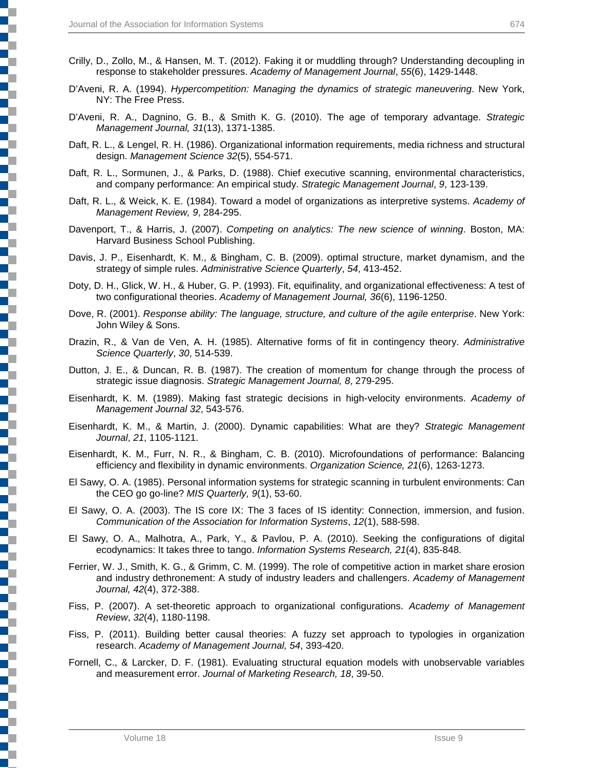Crilly, D., Zollo, M., & Hansen, M. T. (2012). Faking it or muddling through? Understanding decoupling in response to stakeholder pressures. *Academy of Management Journal*, *55*(6), 1429-1448.

D'Aveni, R. A. (1994). *Hypercompetition: Managing the dynamics of strategic maneuvering*. New York, NY: The Free Press.

D'Aveni, R. A., Dagnino, G. B., & Smith K. G. (2010). The age of temporary advantage. *Strategic Management Journal, 31*(13), 1371-1385.

Daft, R. L., & Lengel, R. H. (1986). Organizational information requirements, media richness and structural design. *Management Science 32*(5), 554-571.

Daft, R. L., Sormunen, J., & Parks, D. (1988). Chief executive scanning, environmental characteristics, and company performance: An empirical study. *Strategic Management Journal*, *9*, 123-139.

Daft, R. L., & Weick, K. E. (1984). Toward a model of organizations as interpretive systems. *Academy of Management Review, 9*, 284-295.

Davenport, T., & Harris, J. (2007). *Competing on analytics: The new science of winning*. Boston, MA: Harvard Business School Publishing.

Davis, J. P., Eisenhardt, K. M., & Bingham, C. B. (2009). optimal structure, market dynamism, and the strategy of simple rules. *Administrative Science Quarterly*, *54*, 413-452.

Doty, D. H., Glick, W. H., & Huber, G. P. (1993). Fit, equifinality, and organizational effectiveness: A test of two configurational theories. *Academy of Management Journal, 36*(6), 1196-1250.

Dove, R. (2001). *Response ability: The language, structure, and culture of the agile enterprise*. New York: John Wiley & Sons.

Drazin, R., & Van de Ven, A. H. (1985). Alternative forms of fit in contingency theory. *Administrative Science Quarterly*, *30*, 514-539.

Dutton, J. E., & Duncan, R. B. (1987). The creation of momentum for change through the process of strategic issue diagnosis. *Strategic Management Journal, 8*, 279-295.

Eisenhardt, K. M. (1989). Making fast strategic decisions in high-velocity environments. *Academy of Management Journal 32*, 543-576.

Eisenhardt, K. M., & Martin, J. (2000). Dynamic capabilities: What are they? *Strategic Management Journal*, *21*, 1105-1121.

Eisenhardt, K. M., Furr, N. R., & Bingham, C. B. (2010). Microfoundations of performance: Balancing efficiency and flexibility in dynamic environments. *Organization Science, 21*(6), 1263-1273.

El Sawy, O. A. (1985). Personal information systems for strategic scanning in turbulent environments: Can the CEO go go-line? *MIS Quarterly, 9*(1), 53-60.

El Sawy, O. A. (2003). The IS core IX: The 3 faces of IS identity: Connection, immersion, and fusion. *Communication of the Association for Information Systems*, *12*(1), 588-598.

El Sawy, O. A., Malhotra, A., Park, Y., & Pavlou, P. A. (2010). Seeking the configurations of digital ecodynamics: It takes three to tango. *Information Systems Research, 21*(4), 835-848.

Ferrier, W. J., Smith, K. G., & Grimm, C. M. (1999). The role of competitive action in market share erosion and industry dethronement: A study of industry leaders and challengers. *Academy of Management Journal, 42*(4), 372-388.

Fiss, P. (2007). A set-theoretic approach to organizational configurations. *Academy of Management Review*, *32*(4), 1180-1198.

Fiss, P. (2011). Building better causal theories: A fuzzy set approach to typologies in organization research. *Academy of Management Journal, 54*, 393-420.

Fornell, C., & Larcker, D. F. (1981). Evaluating structural equation models with unobservable variables and measurement error. *Journal of Marketing Research, 18*, 39-50.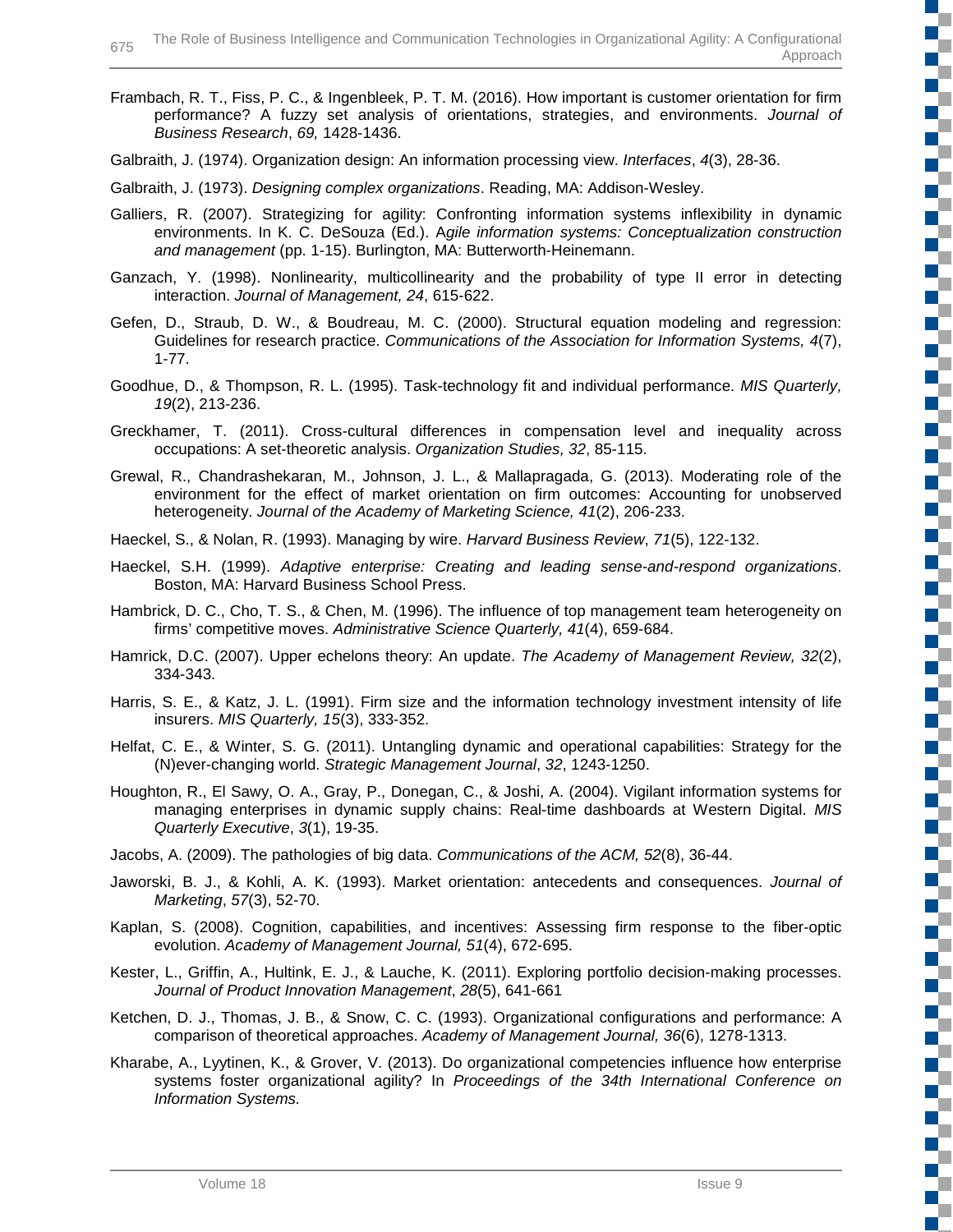Frambach, R. T., Fiss, P. C., & Ingenbleek, P. T. M. (2016). How important is customer orientation for firm performance? A fuzzy set analysis of orientations, strategies, and environments. *Journal of Business Research*, *69,* 1428-1436.

Galbraith, J. (1974). Organization design: An information processing view. *Interfaces*, *4*(3), 28-36.

Galbraith, J. (1973). *Designing complex organizations*. Reading, MA: Addison-Wesley.

Galliers, R. (2007). Strategizing for agility: Confronting information systems inflexibility in dynamic environments. In K. C. DeSouza (Ed.). A*gile information systems: Conceptualization construction and management* (pp. 1-15). Burlington, MA: Butterworth-Heinemann.

Ganzach, Y. (1998). Nonlinearity, multicollinearity and the probability of type II error in detecting interaction. *Journal of Management, 24*, 615-622.

Gefen, D., Straub, D. W., & Boudreau, M. C. (2000). Structural equation modeling and regression: Guidelines for research practice. *Communications of the Association for Information Systems, 4*(7), 1-77.

Goodhue, D., & Thompson, R. L. (1995). Task-technology fit and individual performance. *MIS Quarterly, 19*(2), 213-236.

Greckhamer, T. (2011). Cross-cultural differences in compensation level and inequality across occupations: A set-theoretic analysis. *Organization Studies, 32*, 85-115.

Grewal, R., Chandrashekaran, M., Johnson, J. L., & Mallapragada, G. (2013). Moderating role of the environment for the effect of market orientation on firm outcomes: Accounting for unobserved heterogeneity. *Journal of the Academy of Marketing Science, 41*(2), 206-233.

Haeckel, S., & Nolan, R. (1993). Managing by wire. *Harvard Business Review*, *71*(5), 122-132.

Haeckel, S.H. (1999). *Adaptive enterprise: Creating and leading sense-and-respond organizations*. Boston, MA: Harvard Business School Press.

Hambrick, D. C., Cho, T. S., & Chen, M. (1996). The influence of top management team heterogeneity on firms' competitive moves. *Administrative Science Quarterly, 41*(4), 659-684.

Hamrick, D.C. (2007). Upper echelons theory: An update. *The Academy of Management Review, 32*(2), 334-343.

Harris, S. E., & Katz, J. L. (1991). Firm size and the information technology investment intensity of life insurers. *MIS Quarterly, 15*(3), 333-352.

Helfat, C. E., & Winter, S. G. (2011). Untangling dynamic and operational capabilities: Strategy for the (N)ever-changing world. *Strategic Management Journal*, *32*, 1243-1250.

Houghton, R., El Sawy, O. A., Gray, P., Donegan, C., & Joshi, A. (2004). Vigilant information systems for managing enterprises in dynamic supply chains: Real-time dashboards at Western Digital. *MIS Quarterly Executive*, *3*(1), 19-35.

Jacobs, A. (2009). The pathologies of big data. *Communications of the ACM, 52*(8), 36-44.

Jaworski, B. J., & Kohli, A. K. (1993). Market orientation: antecedents and consequences. *Journal of Marketing*, *57*(3), 52-70.

Kaplan, S. (2008). Cognition, capabilities, and incentives: Assessing firm response to the fiber-optic evolution. *Academy of Management Journal, 51*(4), 672-695.

Kester, L., Griffin, A., Hultink, E. J., & Lauche, K. (2011). Exploring portfolio decision-making processes. *Journal of Product Innovation Management*, *28*(5), 641-661

Ketchen, D. J., Thomas, J. B., & Snow, C. C. (1993). Organizational configurations and performance: A comparison of theoretical approaches. *Academy of Management Journal, 36*(6), 1278-1313.

Kharabe, A., Lyytinen, K., & Grover, V. (2013). Do organizational competencies influence how enterprise systems foster organizational agility? In *Proceedings of the 34th International Conference on Information Systems.*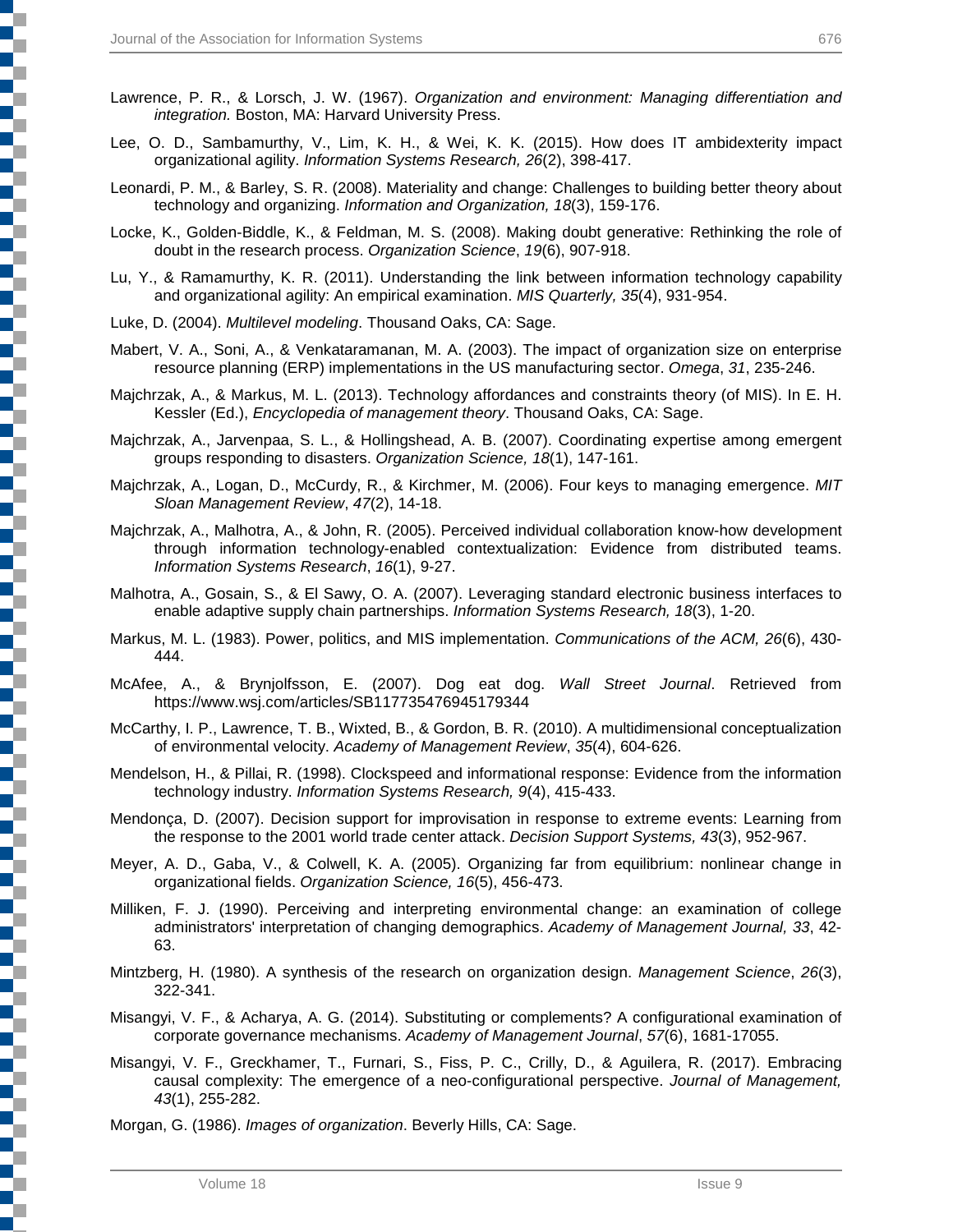Lawrence, P. R., & Lorsch, J. W. (1967). *Organization and environment: Managing differentiation and integration.* Boston, MA: Harvard University Press.

Lee, O. D., Sambamurthy, V., Lim, K. H., & Wei, K. K. (2015). How does IT ambidexterity impact organizational agility. *Information Systems Research, 26*(2), 398-417.

Leonardi, P. M., & Barley, S. R. (2008). Materiality and change: Challenges to building better theory about technology and organizing. *Information and Organization, 18*(3), 159-176.

Locke, K., Golden-Biddle, K., & Feldman, M. S. (2008). Making doubt generative: Rethinking the role of doubt in the research process. *Organization Science*, *19*(6), 907-918.

Lu, Y., & Ramamurthy, K. R. (2011). Understanding the link between information technology capability and organizational agility: An empirical examination. *MIS Quarterly, 35*(4), 931-954.

Luke, D. (2004). *Multilevel modeling*. Thousand Oaks, CA: Sage.

Mabert, V. A., Soni, A., & Venkataramanan, M. A. (2003). The impact of organization size on enterprise resource planning (ERP) implementations in the US manufacturing sector. *Omega*, *31*, 235-246.

Majchrzak, A., & Markus, M. L. (2013). Technology affordances and constraints theory (of MIS). In E. H. Kessler (Ed.), *Encyclopedia of management theory*. Thousand Oaks, CA: Sage.

Majchrzak, A., Jarvenpaa, S. L., & Hollingshead, A. B. (2007). Coordinating expertise among emergent groups responding to disasters. *Organization Science, 18*(1), 147-161.

Majchrzak, A., Logan, D., McCurdy, R., & Kirchmer, M. (2006). Four keys to managing emergence. *MIT Sloan Management Review*, *47*(2), 14-18.

Majchrzak, A., Malhotra, A., & John, R. (2005). Perceived individual collaboration know-how development through information technology-enabled contextualization: Evidence from distributed teams. *Information Systems Research*, *16*(1), 9-27.

Malhotra, A., Gosain, S., & El Sawy, O. A. (2007). Leveraging standard electronic business interfaces to enable adaptive supply chain partnerships. *Information Systems Research, 18*(3), 1-20.

Markus, M. L. (1983). Power, politics, and MIS implementation. *Communications of the ACM, 26*(6), 430-444.

McAfee, A., & Brynjolfsson, E. (2007). Dog eat dog. *Wall Street Journal*. Retrieved from https://www.wsj.com/articles/SB117735476945179344

McCarthy, I. P., Lawrence, T. B., Wixted, B., & Gordon, B. R. (2010). A multidimensional conceptualization of environmental velocity. *Academy of Management Review*, *35*(4), 604-626.

Mendelson, H., & Pillai, R. (1998). Clockspeed and informational response: Evidence from the information technology industry. *Information Systems Research, 9*(4), 415-433.

Mendonça, D. (2007). Decision support for improvisation in response to extreme events: Learning from the response to the 2001 world trade center attack. *Decision Support Systems, 43*(3), 952-967.

Meyer, A. D., Gaba, V., & Colwell, K. A. (2005). Organizing far from equilibrium: nonlinear change in organizational fields. *Organization Science, 16*(5), 456-473.

Milliken, F. J. (1990). Perceiving and interpreting environmental change: an examination of college administrators' interpretation of changing demographics. *Academy of Management Journal, 33*, 42-63.

Mintzberg, H. (1980). A synthesis of the research on organization design. *Management Science*, *26*(3), 322-341.

Misangyi, V. F., & Acharya, A. G. (2014). Substituting or complements? A configurational examination of corporate governance mechanisms. *Academy of Management Journal*, *57*(6), 1681-17055.

Misangyi, V. F., Greckhamer, T., Furnari, S., Fiss, P. C., Crilly, D., & Aguilera, R. (2017). Embracing causal complexity: The emergence of a neo-configurational perspective. *Journal of Management, 43*(1), 255-282.

Morgan, G. (1986). *Images of organization*. Beverly Hills, CA: Sage.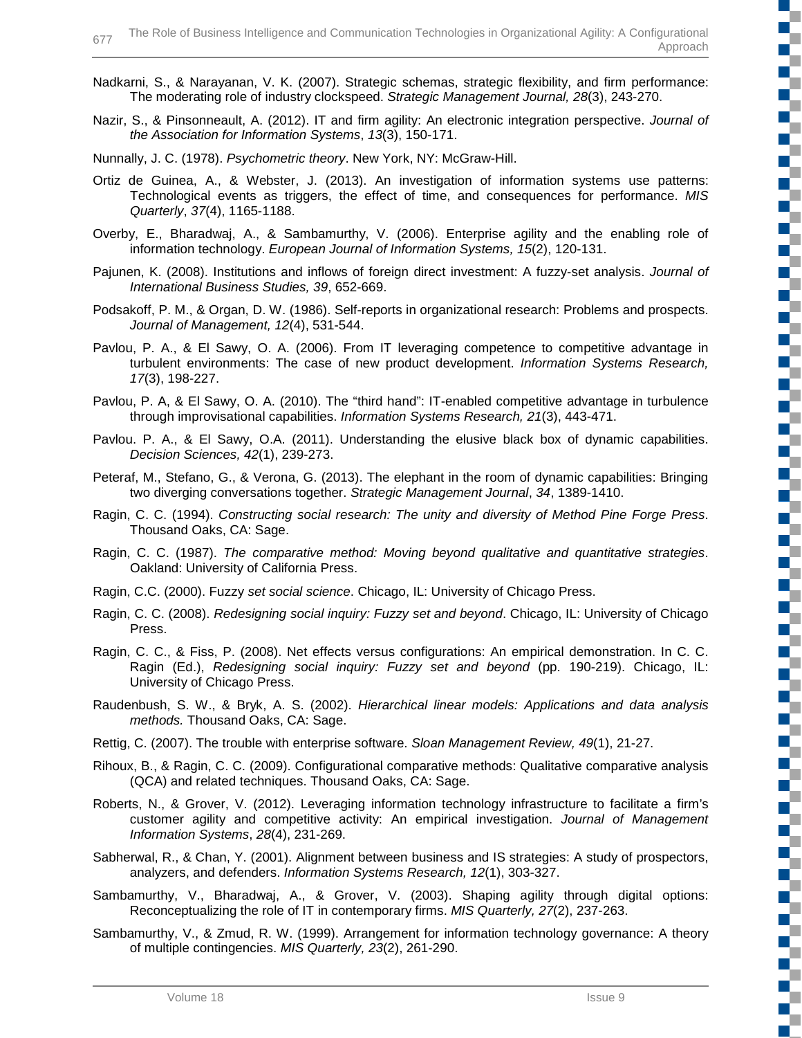Nadkarni, S., & Narayanan, V. K. (2007). Strategic schemas, strategic flexibility, and firm performance: The moderating role of industry clockspeed. *Strategic Management Journal, 28*(3), 243-270.

Nazir, S., & Pinsonneault, A. (2012). IT and firm agility: An electronic integration perspective. *Journal of the Association for Information Systems*, *13*(3), 150-171.

Nunnally, J. C. (1978). *Psychometric theory*. New York, NY: McGraw-Hill.

Ortiz de Guinea, A., & Webster, J. (2013). An investigation of information systems use patterns: Technological events as triggers, the effect of time, and consequences for performance. *MIS Quarterly*, *37*(4), 1165-1188.

Overby, E., Bharadwaj, A., & Sambamurthy, V. (2006). Enterprise agility and the enabling role of information technology. *European Journal of Information Systems, 15*(2), 120-131.

Pajunen, K. (2008). Institutions and inflows of foreign direct investment: A fuzzy-set analysis. *Journal of International Business Studies, 39*, 652-669.

Podsakoff, P. M., & Organ, D. W. (1986). Self-reports in organizational research: Problems and prospects. *Journal of Management, 12*(4), 531-544.

Pavlou, P. A., & El Sawy, O. A. (2006). From IT leveraging competence to competitive advantage in turbulent environments: The case of new product development. *Information Systems Research, 17*(3), 198-227.

Pavlou, P. A, & El Sawy, O. A. (2010). The "third hand": IT-enabled competitive advantage in turbulence through improvisational capabilities. *Information Systems Research, 21*(3), 443-471.

Pavlou. P. A., & El Sawy, O.A. (2011). Understanding the elusive black box of dynamic capabilities. *Decision Sciences, 42*(1), 239-273.

Peteraf, M., Stefano, G., & Verona, G. (2013). The elephant in the room of dynamic capabilities: Bringing two diverging conversations together. *Strategic Management Journal*, *34*, 1389-1410.

Ragin, C. C. (1994). *Constructing social research: The unity and diversity of Method Pine Forge Press*. Thousand Oaks, CA: Sage.

Ragin, C. C. (1987). *The comparative method: Moving beyond qualitative and quantitative strategies*. Oakland: University of California Press.

Ragin, C.C. (2000). Fuzzy *set social science*. Chicago, IL: University of Chicago Press.

Ragin, C. C. (2008). *Redesigning social inquiry: Fuzzy set and beyond*. Chicago, IL: University of Chicago Press.

Ragin, C. C., & Fiss, P. (2008). Net effects versus configurations: An empirical demonstration. In C. C. Ragin (Ed.), *Redesigning social inquiry: Fuzzy set and beyond* (pp. 190-219). Chicago, IL: University of Chicago Press.

Raudenbush, S. W., & Bryk, A. S. (2002). *Hierarchical linear models: Applications and data analysis methods.* Thousand Oaks, CA: Sage.

Rettig, C. (2007). The trouble with enterprise software. *Sloan Management Review, 49*(1), 21-27.

Rihoux, B., & Ragin, C. C. (2009). Configurational comparative methods: Qualitative comparative analysis (QCA) and related techniques. Thousand Oaks, CA: Sage.

Roberts, N., & Grover, V. (2012). Leveraging information technology infrastructure to facilitate a firm's customer agility and competitive activity: An empirical investigation. *Journal of Management Information Systems*, *28*(4), 231-269.

Sabherwal, R., & Chan, Y. (2001). Alignment between business and IS strategies: A study of prospectors, analyzers, and defenders. *Information Systems Research, 12*(1), 303-327.

Sambamurthy, V., Bharadwaj, A., & Grover, V. (2003). Shaping agility through digital options: Reconceptualizing the role of IT in contemporary firms. *MIS Quarterly, 27*(2), 237-263.

Sambamurthy, V., & Zmud, R. W. (1999). Arrangement for information technology governance: A theory of multiple contingencies. *MIS Quarterly, 23*(2), 261-290.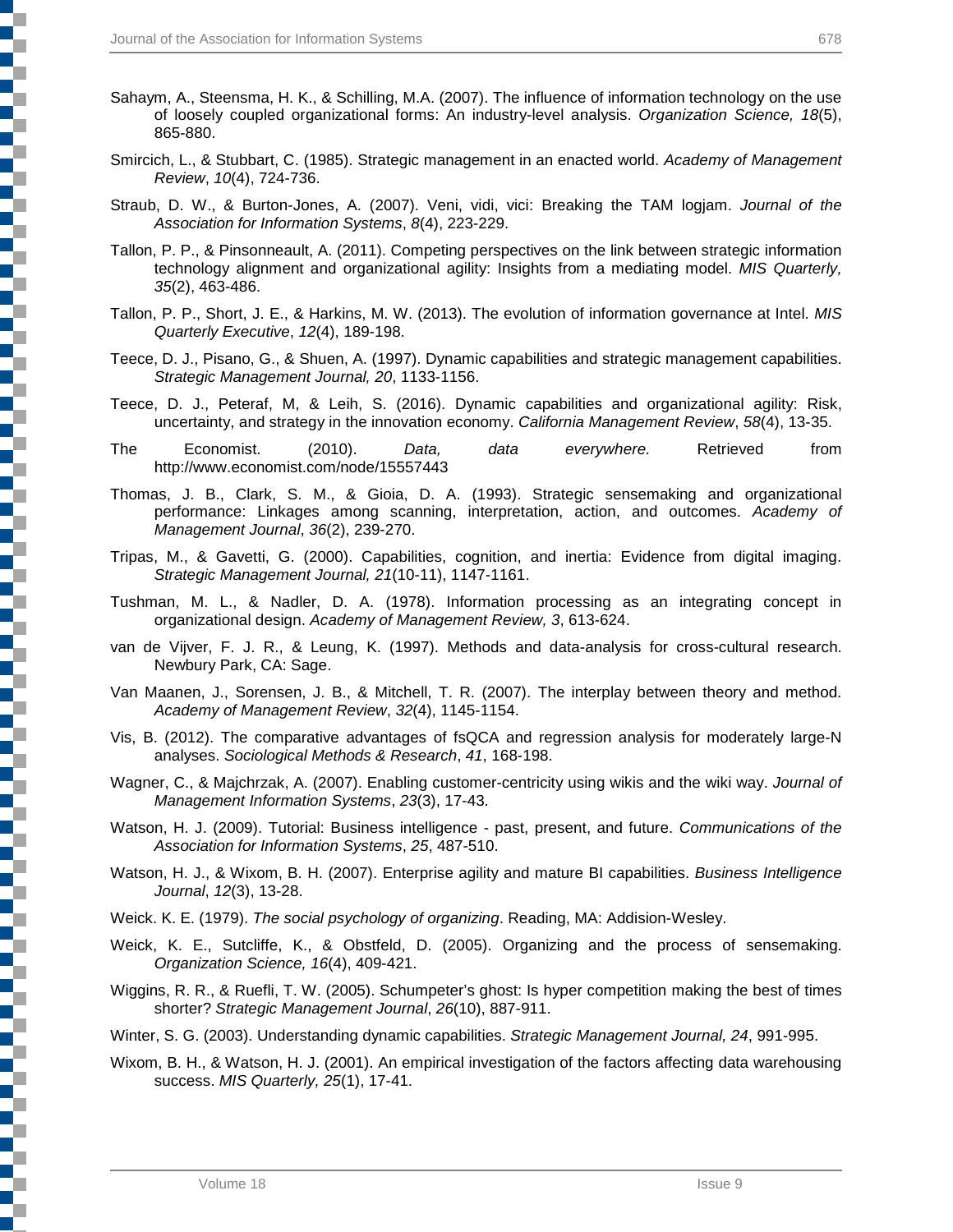Sahaym, A., Steensma, H. K., & Schilling, M.A. (2007). The influence of information technology on the use of loosely coupled organizational forms: An industry-level analysis. *Organization Science, 18*(5), 865-880.

Smircich, L., & Stubbart, C. (1985). Strategic management in an enacted world. *Academy of Management Review*, *10*(4), 724-736.

Straub, D. W., & Burton-Jones, A. (2007). Veni, vidi, vici: Breaking the TAM logjam. *Journal of the Association for Information Systems*, *8*(4), 223-229.

Tallon, P. P., & Pinsonneault, A. (2011). Competing perspectives on the link between strategic information technology alignment and organizational agility: Insights from a mediating model. *MIS Quarterly, 35*(2), 463-486.

Tallon, P. P., Short, J. E., & Harkins, M. W. (2013). The evolution of information governance at Intel. *MIS Quarterly Executive*, *12*(4), 189-198.

Teece, D. J., Pisano, G., & Shuen, A. (1997). Dynamic capabilities and strategic management capabilities. *Strategic Management Journal, 20*, 1133-1156.

Teece, D. J., Peteraf, M, & Leih, S. (2016). Dynamic capabilities and organizational agility: Risk, uncertainty, and strategy in the innovation economy. *California Management Review*, *58*(4), 13-35.

The Economist. (2010). *Data, data everywhere.* Retrieved from http://www.economist.com/node/15557443

Thomas, J. B., Clark, S. M., & Gioia, D. A. (1993). Strategic sensemaking and organizational performance: Linkages among scanning, interpretation, action, and outcomes. *Academy of Management Journal*, *36*(2), 239-270.

Tripas, M., & Gavetti, G. (2000). Capabilities, cognition, and inertia: Evidence from digital imaging. *Strategic Management Journal, 21*(10-11), 1147-1161.

Tushman, M. L., & Nadler, D. A. (1978). Information processing as an integrating concept in organizational design. *Academy of Management Review, 3*, 613-624.

van de Vijver, F. J. R., & Leung, K. (1997). Methods and data-analysis for cross-cultural research. Newbury Park, CA: Sage.

Van Maanen, J., Sorensen, J. B., & Mitchell, T. R. (2007). The interplay between theory and method. *Academy of Management Review*, *32*(4), 1145-1154.

Vis, B. (2012). The comparative advantages of fsQCA and regression analysis for moderately large-N analyses. *Sociological Methods & Research*, *41*, 168-198.

Wagner, C., & Majchrzak, A. (2007). Enabling customer-centricity using wikis and the wiki way. *Journal of Management Information Systems*, *23*(3), 17-43.

Watson, H. J. (2009). Tutorial: Business intelligence - past, present, and future. *Communications of the Association for Information Systems*, *25*, 487-510.

Watson, H. J., & Wixom, B. H. (2007). Enterprise agility and mature BI capabilities. *Business Intelligence Journal*, *12*(3), 13-28.

Weick. K. E. (1979). *The social psychology of organizing*. Reading, MA: Addision-Wesley.

Weick, K. E., Sutcliffe, K., & Obstfeld, D. (2005). Organizing and the process of sensemaking. *Organization Science, 16*(4), 409-421.

Wiggins, R. R., & Ruefli, T. W. (2005). Schumpeter's ghost: Is hyper competition making the best of times shorter? *Strategic Management Journal*, *26*(10), 887-911.

Winter, S. G. (2003). Understanding dynamic capabilities. *Strategic Management Journal, 24*, 991-995.

Wixom, B. H., & Watson, H. J. (2001). An empirical investigation of the factors affecting data warehousing success. *MIS Quarterly, 25*(1), 17-41.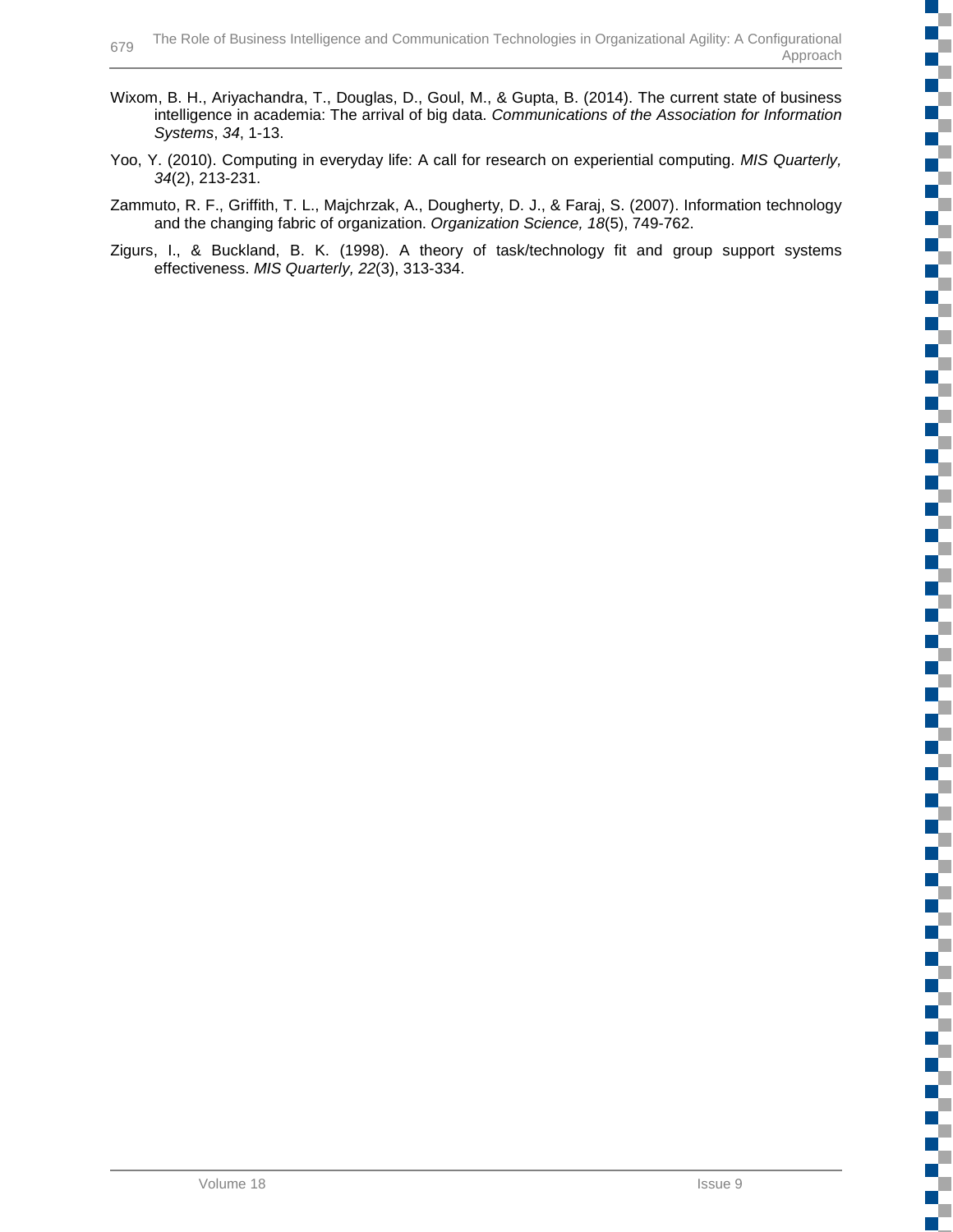Wixom, B. H., Ariyachandra, T., Douglas, D., Goul, M., & Gupta, B. (2014). The current state of business intelligence in academia: The arrival of big data. *Communications of the Association for Information Systems*, *34*, 1-13.

Yoo, Y. (2010). Computing in everyday life: A call for research on experiential computing. *MIS Quarterly, 34*(2), 213-231.

Zammuto, R. F., Griffith, T. L., Majchrzak, A., Dougherty, D. J., & Faraj, S. (2007). Information technology and the changing fabric of organization. *Organization Science, 18*(5), 749-762.

Zigurs, I., & Buckland, B. K. (1998). A theory of task/technology fit and group support systems effectiveness. *MIS Quarterly, 22*(3), 313-334.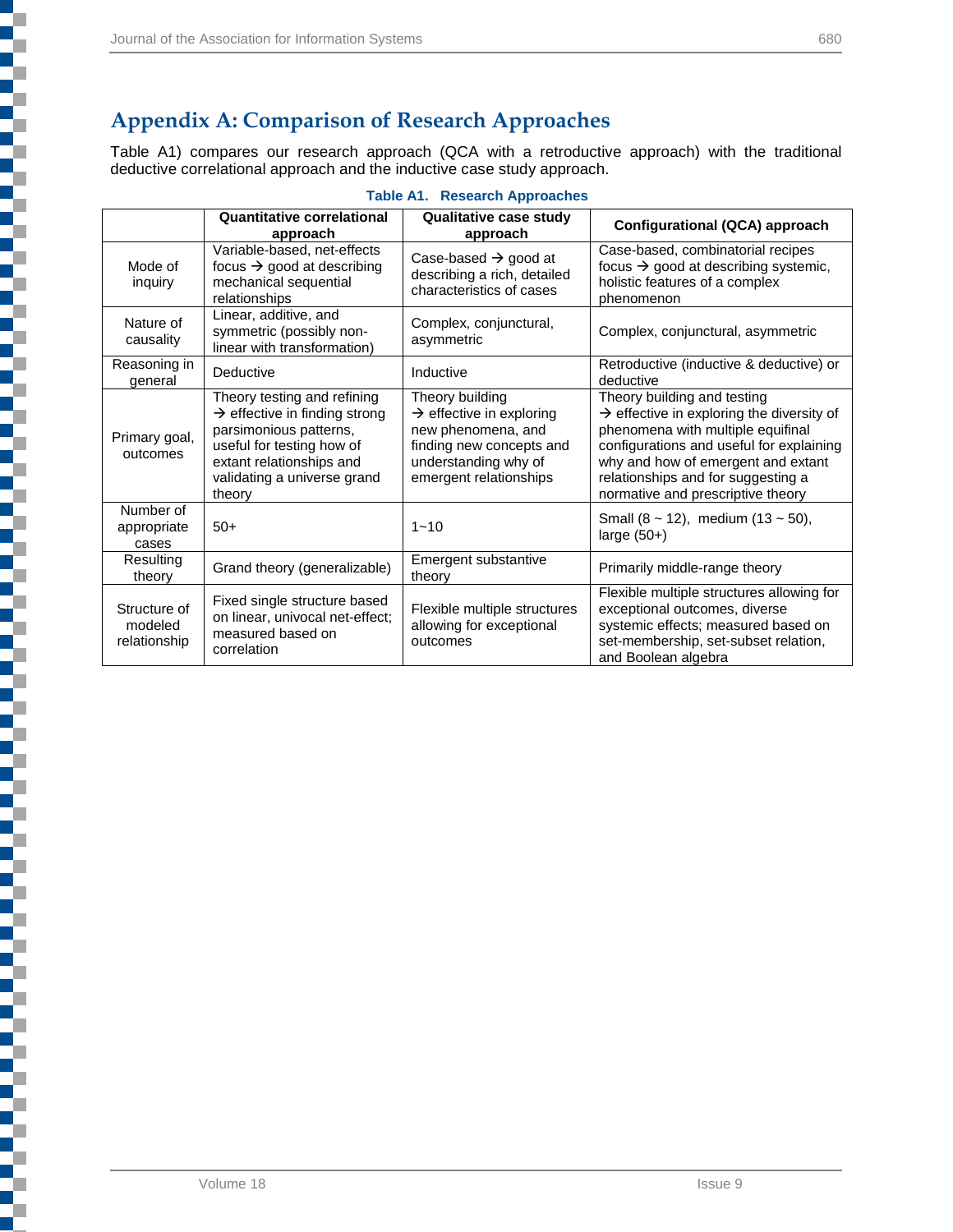# Appendix A: Comparison of Research Approaches

Table A1) compares our research approach (QCA with a retroductive approach) with the traditional deductive correlational approach and the inductive case study approach.

**Table A1. Research Approaches**

| | Quantitative correlational approach | Qualitative case study approach | Configurational (QCA) approach |
|---|---|---|---|
| Mode of inquiry | Variable-based, net-effects focus → good at describing mechanical sequential relationships | Case-based → good at describing a rich, detailed characteristics of cases | Case-based, combinatorial recipes focus → good at describing systemic, holistic features of a complex phenomenon |
| Nature of causality | Linear, additive, and symmetric (possibly non-linear with transformation) | Complex, conjunctural, asymmetric | Complex, conjunctural, asymmetric |
| Reasoning in general | Deductive | Inductive | Retroductive (inductive & deductive) or deductive |
| Primary goal, outcomes | Theory testing and refining → effective in finding strong parsimonious patterns, useful for testing how of extant relationships and validating a universe grand theory | Theory building → effective in exploring new phenomena, and finding new concepts and understanding why of emergent relationships | Theory building and testing → effective in exploring the diversity of phenomena with multiple equifinal configurations and useful for explaining why and how of emergent and extant relationships and for suggesting a normative and prescriptive theory |
| Number of appropriate cases | 50+ | 1~10 | Small (8 ~ 12), medium (13 ~ 50), large (50+) |
| Resulting theory | Grand theory (generalizable) | Emergent substantive theory | Primarily middle-range theory |
| Structure of modeled relationship | Fixed single structure based on linear, univocal net-effect; measured based on correlation | Flexible multiple structures allowing for exceptional outcomes | Flexible multiple structures allowing for exceptional outcomes, diverse systemic effects; measured based on set-membership, set-subset relation, and Boolean algebra |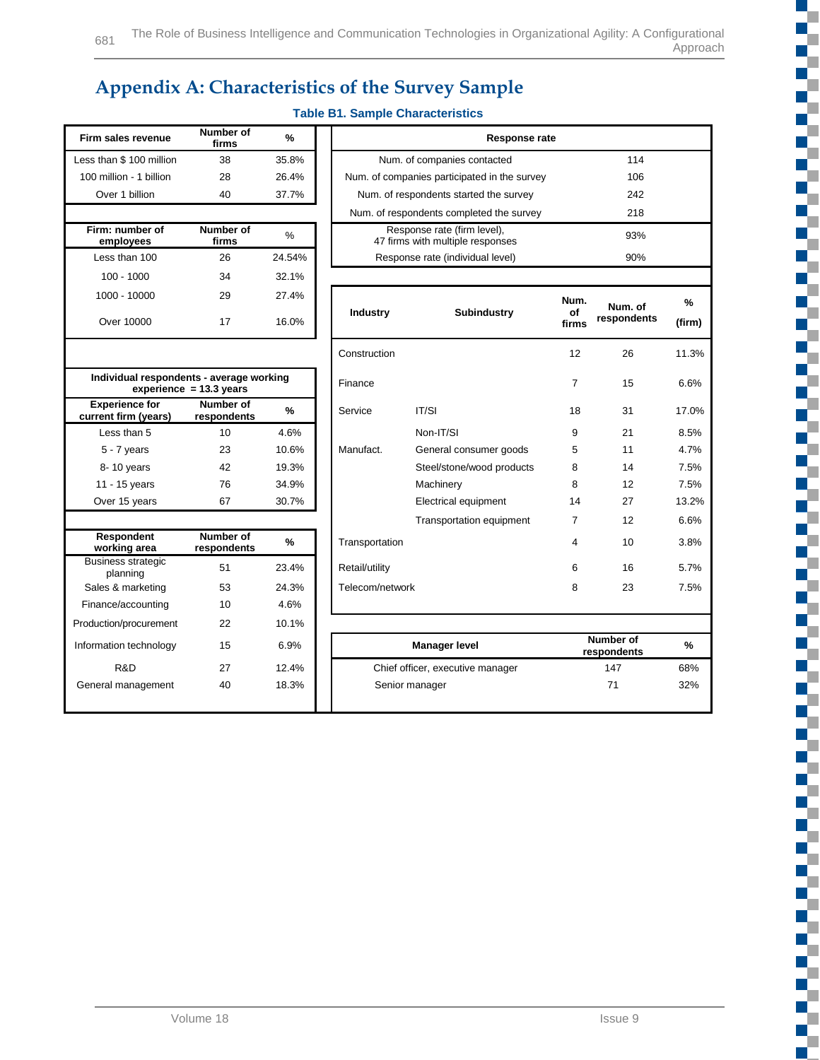# Appendix A: Characteristics of the Survey Sample

**Table B1. Sample Characteristics**

| Firm sales revenue | Number of firms | % |
|---|---|---|
| Less than $ 100 million | 38 | 35.8% |
| 100 million - 1 billion | 28 | 26.4% |
| Over 1 billion | 40 | 37.7% |

| Firm: number of employees | Number of firms | % |
|---|---|---|
| Less than 100 | 26 | 24.54% |
| 100 - 1000 | 34 | 32.1% |
| 1000 - 10000 | 29 | 27.4% |
| Over 10000 | 17 | 16.0% |

**Individual respondents - average working experience = 13.3 years**

| Experience for current firm (years) | Number of respondents | % |
|---|---|---|
| Less than 5 | 10 | 4.6% |
| 5 - 7 years | 23 | 10.6% |
| 8- 10 years | 42 | 19.3% |
| 11 - 15 years | 76 | 34.9% |
| Over 15 years | 67 | 30.7% |

| Respondent working area | Number of respondents | % |
|---|---|---|
| Business strategic planning | 51 | 23.4% |
| Sales & marketing | 53 | 24.3% |
| Finance/accounting | 10 | 4.6% |
| Production/procurement | 22 | 10.1% |
| Information technology | 15 | 6.9% |
| R&D | 27 | 12.4% |
| General management | 40 | 18.3% |

| Response rate | |
|---|---|
| Num. of companies contacted | 114 |
| Num. of companies participated in the survey | 106 |
| Num. of respondents started the survey | 242 |
| Num. of respondents completed the survey | 218 |
| Response rate (firm level), 47 firms with multiple responses | 93% |
| Response rate (individual level) | 90% |

| Industry | Subindustry | Num. of firms | Num. of respondents | % (firm) |
|---|---|---|---|---|
| Construction | | 12 | 26 | 11.3% |
| Finance | | 7 | 15 | 6.6% |
| Service | IT/SI | 18 | 31 | 17.0% |
| | Non-IT/SI | 9 | 21 | 8.5% |
| Manufact. | General consumer goods | 5 | 11 | 4.7% |
| | Steel/stone/wood products | 8 | 14 | 7.5% |
| | Machinery | 8 | 12 | 7.5% |
| | Electrical equipment | 14 | 27 | 13.2% |
| | Transportation equipment | 7 | 12 | 6.6% |
| Transportation | | 4 | 10 | 3.8% |
| Retail/utility | | 6 | 16 | 5.7% |
| Telecom/network | | 8 | 23 | 7.5% |

| Manager level | Number of respondents | % |
|---|---|---|
| Chief officer, executive manager | 147 | 68% |
| Senior manager | 71 | 32% |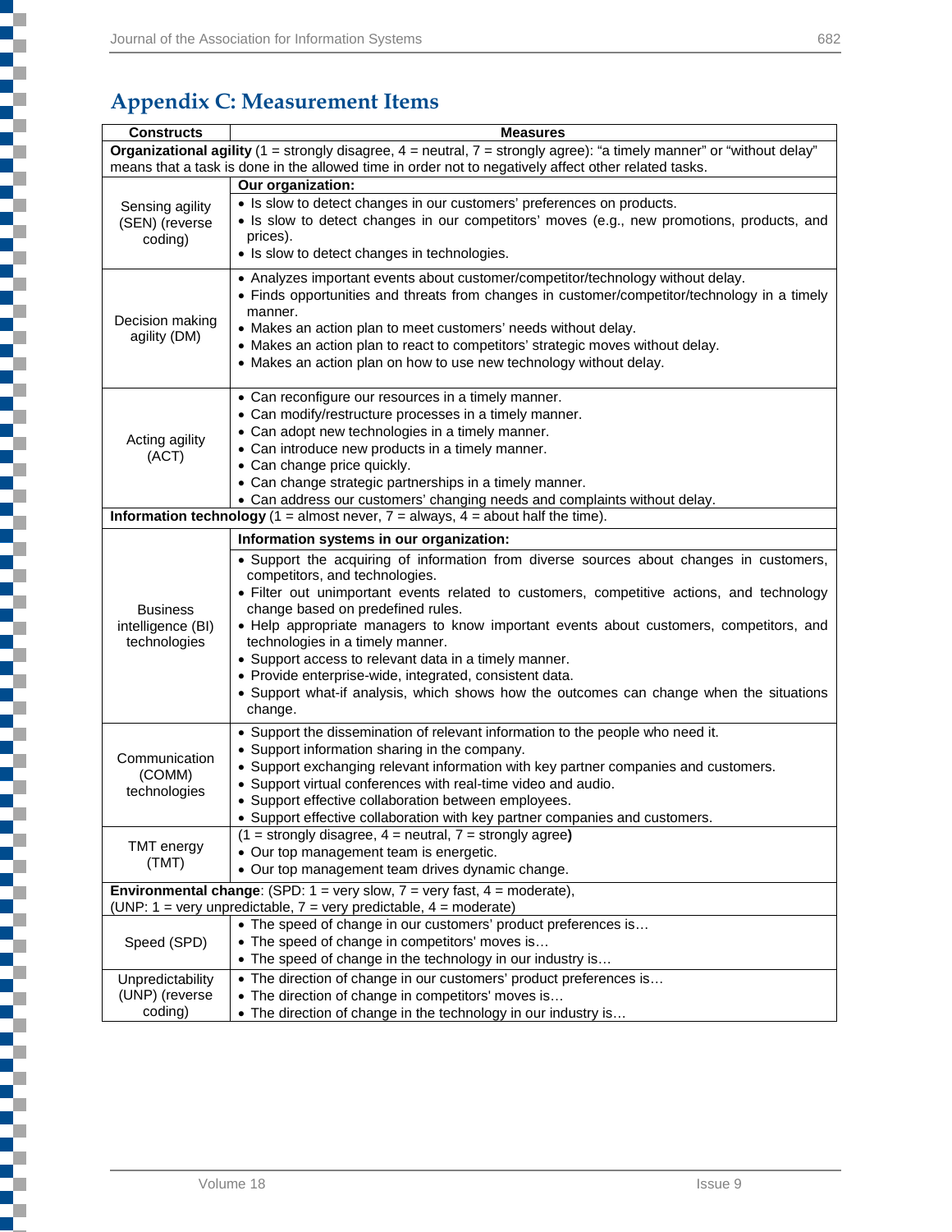# Appendix C: Measurement Items

| Constructs | Measures |
|---|---|
| **Organizational agility** (1 = strongly disagree, 4 = neutral, 7 = strongly agree): "a timely manner" or "without delay" means that a task is done in the allowed time in order not to negatively affect other related tasks. | |
| | **Our organization:** |
| Sensing agility (SEN) (reverse coding) | • Is slow to detect changes in our customers' preferences on products.<br>• Is slow to detect changes in our competitors' moves (e.g., new promotions, products, and prices).<br>• Is slow to detect changes in technologies. |
| Decision making agility (DM) | • Analyzes important events about customer/competitor/technology without delay.<br>• Finds opportunities and threats from changes in customer/competitor/technology in a timely manner.<br>• Makes an action plan to meet customers' needs without delay.<br>• Makes an action plan to react to competitors' strategic moves without delay.<br>• Makes an action plan on how to use new technology without delay. |
| Acting agility (ACT) | • Can reconfigure our resources in a timely manner.<br>• Can modify/restructure processes in a timely manner.<br>• Can adopt new technologies in a timely manner.<br>• Can introduce new products in a timely manner.<br>• Can change price quickly.<br>• Can change strategic partnerships in a timely manner.<br>• Can address our customers' changing needs and complaints without delay. |
| **Information technology** (1 = almost never, 7 = always, 4 = about half the time). | |
| | **Information systems in our organization:** |
| Business intelligence (BI) technologies | • Support the acquiring of information from diverse sources about changes in customers, competitors, and technologies.<br>• Filter out unimportant events related to customers, competitive actions, and technology change based on predefined rules.<br>• Help appropriate managers to know important events about customers, competitors, and technologies in a timely manner.<br>• Support access to relevant data in a timely manner.<br>• Provide enterprise-wide, integrated, consistent data.<br>• Support what-if analysis, which shows how the outcomes can change when the situations change. |
| Communication (COMM) technologies | • Support the dissemination of relevant information to the people who need it.<br>• Support information sharing in the company.<br>• Support exchanging relevant information with key partner companies and customers.<br>• Support virtual conferences with real-time video and audio.<br>• Support effective collaboration between employees.<br>• Support effective collaboration with key partner companies and customers. |
| TMT energy (TMT) | (1 = strongly disagree, 4 = neutral, 7 = strongly agree**)**<br>• Our top management team is energetic.<br>• Our top management team drives dynamic change. |
| **Environmental change**: (SPD: 1 = very slow, 7 = very fast, 4 = moderate), (UNP: 1 = very unpredictable, 7 = very predictable, 4 = moderate) | |
| Speed (SPD) | • The speed of change in our customers' product preferences is…<br>• The speed of change in competitors' moves is…<br>• The speed of change in the technology in our industry is… |
| Unpredictability (UNP) (reverse coding) | • The direction of change in our customers' product preferences is…<br>• The direction of change in competitors' moves is…<br>• The direction of change in the technology in our industry is… |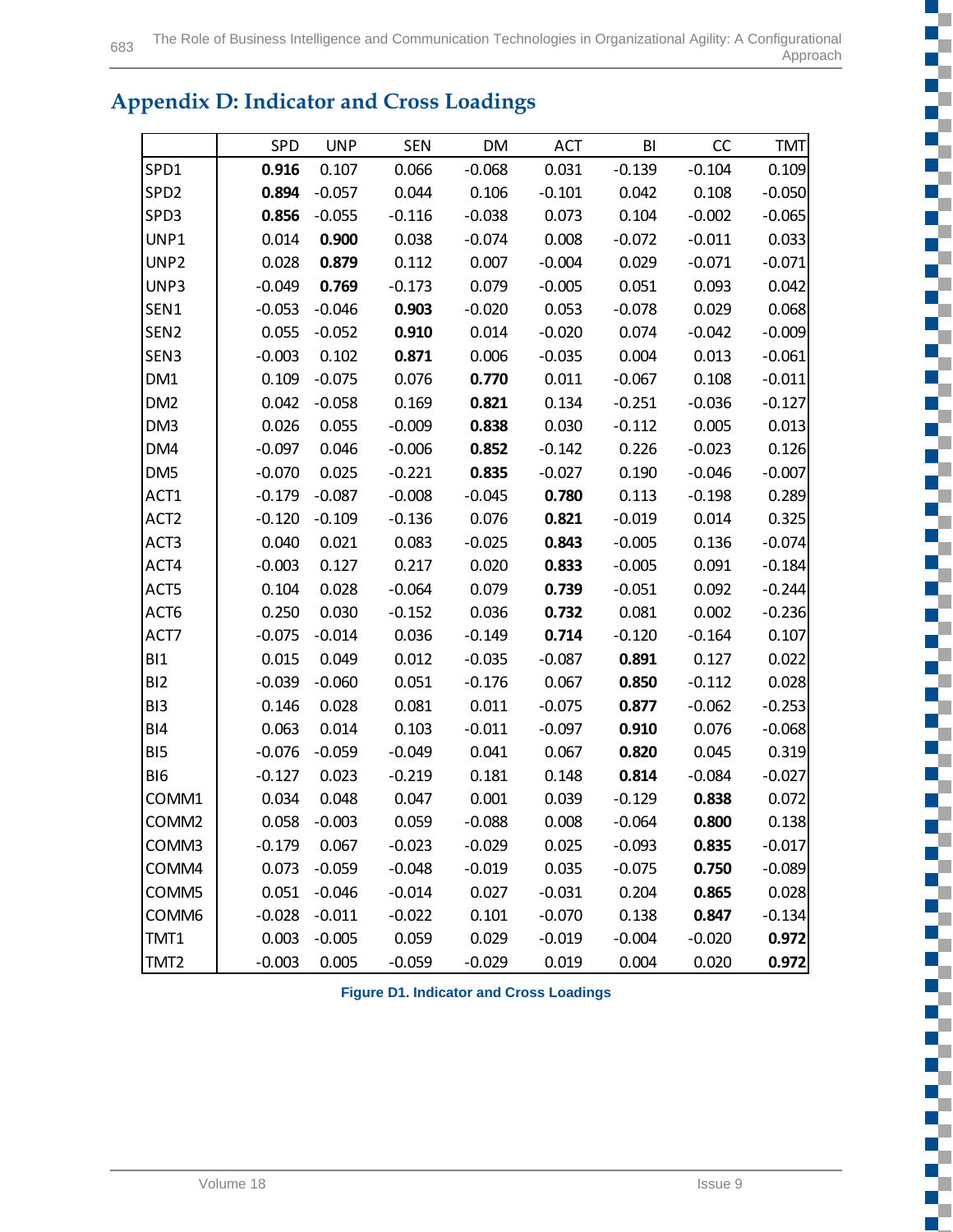## Appendix D: Indicator and Cross Loadings

| | SPD | UNP | SEN | DM | ACT | BI | CC | TMT |
|---|---|---|---|---|---|---|---|---|
| SPD1 | **0.916** | 0.107 | 0.066 | -0.068 | 0.031 | -0.139 | -0.104 | 0.109 |
| SPD2 | **0.894** | -0.057 | 0.044 | 0.106 | -0.101 | 0.042 | 0.108 | -0.050 |
| SPD3 | **0.856** | -0.055 | -0.116 | -0.038 | 0.073 | 0.104 | -0.002 | -0.065 |
| UNP1 | 0.014 | **0.900** | 0.038 | -0.074 | 0.008 | -0.072 | -0.011 | 0.033 |
| UNP2 | 0.028 | **0.879** | 0.112 | 0.007 | -0.004 | 0.029 | -0.071 | -0.071 |
| UNP3 | -0.049 | **0.769** | -0.173 | 0.079 | -0.005 | 0.051 | 0.093 | 0.042 |
| SEN1 | -0.053 | -0.046 | **0.903** | -0.020 | 0.053 | -0.078 | 0.029 | 0.068 |
| SEN2 | 0.055 | -0.052 | **0.910** | 0.014 | -0.020 | 0.074 | -0.042 | -0.009 |
| SEN3 | -0.003 | 0.102 | **0.871** | 0.006 | -0.035 | 0.004 | 0.013 | -0.061 |
| DM1 | 0.109 | -0.075 | 0.076 | **0.770** | 0.011 | -0.067 | 0.108 | -0.011 |
| DM2 | 0.042 | -0.058 | 0.169 | **0.821** | 0.134 | -0.251 | -0.036 | -0.127 |
| DM3 | 0.026 | 0.055 | -0.009 | **0.838** | 0.030 | -0.112 | 0.005 | 0.013 |
| DM4 | -0.097 | 0.046 | -0.006 | **0.852** | -0.142 | 0.226 | -0.023 | 0.126 |
| DM5 | -0.070 | 0.025 | -0.221 | **0.835** | -0.027 | 0.190 | -0.046 | -0.007 |
| ACT1 | -0.179 | -0.087 | -0.008 | -0.045 | **0.780** | 0.113 | -0.198 | 0.289 |
| ACT2 | -0.120 | -0.109 | -0.136 | 0.076 | **0.821** | -0.019 | 0.014 | 0.325 |
| ACT3 | 0.040 | 0.021 | 0.083 | -0.025 | **0.843** | -0.005 | 0.136 | -0.074 |
| ACT4 | -0.003 | 0.127 | 0.217 | 0.020 | **0.833** | -0.005 | 0.091 | -0.184 |
| ACT5 | 0.104 | 0.028 | -0.064 | 0.079 | **0.739** | -0.051 | 0.092 | -0.244 |
| ACT6 | 0.250 | 0.030 | -0.152 | 0.036 | **0.732** | 0.081 | 0.002 | -0.236 |
| ACT7 | -0.075 | -0.014 | 0.036 | -0.149 | **0.714** | -0.120 | -0.164 | 0.107 |
| BI1 | 0.015 | 0.049 | 0.012 | -0.035 | -0.087 | **0.891** | 0.127 | 0.022 |
| BI2 | -0.039 | -0.060 | 0.051 | -0.176 | 0.067 | **0.850** | -0.112 | 0.028 |
| BI3 | 0.146 | 0.028 | 0.081 | 0.011 | -0.075 | **0.877** | -0.062 | -0.253 |
| BI4 | 0.063 | 0.014 | 0.103 | -0.011 | -0.097 | **0.910** | 0.076 | -0.068 |
| BI5 | -0.076 | -0.059 | -0.049 | 0.041 | 0.067 | **0.820** | 0.045 | 0.319 |
| BI6 | -0.127 | 0.023 | -0.219 | 0.181 | 0.148 | **0.814** | -0.084 | -0.027 |
| COMM1 | 0.034 | 0.048 | 0.047 | 0.001 | 0.039 | -0.129 | **0.838** | 0.072 |
| COMM2 | 0.058 | -0.003 | 0.059 | -0.088 | 0.008 | -0.064 | **0.800** | 0.138 |
| COMM3 | -0.179 | 0.067 | -0.023 | -0.029 | 0.025 | -0.093 | **0.835** | -0.017 |
| COMM4 | 0.073 | -0.059 | -0.048 | -0.019 | 0.035 | -0.075 | **0.750** | -0.089 |
| COMM5 | 0.051 | -0.046 | -0.014 | 0.027 | -0.031 | 0.204 | **0.865** | 0.028 |
| COMM6 | -0.028 | -0.011 | -0.022 | 0.101 | -0.070 | 0.138 | **0.847** | -0.134 |
| TMT1 | 0.003 | -0.005 | 0.059 | 0.029 | -0.019 | -0.004 | -0.020 | **0.972** |
| TMT2 | -0.003 | 0.005 | -0.059 | -0.029 | 0.019 | 0.004 | 0.020 | **0.972** |

**Figure D1. Indicator and Cross Loadings**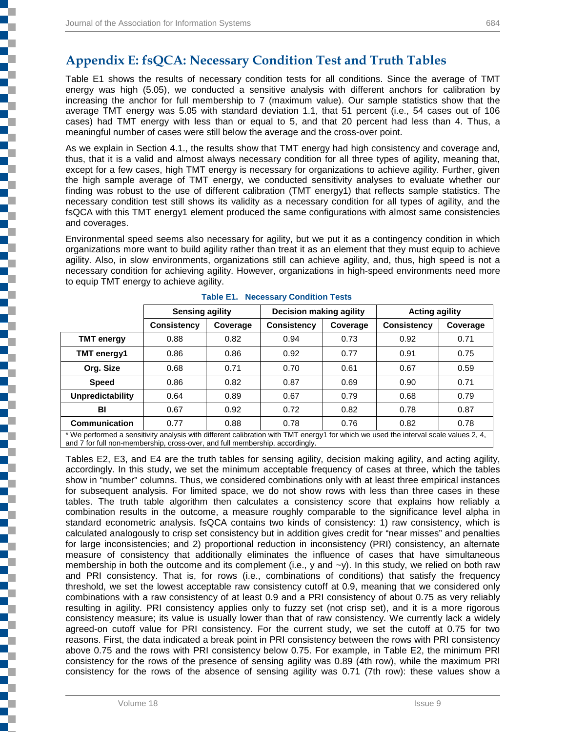## Appendix E: fsQCA: Necessary Condition Test and Truth Tables

Table E1 shows the results of necessary condition tests for all conditions. Since the average of TMT energy was high (5.05), we conducted a sensitive analysis with different anchors for calibration by increasing the anchor for full membership to 7 (maximum value). Our sample statistics show that the average TMT energy was 5.05 with standard deviation 1.1, that 51 percent (i.e., 54 cases out of 106 cases) had TMT energy with less than or equal to 5, and that 20 percent had less than 4. Thus, a meaningful number of cases were still below the average and the cross-over point.

As we explain in Section 4.1., the results show that TMT energy had high consistency and coverage and, thus, that it is a valid and almost always necessary condition for all three types of agility, meaning that, except for a few cases, high TMT energy is necessary for organizations to achieve agility. Further, given the high sample average of TMT energy, we conducted sensitivity analyses to evaluate whether our finding was robust to the use of different calibration (TMT energy1) that reflects sample statistics. The necessary condition test still shows its validity as a necessary condition for all types of agility, and the fsQCA with this TMT energy1 element produced the same configurations with almost same consistencies and coverages.

Environmental speed seems also necessary for agility, but we put it as a contingency condition in which organizations more want to build agility rather than treat it as an element that they must equip to achieve agility. Also, in slow environments, organizations still can achieve agility, and, thus, high speed is not a necessary condition for achieving agility. However, organizations in high-speed environments need more to equip TMT energy to achieve agility.

**Table E1. Necessary Condition Tests**

| | Sensing agility | | Decision making agility | | Acting agility | |
|---|---|---|---|---|---|---|
| | Consistency | Coverage | Consistency | Coverage | Consistency | Coverage |
| **TMT energy** | 0.88 | 0.82 | 0.94 | 0.73 | 0.92 | 0.71 |
| **TMT energy1** | 0.86 | 0.86 | 0.92 | 0.77 | 0.91 | 0.75 |
| **Org. Size** | 0.68 | 0.71 | 0.70 | 0.61 | 0.67 | 0.59 |
| **Speed** | 0.86 | 0.82 | 0.87 | 0.69 | 0.90 | 0.71 |
| **Unpredictability** | 0.64 | 0.89 | 0.67 | 0.79 | 0.68 | 0.79 |
| **BI** | 0.67 | 0.92 | 0.72 | 0.82 | 0.78 | 0.87 |
| **Communication** | 0.77 | 0.88 | 0.78 | 0.76 | 0.82 | 0.78 |

* We performed a sensitivity analysis with different calibration with TMT energy1 for which we used the interval scale values 2, 4, and 7 for full non-membership, cross-over, and full membership, accordingly.

Tables E2, E3, and E4 are the truth tables for sensing agility, decision making agility, and acting agility, accordingly. In this study, we set the minimum acceptable frequency of cases at three, which the tables show in "number" columns. Thus, we considered combinations only with at least three empirical instances for subsequent analysis. For limited space, we do not show rows with less than three cases in these tables. The truth table algorithm then calculates a consistency score that explains how reliably a combination results in the outcome, a measure roughly comparable to the significance level alpha in standard econometric analysis. fsQCA contains two kinds of consistency: 1) raw consistency, which is calculated analogously to crisp set consistency but in addition gives credit for "near misses" and penalties for large inconsistencies; and 2) proportional reduction in inconsistency (PRI) consistency, an alternate measure of consistency that additionally eliminates the influence of cases that have simultaneous membership in both the outcome and its complement (i.e., y and ~y). In this study, we relied on both raw and PRI consistency. That is, for rows (i.e., combinations of conditions) that satisfy the frequency threshold, we set the lowest acceptable raw consistency cutoff at 0.9, meaning that we considered only combinations with a raw consistency of at least 0.9 and a PRI consistency of about 0.75 as very reliably resulting in agility. PRI consistency applies only to fuzzy set (not crisp set), and it is a more rigorous consistency measure; its value is usually lower than that of raw consistency. We currently lack a widely agreed-on cutoff value for PRI consistency. For the current study, we set the cutoff at 0.75 for two reasons. First, the data indicated a break point in PRI consistency between the rows with PRI consistency above 0.75 and the rows with PRI consistency below 0.75. For example, in Table E2, the minimum PRI consistency for the rows of the presence of sensing agility was 0.89 (4th row), while the maximum PRI consistency for the rows of the absence of sensing agility was 0.71 (7th row): these values show a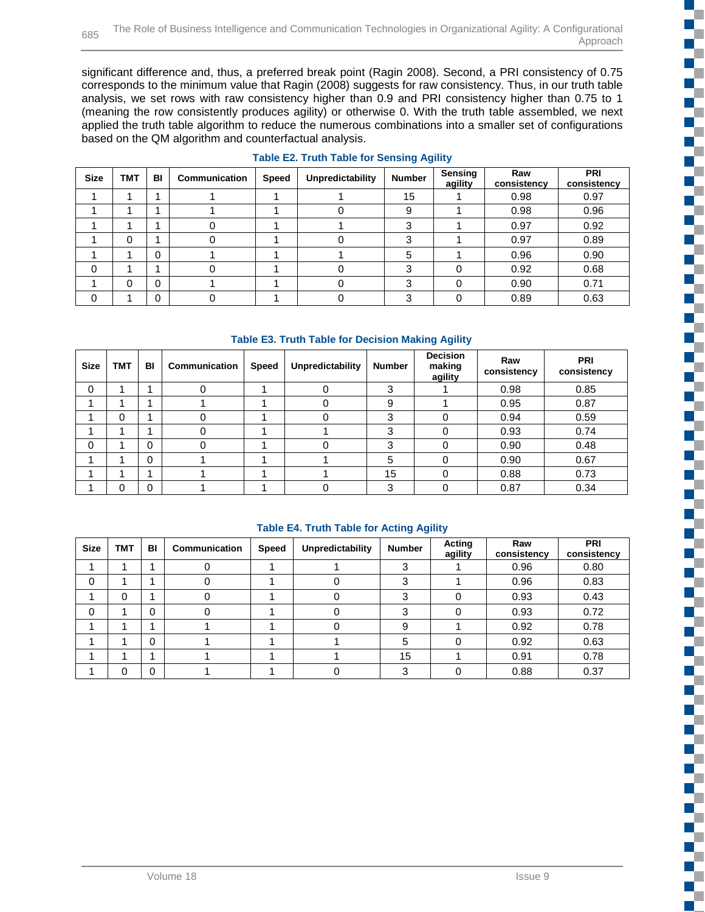significant difference and, thus, a preferred break point (Ragin 2008). Second, a PRI consistency of 0.75 corresponds to the minimum value that Ragin (2008) suggests for raw consistency. Thus, in our truth table analysis, we set rows with raw consistency higher than 0.9 and PRI consistency higher than 0.75 to 1 (meaning the row consistently produces agility) or otherwise 0. With the truth table assembled, we next applied the truth table algorithm to reduce the numerous combinations into a smaller set of configurations based on the QM algorithm and counterfactual analysis.

**Table E2. Truth Table for Sensing Agility**

| Size | TMT | BI | Communication | Speed | Unpredictability | Number | Sensing agility | Raw consistency | PRI consistency |
|---|---|---|---|---|---|---|---|---|---|
| 1 | 1 | 1 | 1 | 1 | 1 | 15 | 1 | 0.98 | 0.97 |
| 1 | 1 | 1 | 1 | 1 | 0 | 9 | 1 | 0.98 | 0.96 |
| 1 | 1 | 1 | 0 | 1 | 1 | 3 | 1 | 0.97 | 0.92 |
| 1 | 0 | 1 | 0 | 1 | 0 | 3 | 1 | 0.97 | 0.89 |
| 1 | 1 | 0 | 1 | 1 | 1 | 5 | 1 | 0.96 | 0.90 |
| 0 | 1 | 1 | 0 | 1 | 0 | 3 | 0 | 0.92 | 0.68 |
| 1 | 0 | 0 | 1 | 1 | 0 | 3 | 0 | 0.90 | 0.71 |
| 0 | 1 | 0 | 0 | 1 | 0 | 3 | 0 | 0.89 | 0.63 |

**Table E3. Truth Table for Decision Making Agility**

| Size | TMT | BI | Communication | Speed | Unpredictability | Number | Decision making agility | Raw consistency | PRI consistency |
|---|---|---|---|---|---|---|---|---|---|
| 0 | 1 | 1 | 0 | 1 | 0 | 3 | 1 | 0.98 | 0.85 |
| 1 | 1 | 1 | 1 | 1 | 0 | 9 | 1 | 0.95 | 0.87 |
| 1 | 0 | 1 | 0 | 1 | 0 | 3 | 0 | 0.94 | 0.59 |
| 1 | 1 | 1 | 0 | 1 | 1 | 3 | 0 | 0.93 | 0.74 |
| 0 | 1 | 0 | 0 | 1 | 0 | 3 | 0 | 0.90 | 0.48 |
| 1 | 1 | 0 | 1 | 1 | 1 | 5 | 0 | 0.90 | 0.67 |
| 1 | 1 | 1 | 1 | 1 | 1 | 15 | 0 | 0.88 | 0.73 |
| 1 | 0 | 0 | 1 | 1 | 0 | 3 | 0 | 0.87 | 0.34 |

**Table E4. Truth Table for Acting Agility**

| Size | TMT | BI | Communication | Speed | Unpredictability | Number | Acting agility | Raw consistency | PRI consistency |
|---|---|---|---|---|---|---|---|---|---|
| 1 | 1 | 1 | 0 | 1 | 1 | 3 | 1 | 0.96 | 0.80 |
| 0 | 1 | 1 | 0 | 1 | 0 | 3 | 1 | 0.96 | 0.83 |
| 1 | 0 | 1 | 0 | 1 | 0 | 3 | 0 | 0.93 | 0.43 |
| 0 | 1 | 0 | 0 | 1 | 0 | 3 | 0 | 0.93 | 0.72 |
| 1 | 1 | 1 | 1 | 1 | 0 | 9 | 1 | 0.92 | 0.78 |
| 1 | 1 | 0 | 1 | 1 | 1 | 5 | 0 | 0.92 | 0.63 |
| 1 | 1 | 1 | 1 | 1 | 1 | 15 | 1 | 0.91 | 0.78 |
| 1 | 0 | 0 | 1 | 1 | 0 | 3 | 0 | 0.88 | 0.37 |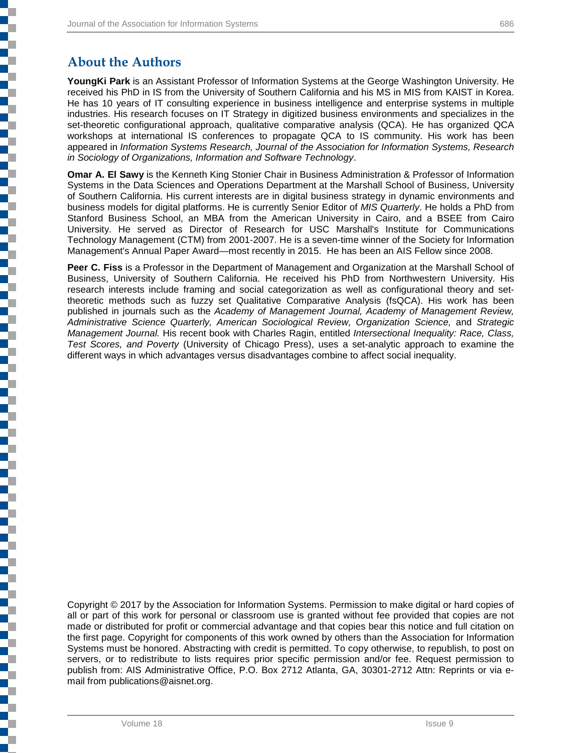## About the Authors

**YoungKi Park** is an Assistant Professor of Information Systems at the George Washington University. He received his PhD in IS from the University of Southern California and his MS in MIS from KAIST in Korea. He has 10 years of IT consulting experience in business intelligence and enterprise systems in multiple industries. His research focuses on IT Strategy in digitized business environments and specializes in the set-theoretic configurational approach, qualitative comparative analysis (QCA). He has organized QCA workshops at international IS conferences to propagate QCA to IS community. His work has been appeared in *Information Systems Research, Journal of the Association for Information Systems, Research in Sociology of Organizations, Information and Software Technology*.

**Omar A. El Sawy** is the Kenneth King Stonier Chair in Business Administration & Professor of Information Systems in the Data Sciences and Operations Department at the Marshall School of Business, University of Southern California. His current interests are in digital business strategy in dynamic environments and business models for digital platforms. He is currently Senior Editor of *MIS Quarterly*. He holds a PhD from Stanford Business School, an MBA from the American University in Cairo, and a BSEE from Cairo University. He served as Director of Research for USC Marshall's Institute for Communications Technology Management (CTM) from 2001-2007. He is a seven-time winner of the Society for Information Management's Annual Paper Award—most recently in 2015. He has been an AIS Fellow since 2008.

**Peer C. Fiss** is a Professor in the Department of Management and Organization at the Marshall School of Business, University of Southern California. He received his PhD from Northwestern University. His research interests include framing and social categorization as well as configurational theory and set-theoretic methods such as fuzzy set Qualitative Comparative Analysis (fsQCA). His work has been published in journals such as the *Academy of Management Journal, Academy of Management Review, Administrative Science Quarterly, American Sociological Review, Organization Science,* and *Strategic Management Journal.* His recent book with Charles Ragin, entitled *Intersectional Inequality: Race, Class, Test Scores, and Poverty* (University of Chicago Press), uses a set-analytic approach to examine the different ways in which advantages versus disadvantages combine to affect social inequality.

Copyright © 2017 by the Association for Information Systems. Permission to make digital or hard copies of all or part of this work for personal or classroom use is granted without fee provided that copies are not made or distributed for profit or commercial advantage and that copies bear this notice and full citation on the first page. Copyright for components of this work owned by others than the Association for Information Systems must be honored. Abstracting with credit is permitted. To copy otherwise, to republish, to post on servers, or to redistribute to lists requires prior specific permission and/or fee. Request permission to publish from: AIS Administrative Office, P.O. Box 2712 Atlanta, GA, 30301-2712 Attn: Reprints or via e-mail from publications@aisnet.org.